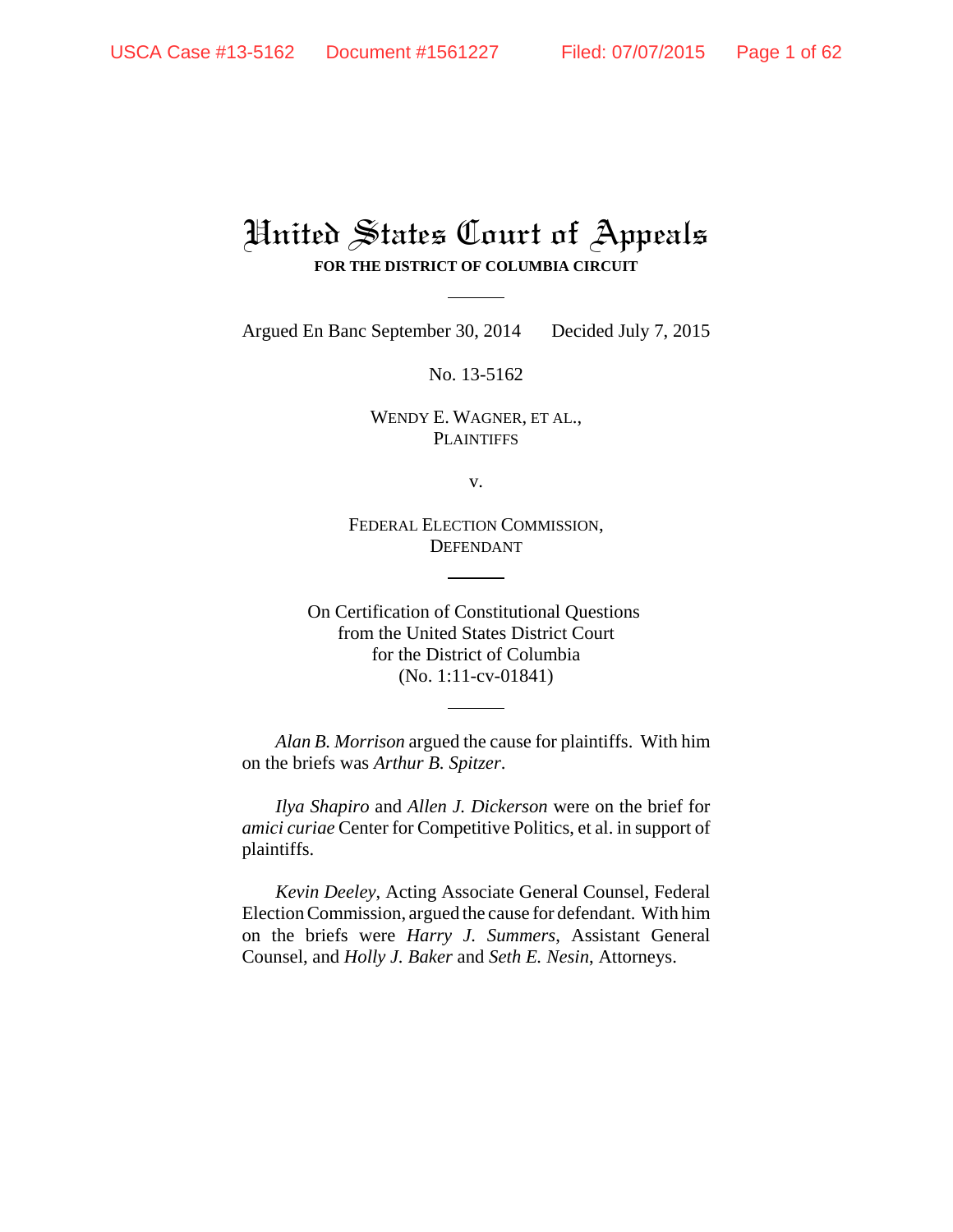# United States Court of Appeals

**FOR THE DISTRICT OF COLUMBIA CIRCUIT**

---

Argued En Banc September 30, 2014 Decided July 7, 2015

No. 13-5162

WENDY E. WAGNER, ET AL.,
PLAINTIFFS

v.

FEDERAL ELECTION COMMISSION,
DEFENDANT

---

On Certification of Constitutional Questions
from the United States District Court
for the District of Columbia
(No. 1:11-cv-01841)

---

*Alan B. Morrison* argued the cause for plaintiffs. With him on the briefs was *Arthur B. Spitzer*.

*Ilya Shapiro* and *Allen J. Dickerson* were on the brief for *amici curiae* Center for Competitive Politics, et al. in support of plaintiffs.

*Kevin Deeley*, Acting Associate General Counsel, Federal Election Commission, argued the cause for defendant. With him on the briefs were *Harry J. Summers*, Assistant General Counsel, and *Holly J. Baker* and *Seth E. Nesin*, Attorneys.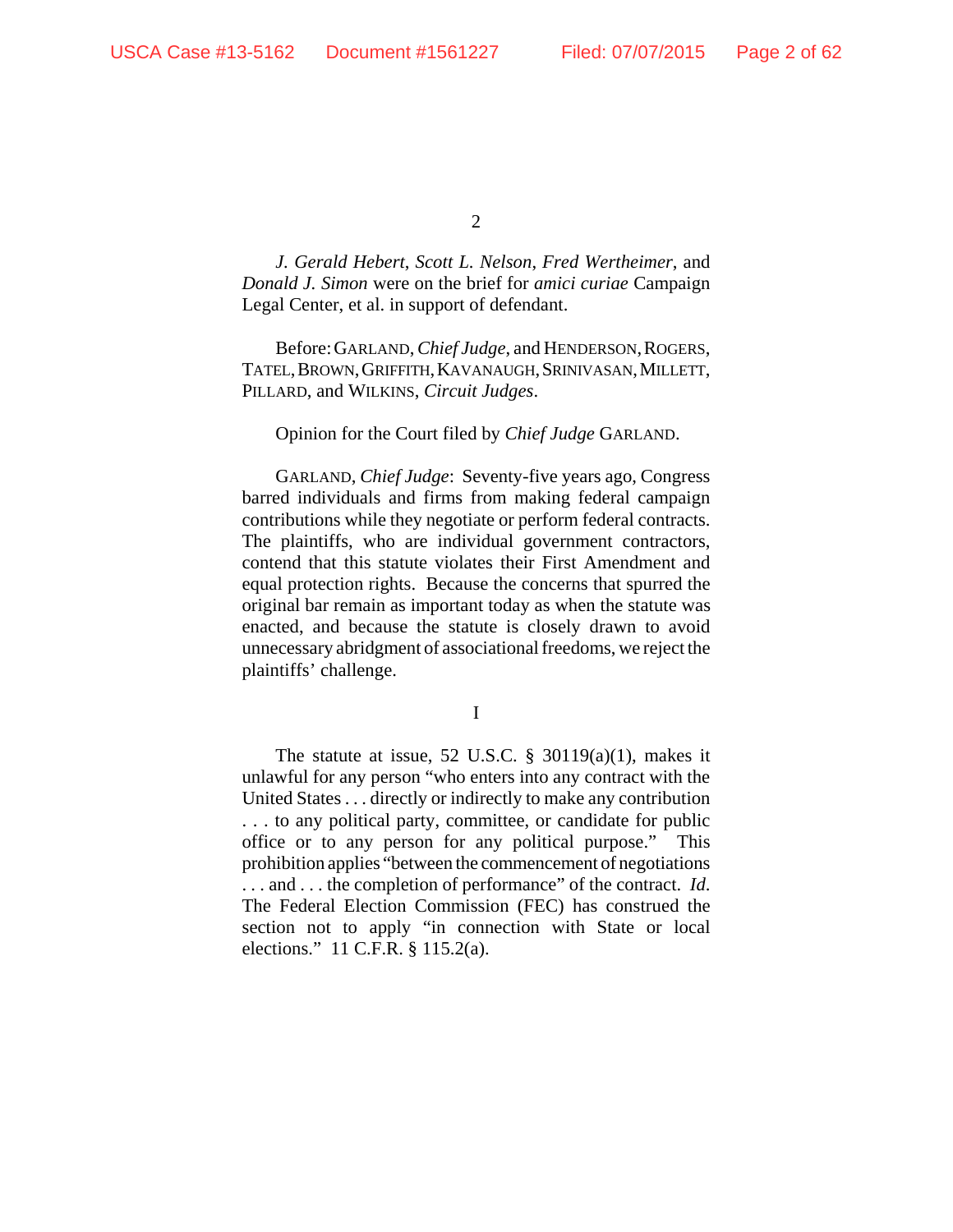*J. Gerald Hebert*, *Scott L. Nelson*, *Fred Wertheimer*, and *Donald J. Simon* were on the brief for *amici curiae* Campaign Legal Center, et al. in support of defendant.

Before: GARLAND, *Chief Judge*, and HENDERSON, ROGERS, TATEL, BROWN, GRIFFITH, KAVANAUGH, SRINIVASAN, MILLETT, PILLARD, and WILKINS, *Circuit Judges*.

Opinion for the Court filed by *Chief Judge* GARLAND.

GARLAND, *Chief Judge*: Seventy-five years ago, Congress barred individuals and firms from making federal campaign contributions while they negotiate or perform federal contracts. The plaintiffs, who are individual government contractors, contend that this statute violates their First Amendment and equal protection rights. Because the concerns that spurred the original bar remain as important today as when the statute was enacted, and because the statute is closely drawn to avoid unnecessary abridgment of associational freedoms, we reject the plaintiffs' challenge.

## I

The statute at issue, 52 U.S.C. § 30119(a)(1), makes it unlawful for any person "who enters into any contract with the United States . . . directly or indirectly to make any contribution . . . to any political party, committee, or candidate for public office or to any person for any political purpose." This prohibition applies "between the commencement of negotiations . . . and . . . the completion of performance" of the contract. *Id.* The Federal Election Commission (FEC) has construed the section not to apply "in connection with State or local elections." 11 C.F.R. § 115.2(a).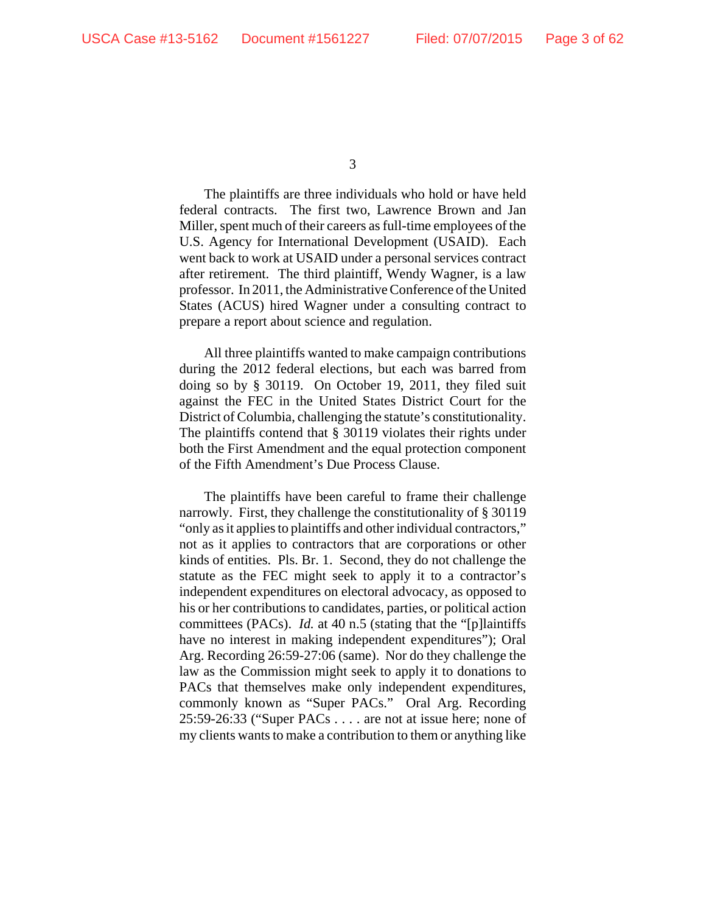The plaintiffs are three individuals who hold or have held federal contracts. The first two, Lawrence Brown and Jan Miller, spent much of their careers as full-time employees of the U.S. Agency for International Development (USAID). Each went back to work at USAID under a personal services contract after retirement. The third plaintiff, Wendy Wagner, is a law professor. In 2011, the Administrative Conference of the United States (ACUS) hired Wagner under a consulting contract to prepare a report about science and regulation.

All three plaintiffs wanted to make campaign contributions during the 2012 federal elections, but each was barred from doing so by § 30119. On October 19, 2011, they filed suit against the FEC in the United States District Court for the District of Columbia, challenging the statute's constitutionality. The plaintiffs contend that § 30119 violates their rights under both the First Amendment and the equal protection component of the Fifth Amendment's Due Process Clause.

The plaintiffs have been careful to frame their challenge narrowly. First, they challenge the constitutionality of § 30119 "only as it applies to plaintiffs and other individual contractors," not as it applies to contractors that are corporations or other kinds of entities. Pls. Br. 1. Second, they do not challenge the statute as the FEC might seek to apply it to a contractor's independent expenditures on electoral advocacy, as opposed to his or her contributions to candidates, parties, or political action committees (PACs). *Id.* at 40 n.5 (stating that the "[p]laintiffs have no interest in making independent expenditures"); Oral Arg. Recording 26:59-27:06 (same). Nor do they challenge the law as the Commission might seek to apply it to donations to PACs that themselves make only independent expenditures, commonly known as "Super PACs." Oral Arg. Recording 25:59-26:33 ("Super PACs . . . . are not at issue here; none of my clients wants to make a contribution to them or anything like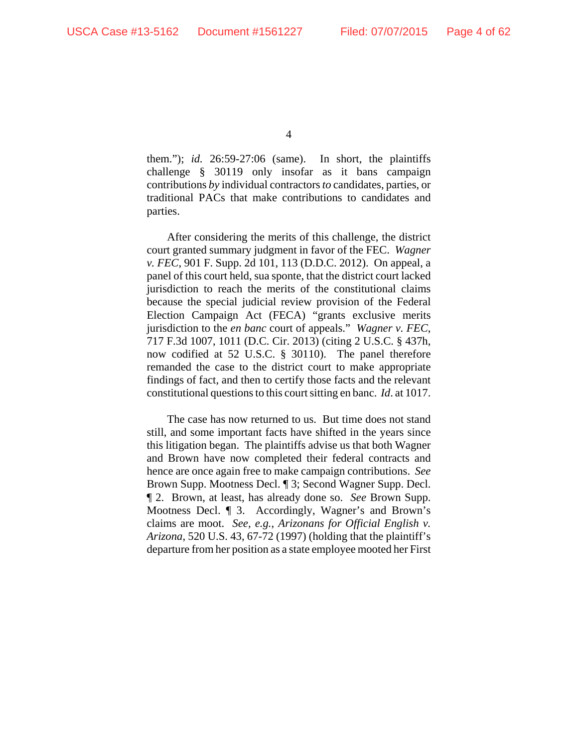them."); *id.* 26:59-27:06 (same). In short, the plaintiffs challenge § 30119 only insofar as it bans campaign contributions *by* individual contractors *to* candidates, parties, or traditional PACs that make contributions to candidates and parties.

After considering the merits of this challenge, the district court granted summary judgment in favor of the FEC. *Wagner v. FEC*, 901 F. Supp. 2d 101, 113 (D.D.C. 2012). On appeal, a panel of this court held, sua sponte, that the district court lacked jurisdiction to reach the merits of the constitutional claims because the special judicial review provision of the Federal Election Campaign Act (FECA) "grants exclusive merits jurisdiction to the *en banc* court of appeals." *Wagner v. FEC*, 717 F.3d 1007, 1011 (D.C. Cir. 2013) (citing 2 U.S.C. § 437h, now codified at 52 U.S.C. § 30110). The panel therefore remanded the case to the district court to make appropriate findings of fact, and then to certify those facts and the relevant constitutional questions to this court sitting en banc. *Id*. at 1017.

The case has now returned to us. But time does not stand still, and some important facts have shifted in the years since this litigation began. The plaintiffs advise us that both Wagner and Brown have now completed their federal contracts and hence are once again free to make campaign contributions. *See* Brown Supp. Mootness Decl. ¶ 3; Second Wagner Supp. Decl. ¶ 2. Brown, at least, has already done so. *See* Brown Supp. Mootness Decl. ¶ 3. Accordingly, Wagner's and Brown's claims are moot. *See, e.g.*, *Arizonans for Official English v. Arizona*, 520 U.S. 43, 67-72 (1997) (holding that the plaintiff's departure from her position as a state employee mooted her First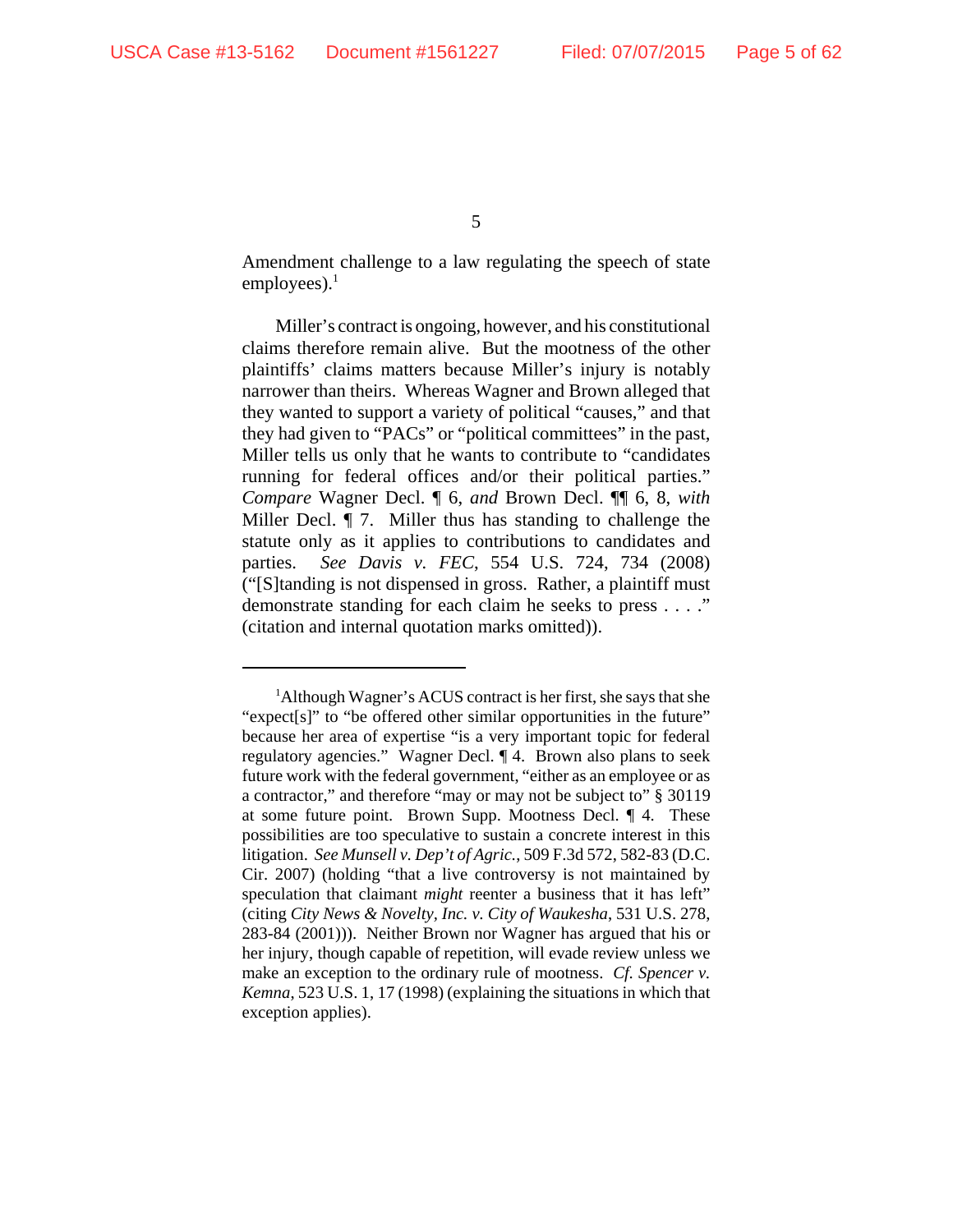Amendment challenge to a law regulating the speech of state employees).[1]

Miller's contract is ongoing, however, and his constitutional claims therefore remain alive. But the mootness of the other plaintiffs' claims matters because Miller's injury is notably narrower than theirs. Whereas Wagner and Brown alleged that they wanted to support a variety of political "causes," and that they had given to "PACs" or "political committees" in the past, Miller tells us only that he wants to contribute to "candidates running for federal offices and/or their political parties." *Compare* Wagner Decl. ¶ 6, *and* Brown Decl. ¶¶ 6, 8, *with* Miller Decl. ¶ 7. Miller thus has standing to challenge the statute only as it applies to contributions to candidates and parties. *See Davis v. FEC*, 554 U.S. 724, 734 (2008) ("[S]tanding is not dispensed in gross. Rather, a plaintiff must demonstrate standing for each claim he seeks to press . . . ." (citation and internal quotation marks omitted)).

---

[1]Although Wagner's ACUS contract is her first, she says that she "expect[s]" to "be offered other similar opportunities in the future" because her area of expertise "is a very important topic for federal regulatory agencies." Wagner Decl. ¶ 4. Brown also plans to seek future work with the federal government, "either as an employee or as a contractor," and therefore "may or may not be subject to" § 30119 at some future point. Brown Supp. Mootness Decl. ¶ 4. These possibilities are too speculative to sustain a concrete interest in this litigation. *See Munsell v. Dep't of Agric.*, 509 F.3d 572, 582-83 (D.C. Cir. 2007) (holding "that a live controversy is not maintained by speculation that claimant *might* reenter a business that it has left" (citing *City News & Novelty, Inc. v. City of Waukesha*, 531 U.S. 278, 283-84 (2001))). Neither Brown nor Wagner has argued that his or her injury, though capable of repetition, will evade review unless we make an exception to the ordinary rule of mootness. *Cf. Spencer v. Kemna*, 523 U.S. 1, 17 (1998) (explaining the situations in which that exception applies).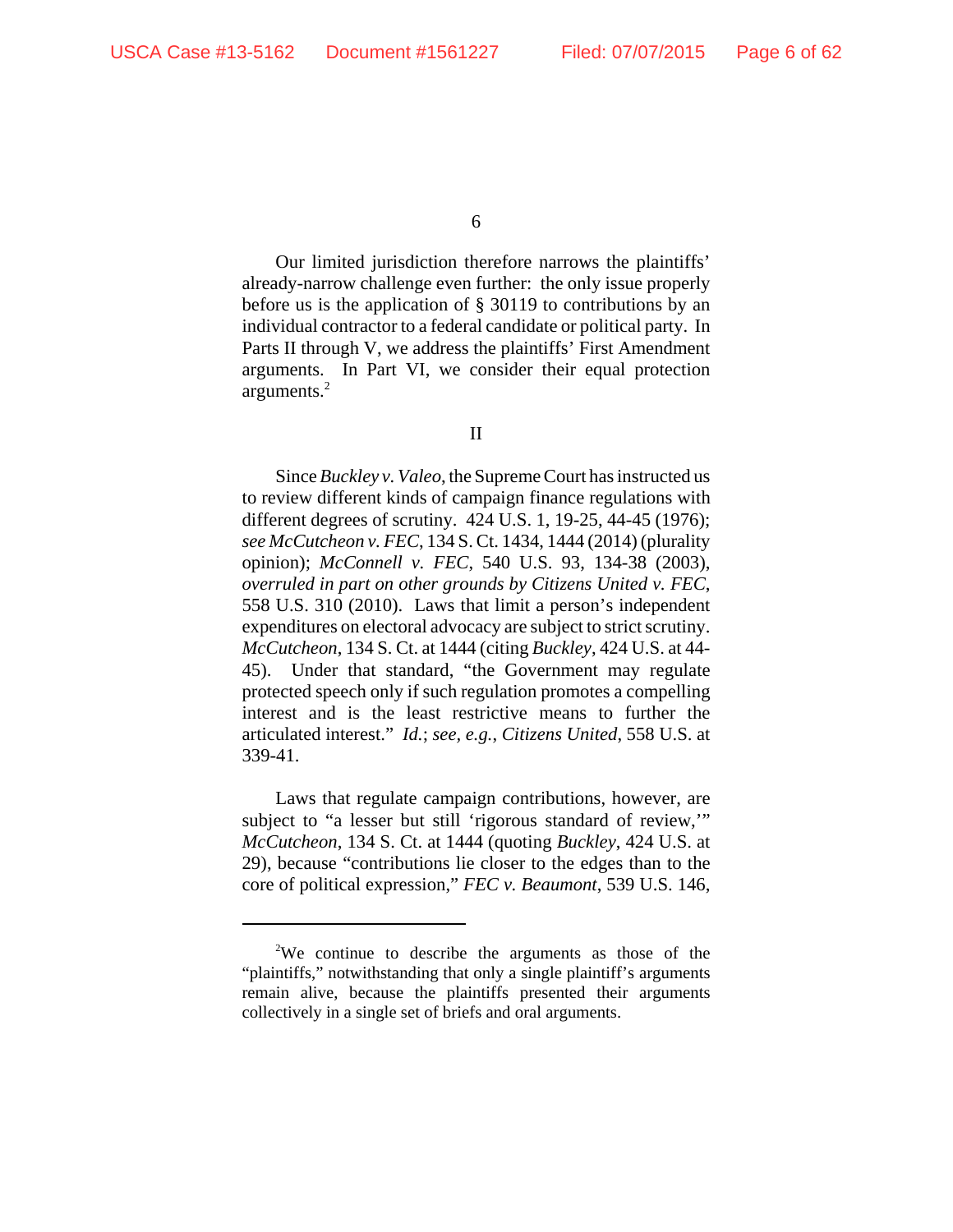Our limited jurisdiction therefore narrows the plaintiffs' already-narrow challenge even further: the only issue properly before us is the application of § 30119 to contributions by an individual contractor to a federal candidate or political party. In Parts II through V, we address the plaintiffs' First Amendment arguments. In Part VI, we consider their equal protection arguments.[2]

## II

Since *Buckley v. Valeo*, the Supreme Court has instructed us to review different kinds of campaign finance regulations with different degrees of scrutiny. 424 U.S. 1, 19-25, 44-45 (1976); *see McCutcheon v. FEC*, 134 S. Ct. 1434, 1444 (2014) (plurality opinion); *McConnell v. FEC*, 540 U.S. 93, 134-38 (2003), *overruled in part on other grounds by Citizens United v. FEC*, 558 U.S. 310 (2010). Laws that limit a person's independent expenditures on electoral advocacy are subject to strict scrutiny. *McCutcheon*, 134 S. Ct. at 1444 (citing *Buckley*, 424 U.S. at 44-45). Under that standard, "the Government may regulate protected speech only if such regulation promotes a compelling interest and is the least restrictive means to further the articulated interest." *Id.*; *see, e.g.*, *Citizens United*, 558 U.S. at 339-41.

Laws that regulate campaign contributions, however, are subject to "a lesser but still 'rigorous standard of review,'" *McCutcheon*, 134 S. Ct. at 1444 (quoting *Buckley*, 424 U.S. at 29), because "contributions lie closer to the edges than to the core of political expression," *FEC v. Beaumont*, 539 U.S. 146,

---

[2] We continue to describe the arguments as those of the "plaintiffs," notwithstanding that only a single plaintiff's arguments remain alive, because the plaintiffs presented their arguments collectively in a single set of briefs and oral arguments.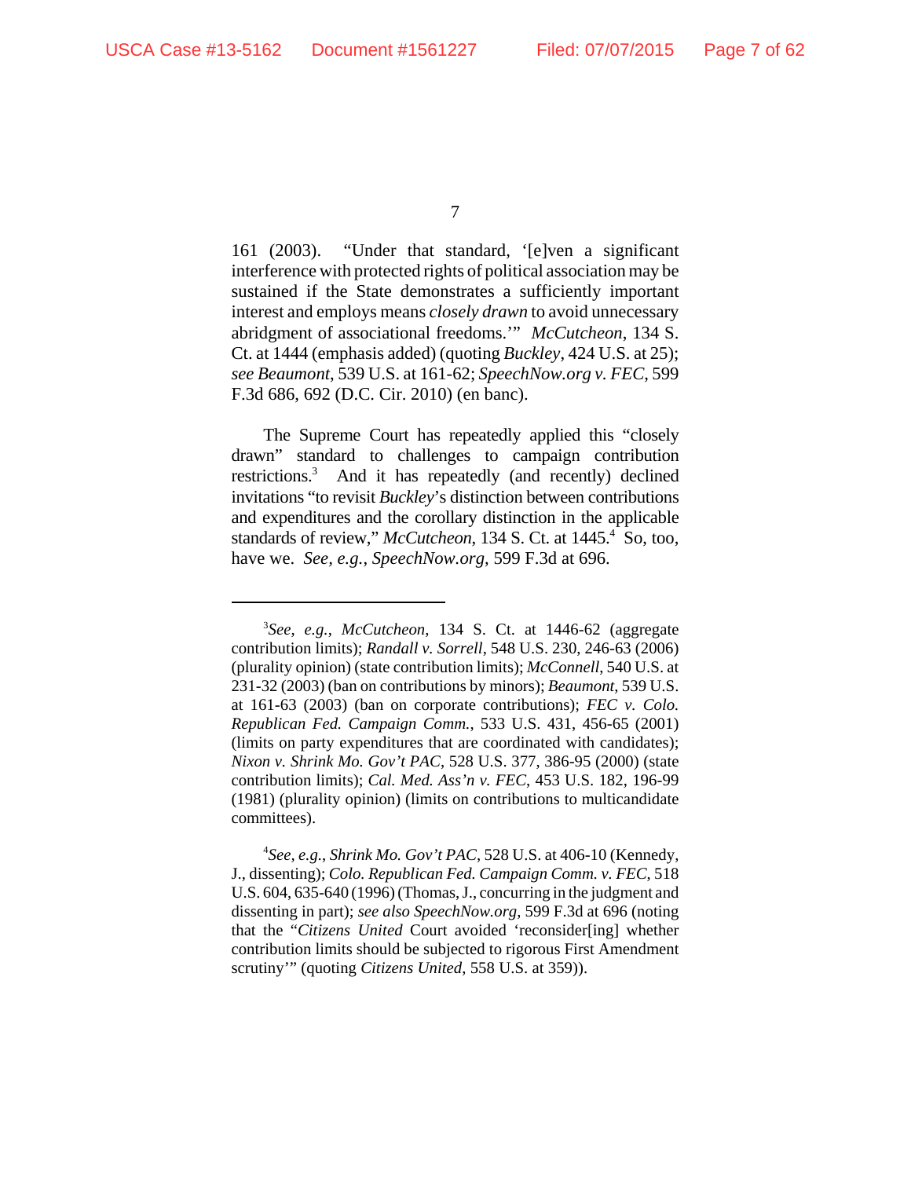161 (2003). "Under that standard, '[e]ven a significant interference with protected rights of political association may be sustained if the State demonstrates a sufficiently important interest and employs means *closely drawn* to avoid unnecessary abridgment of associational freedoms.'" *McCutcheon*, 134 S. Ct. at 1444 (emphasis added) (quoting *Buckley*, 424 U.S. at 25); *see Beaumont*, 539 U.S. at 161-62; *SpeechNow.org v. FEC*, 599 F.3d 686, 692 (D.C. Cir. 2010) (en banc).

The Supreme Court has repeatedly applied this "closely drawn" standard to challenges to campaign contribution restrictions.[3] And it has repeatedly (and recently) declined invitations "to revisit *Buckley*'s distinction between contributions and expenditures and the corollary distinction in the applicable standards of review," *McCutcheon*, 134 S. Ct. at 1445.[4] So, too, have we. *See, e.g.*, *SpeechNow.org*, 599 F.3d at 696.

---

[3]*See, e.g.*, *McCutcheon*, 134 S. Ct. at 1446-62 (aggregate contribution limits); *Randall v. Sorrell*, 548 U.S. 230, 246-63 (2006) (plurality opinion) (state contribution limits); *McConnell*, 540 U.S. at 231-32 (2003) (ban on contributions by minors); *Beaumont*, 539 U.S. at 161-63 (2003) (ban on corporate contributions); *FEC v. Colo. Republican Fed. Campaign Comm.*, 533 U.S. 431, 456-65 (2001) (limits on party expenditures that are coordinated with candidates); *Nixon v. Shrink Mo. Gov't PAC*, 528 U.S. 377, 386-95 (2000) (state contribution limits); *Cal. Med. Ass'n v. FEC*, 453 U.S. 182, 196-99 (1981) (plurality opinion) (limits on contributions to multicandidate committees).

[4]*See, e.g.*, *Shrink Mo. Gov't PAC*, 528 U.S. at 406-10 (Kennedy, J., dissenting); *Colo. Republican Fed. Campaign Comm. v. FEC*, 518 U.S. 604, 635-640 (1996) (Thomas, J., concurring in the judgment and dissenting in part); *see also SpeechNow.org*, 599 F.3d at 696 (noting that the "*Citizens United* Court avoided 'reconsider[ing] whether contribution limits should be subjected to rigorous First Amendment scrutiny'" (quoting *Citizens United*, 558 U.S. at 359)).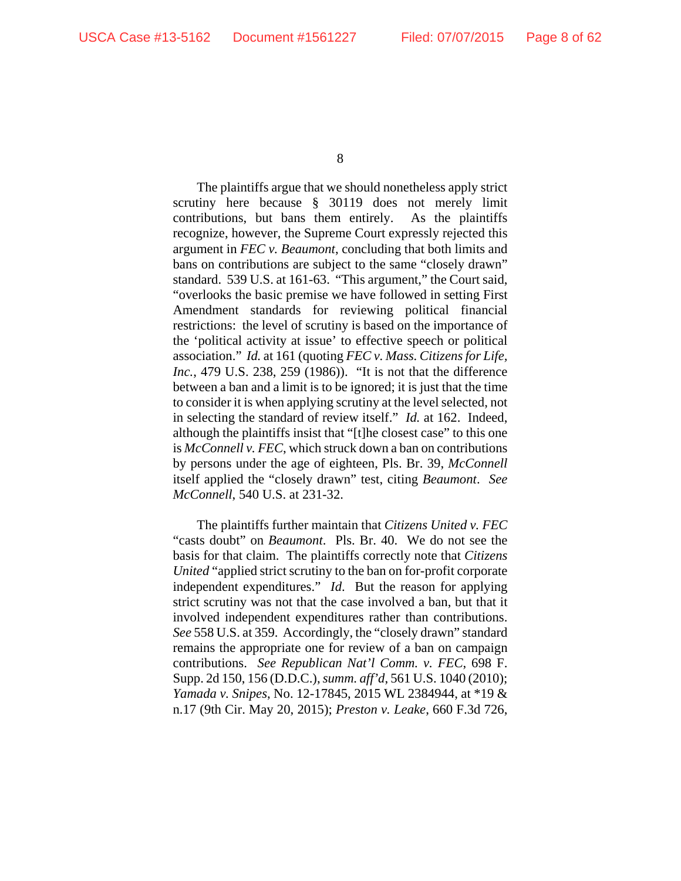The plaintiffs argue that we should nonetheless apply strict scrutiny here because § 30119 does not merely limit contributions, but bans them entirely. As the plaintiffs recognize, however, the Supreme Court expressly rejected this argument in *FEC v. Beaumont*, concluding that both limits and bans on contributions are subject to the same "closely drawn" standard. 539 U.S. at 161-63. "This argument," the Court said, "overlooks the basic premise we have followed in setting First Amendment standards for reviewing political financial restrictions: the level of scrutiny is based on the importance of the 'political activity at issue' to effective speech or political association." *Id.* at 161 (quoting *FEC v. Mass. Citizens for Life, Inc.*, 479 U.S. 238, 259 (1986)). "It is not that the difference between a ban and a limit is to be ignored; it is just that the time to consider it is when applying scrutiny at the level selected, not in selecting the standard of review itself." *Id.* at 162. Indeed, although the plaintiffs insist that "[t]he closest case" to this one is *McConnell v. FEC*, which struck down a ban on contributions by persons under the age of eighteen, Pls. Br. 39, *McConnell* itself applied the "closely drawn" test, citing *Beaumont*. *See McConnell*, 540 U.S. at 231-32.

The plaintiffs further maintain that *Citizens United v. FEC* "casts doubt" on *Beaumont*. Pls. Br. 40. We do not see the basis for that claim. The plaintiffs correctly note that *Citizens United* "applied strict scrutiny to the ban on for-profit corporate independent expenditures." *Id*. But the reason for applying strict scrutiny was not that the case involved a ban, but that it involved independent expenditures rather than contributions. *See* 558 U.S. at 359. Accordingly, the "closely drawn" standard remains the appropriate one for review of a ban on campaign contributions. *See Republican Nat'l Comm. v. FEC*, 698 F. Supp. 2d 150, 156 (D.D.C.), *summ. aff'd*, 561 U.S. 1040 (2010); *Yamada v. Snipes*, No. 12-17845, 2015 WL 2384944, at *19 & n.17 (9th Cir. May 20, 2015); *Preston v. Leake*, 660 F.3d 726,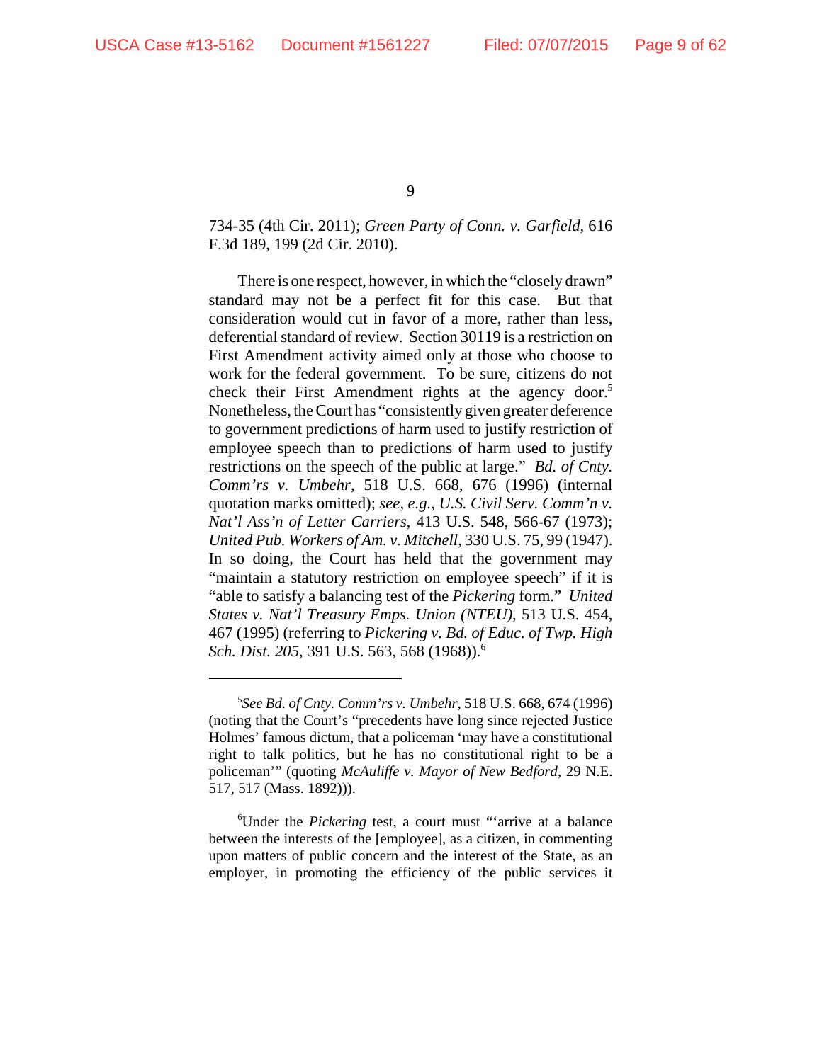734-35 (4th Cir. 2011); *Green Party of Conn. v. Garfield*, 616 F.3d 189, 199 (2d Cir. 2010).

There is one respect, however, in which the "closely drawn" standard may not be a perfect fit for this case. But that consideration would cut in favor of a more, rather than less, deferential standard of review. Section 30119 is a restriction on First Amendment activity aimed only at those who choose to work for the federal government. To be sure, citizens do not check their First Amendment rights at the agency door.[5] Nonetheless, the Court has "consistently given greater deference to government predictions of harm used to justify restriction of employee speech than to predictions of harm used to justify restrictions on the speech of the public at large." *Bd. of Cnty. Comm'rs v. Umbehr*, 518 U.S. 668, 676 (1996) (internal quotation marks omitted); *see, e.g.*, *U.S. Civil Serv. Comm'n v. Nat'l Ass'n of Letter Carriers*, 413 U.S. 548, 566-67 (1973); *United Pub. Workers of Am. v. Mitchell*, 330 U.S. 75, 99 (1947). In so doing, the Court has held that the government may "maintain a statutory restriction on employee speech" if it is "able to satisfy a balancing test of the *Pickering* form." *United States v. Nat'l Treasury Emps. Union (NTEU)*, 513 U.S. 454, 467 (1995) (referring to *Pickering v. Bd. of Educ. of Twp. High Sch. Dist. 205*, 391 U.S. 563, 568 (1968)).[6]

---

[5]*See Bd. of Cnty. Comm'rs v. Umbehr*, 518 U.S. 668, 674 (1996) (noting that the Court's "precedents have long since rejected Justice Holmes' famous dictum, that a policeman 'may have a constitutional right to talk politics, but he has no constitutional right to be a policeman'" (quoting *McAuliffe v. Mayor of New Bedford*, 29 N.E. 517, 517 (Mass. 1892))).

[6]Under the *Pickering* test, a court must "'arrive at a balance between the interests of the [employee], as a citizen, in commenting upon matters of public concern and the interest of the State, as an employer, in promoting the efficiency of the public services it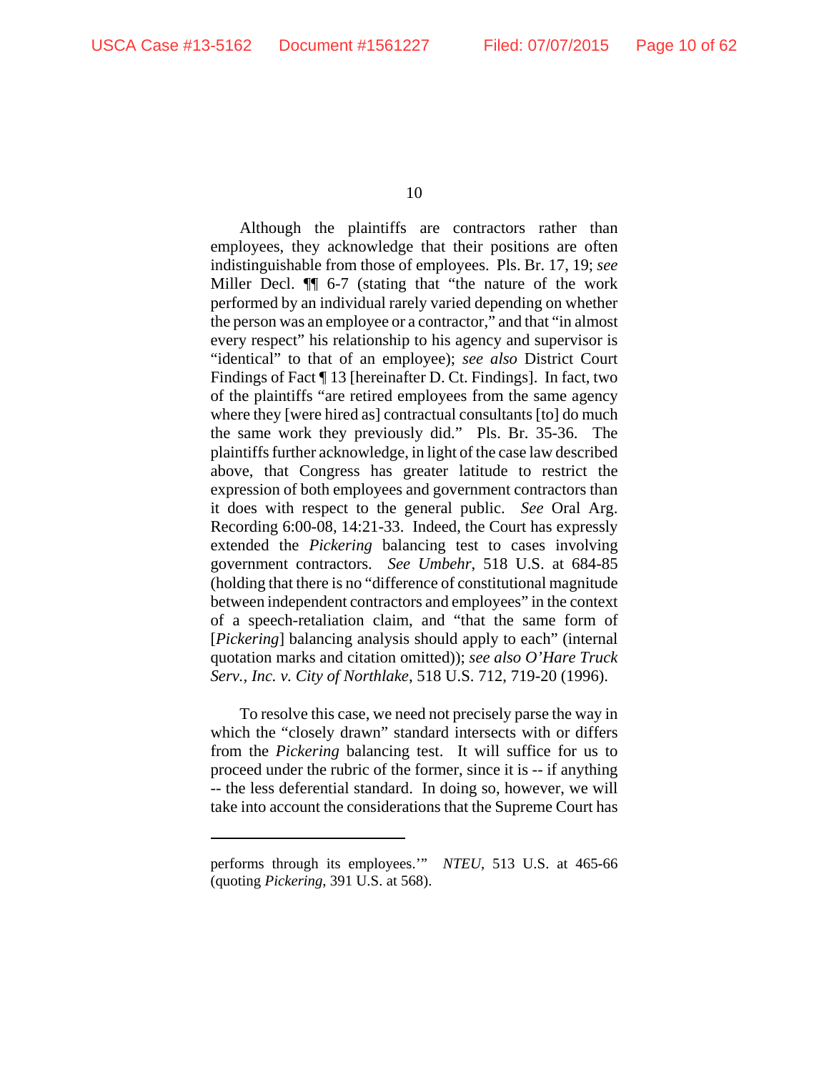Although the plaintiffs are contractors rather than employees, they acknowledge that their positions are often indistinguishable from those of employees. Pls. Br. 17, 19; *see* Miller Decl. ¶¶ 6-7 (stating that "the nature of the work performed by an individual rarely varied depending on whether the person was an employee or a contractor," and that "in almost every respect" his relationship to his agency and supervisor is "identical" to that of an employee); *see also* District Court Findings of Fact ¶ 13 [hereinafter D. Ct. Findings]. In fact, two of the plaintiffs "are retired employees from the same agency where they [were hired as] contractual consultants [to] do much the same work they previously did." Pls. Br. 35-36. The plaintiffs further acknowledge, in light of the case law described above, that Congress has greater latitude to restrict the expression of both employees and government contractors than it does with respect to the general public. *See* Oral Arg. Recording 6:00-08, 14:21-33. Indeed, the Court has expressly extended the *Pickering* balancing test to cases involving government contractors. *See Umbehr*, 518 U.S. at 684-85 (holding that there is no "difference of constitutional magnitude between independent contractors and employees" in the context of a speech-retaliation claim, and "that the same form of [*Pickering*] balancing analysis should apply to each" (internal quotation marks and citation omitted)); *see also O'Hare Truck Serv., Inc. v. City of Northlake*, 518 U.S. 712, 719-20 (1996).

To resolve this case, we need not precisely parse the way in which the "closely drawn" standard intersects with or differs from the *Pickering* balancing test. It will suffice for us to proceed under the rubric of the former, since it is -- if anything -- the less deferential standard. In doing so, however, we will take into account the considerations that the Supreme Court has

---

performs through its employees.'" *NTEU*, 513 U.S. at 465-66 (quoting *Pickering*, 391 U.S. at 568).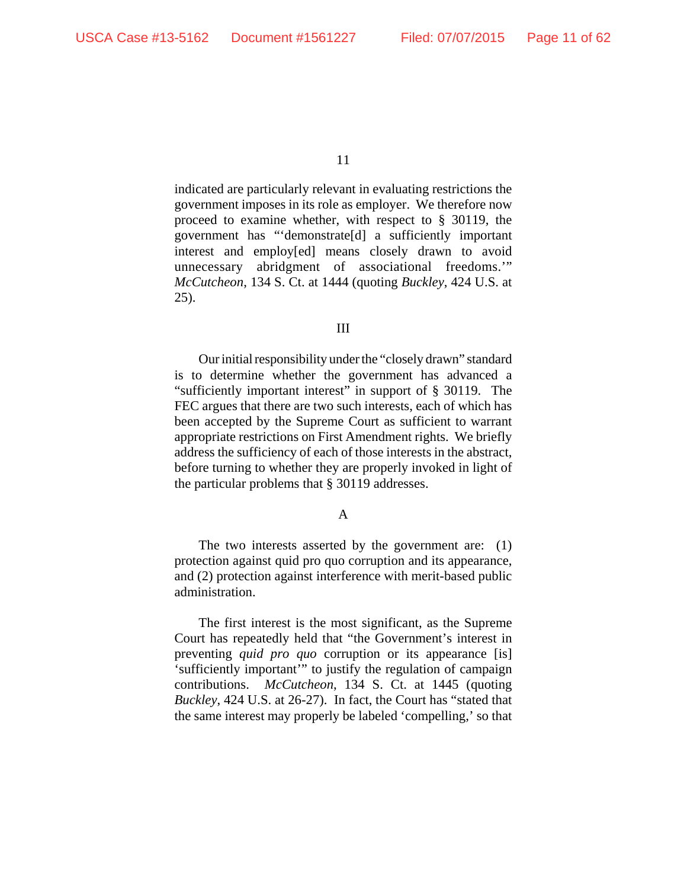indicated are particularly relevant in evaluating restrictions the government imposes in its role as employer. We therefore now proceed to examine whether, with respect to § 30119, the government has "'demonstrate[d] a sufficiently important interest and employ[ed] means closely drawn to avoid unnecessary abridgment of associational freedoms.'" *McCutcheon*, 134 S. Ct. at 1444 (quoting *Buckley*, 424 U.S. at 25).

## III

Our initial responsibility under the "closely drawn" standard is to determine whether the government has advanced a "sufficiently important interest" in support of § 30119. The FEC argues that there are two such interests, each of which has been accepted by the Supreme Court as sufficient to warrant appropriate restrictions on First Amendment rights. We briefly address the sufficiency of each of those interests in the abstract, before turning to whether they are properly invoked in light of the particular problems that § 30119 addresses.

### A

The two interests asserted by the government are: (1) protection against quid pro quo corruption and its appearance, and (2) protection against interference with merit-based public administration.

The first interest is the most significant, as the Supreme Court has repeatedly held that "the Government's interest in preventing *quid pro quo* corruption or its appearance [is] 'sufficiently important'" to justify the regulation of campaign contributions. *McCutcheon*, 134 S. Ct. at 1445 (quoting *Buckley*, 424 U.S. at 26-27). In fact, the Court has "stated that the same interest may properly be labeled 'compelling,' so that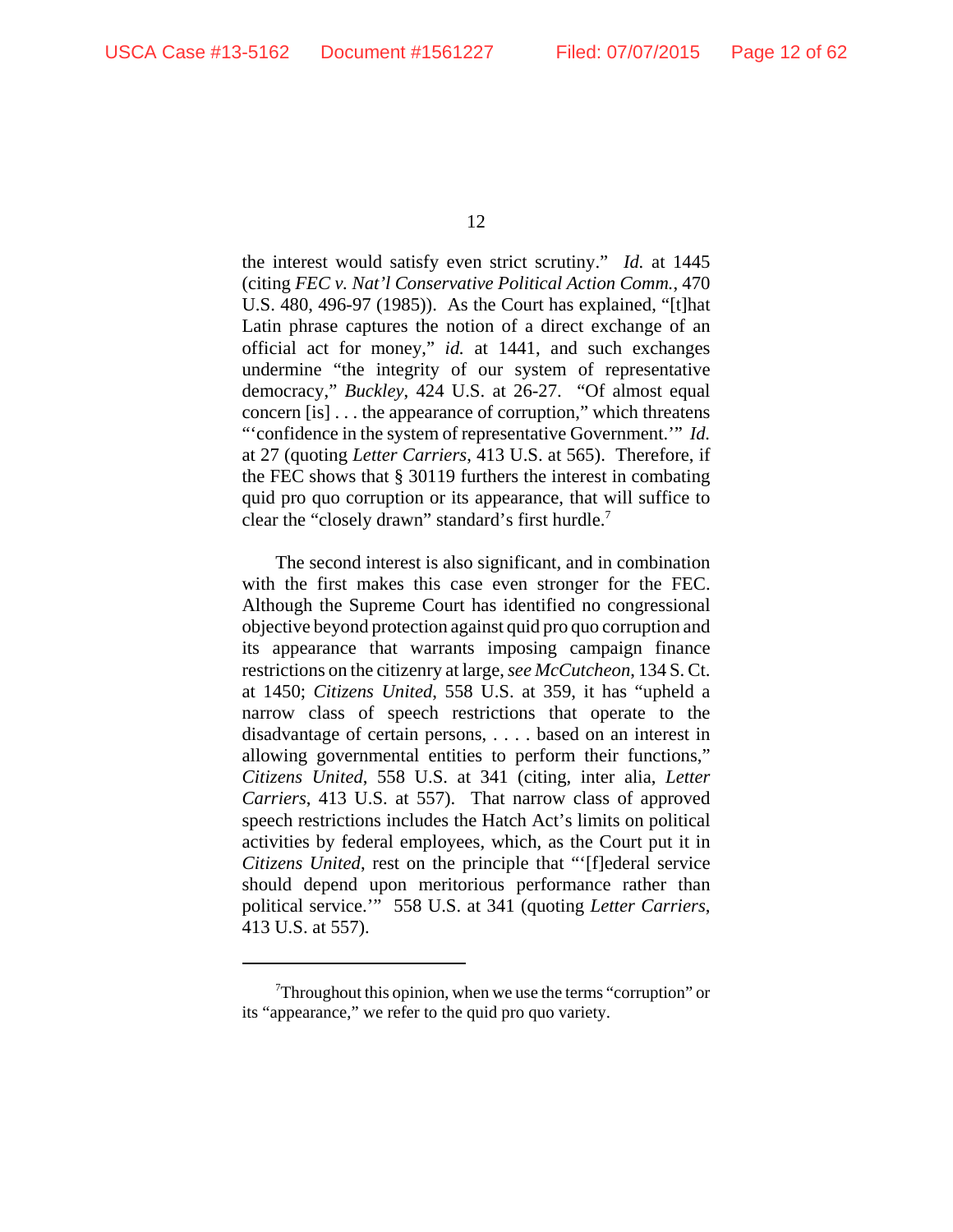the interest would satisfy even strict scrutiny." *Id.* at 1445 (citing *FEC v. Nat'l Conservative Political Action Comm.*, 470 U.S. 480, 496-97 (1985)). As the Court has explained, "[t]hat Latin phrase captures the notion of a direct exchange of an official act for money," *id.* at 1441, and such exchanges undermine "the integrity of our system of representative democracy," *Buckley*, 424 U.S. at 26-27. "Of almost equal concern [is] . . . the appearance of corruption," which threatens "'confidence in the system of representative Government.'" *Id.* at 27 (quoting *Letter Carriers*, 413 U.S. at 565). Therefore, if the FEC shows that § 30119 furthers the interest in combating quid pro quo corruption or its appearance, that will suffice to clear the "closely drawn" standard's first hurdle.[7]

The second interest is also significant, and in combination with the first makes this case even stronger for the FEC. Although the Supreme Court has identified no congressional objective beyond protection against quid pro quo corruption and its appearance that warrants imposing campaign finance restrictions on the citizenry at large, *see McCutcheon*, 134 S. Ct. at 1450; *Citizens United*, 558 U.S. at 359, it has "upheld a narrow class of speech restrictions that operate to the disadvantage of certain persons, . . . . based on an interest in allowing governmental entities to perform their functions," *Citizens United*, 558 U.S. at 341 (citing, inter alia, *Letter Carriers*, 413 U.S. at 557). That narrow class of approved speech restrictions includes the Hatch Act's limits on political activities by federal employees, which, as the Court put it in *Citizens United*, rest on the principle that "'[f]ederal service should depend upon meritorious performance rather than political service.'" 558 U.S. at 341 (quoting *Letter Carriers*, 413 U.S. at 557).

---

[7] Throughout this opinion, when we use the terms "corruption" or its "appearance," we refer to the quid pro quo variety.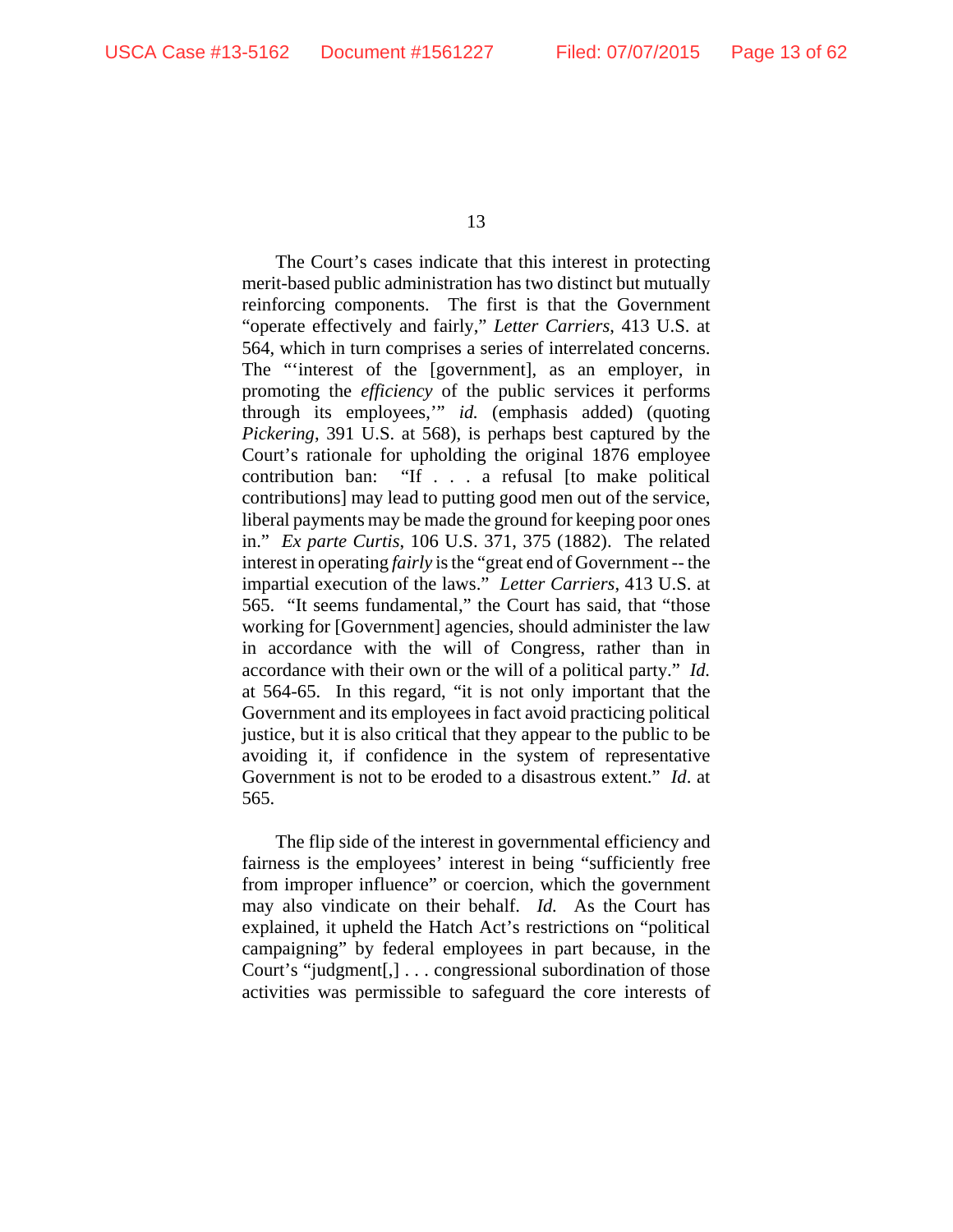The Court's cases indicate that this interest in protecting merit-based public administration has two distinct but mutually reinforcing components. The first is that the Government "operate effectively and fairly," *Letter Carriers*, 413 U.S. at 564, which in turn comprises a series of interrelated concerns. The "'interest of the [government], as an employer, in promoting the *efficiency* of the public services it performs through its employees,'" *id.* (emphasis added) (quoting *Pickering*, 391 U.S. at 568), is perhaps best captured by the Court's rationale for upholding the original 1876 employee contribution ban: "If . . . a refusal [to make political contributions] may lead to putting good men out of the service, liberal payments may be made the ground for keeping poor ones in." *Ex parte Curtis*, 106 U.S. 371, 375 (1882). The related interest in operating *fairly* is the "great end of Government -- the impartial execution of the laws." *Letter Carriers*, 413 U.S. at 565. "It seems fundamental," the Court has said, that "those working for [Government] agencies, should administer the law in accordance with the will of Congress, rather than in accordance with their own or the will of a political party." *Id.* at 564-65. In this regard, "it is not only important that the Government and its employees in fact avoid practicing political justice, but it is also critical that they appear to the public to be avoiding it, if confidence in the system of representative Government is not to be eroded to a disastrous extent." *Id*. at 565.

The flip side of the interest in governmental efficiency and fairness is the employees' interest in being "sufficiently free from improper influence" or coercion, which the government may also vindicate on their behalf. *Id.* As the Court has explained, it upheld the Hatch Act's restrictions on "political campaigning" by federal employees in part because, in the Court's "judgment[,] . . . congressional subordination of those activities was permissible to safeguard the core interests of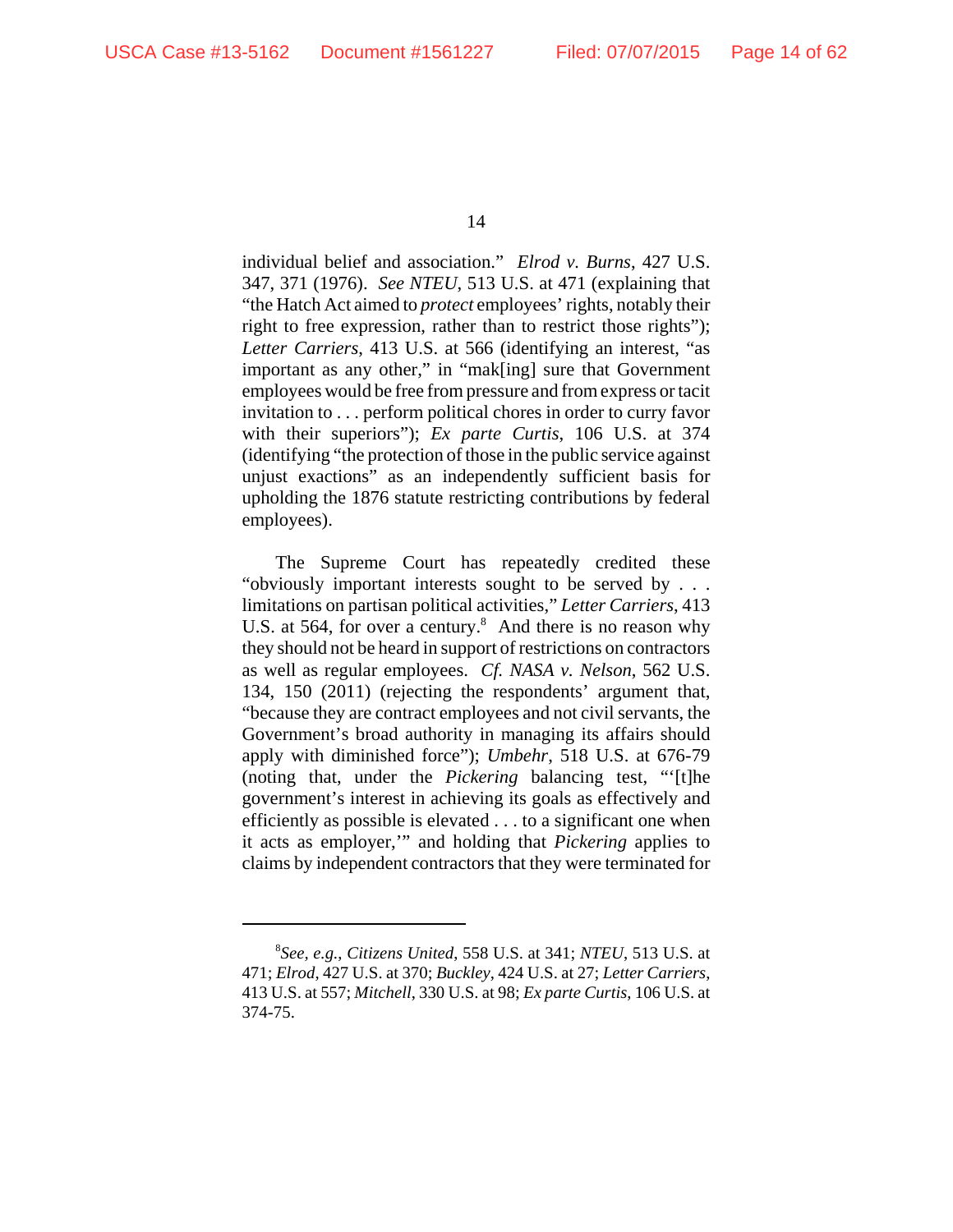individual belief and association." *Elrod v. Burns*, 427 U.S. 347, 371 (1976). *See NTEU*, 513 U.S. at 471 (explaining that "the Hatch Act aimed to *protect* employees' rights, notably their right to free expression, rather than to restrict those rights"); *Letter Carriers*, 413 U.S. at 566 (identifying an interest, "as important as any other," in "mak[ing] sure that Government employees would be free from pressure and from express or tacit invitation to . . . perform political chores in order to curry favor with their superiors"); *Ex parte Curtis*, 106 U.S. at 374 (identifying "the protection of those in the public service against unjust exactions" as an independently sufficient basis for upholding the 1876 statute restricting contributions by federal employees).

The Supreme Court has repeatedly credited these "obviously important interests sought to be served by . . . limitations on partisan political activities," *Letter Carriers*, 413 U.S. at 564, for over a century.[8] And there is no reason why they should not be heard in support of restrictions on contractors as well as regular employees. *Cf. NASA v. Nelson*, 562 U.S. 134, 150 (2011) (rejecting the respondents' argument that, "because they are contract employees and not civil servants, the Government's broad authority in managing its affairs should apply with diminished force"); *Umbehr*, 518 U.S. at 676-79 (noting that, under the *Pickering* balancing test, "'[t]he government's interest in achieving its goals as effectively and efficiently as possible is elevated . . . to a significant one when it acts as employer,'" and holding that *Pickering* applies to claims by independent contractors that they were terminated for

---

[8] *See, e.g.*, *Citizens United*, 558 U.S. at 341; *NTEU*, 513 U.S. at 471; *Elrod*, 427 U.S. at 370; *Buckley*, 424 U.S. at 27; *Letter Carriers*, 413 U.S. at 557; *Mitchell*, 330 U.S. at 98; *Ex parte Curtis*, 106 U.S. at 374-75.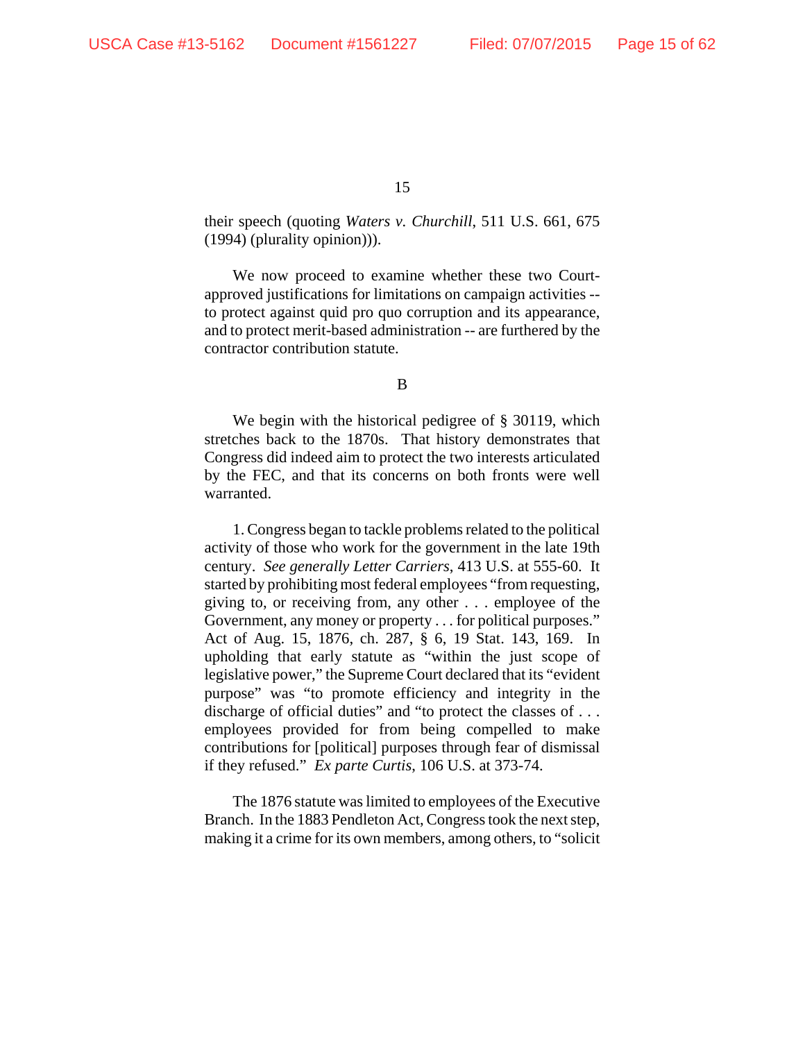their speech (quoting *Waters v. Churchill*, 511 U.S. 661, 675 (1994) (plurality opinion))).

We now proceed to examine whether these two Court-approved justifications for limitations on campaign activities -- to protect against quid pro quo corruption and its appearance, and to protect merit-based administration -- are furthered by the contractor contribution statute.

B

We begin with the historical pedigree of § 30119, which stretches back to the 1870s. That history demonstrates that Congress did indeed aim to protect the two interests articulated by the FEC, and that its concerns on both fronts were well warranted.

1. Congress began to tackle problems related to the political activity of those who work for the government in the late 19th century. *See generally Letter Carriers*, 413 U.S. at 555-60. It started by prohibiting most federal employees "from requesting, giving to, or receiving from, any other . . . employee of the Government, any money or property . . . for political purposes." Act of Aug. 15, 1876, ch. 287, § 6, 19 Stat. 143, 169. In upholding that early statute as "within the just scope of legislative power," the Supreme Court declared that its "evident purpose" was "to promote efficiency and integrity in the discharge of official duties" and "to protect the classes of . . . employees provided for from being compelled to make contributions for [political] purposes through fear of dismissal if they refused." *Ex parte Curtis*, 106 U.S. at 373-74.

The 1876 statute was limited to employees of the Executive Branch. In the 1883 Pendleton Act, Congress took the next step, making it a crime for its own members, among others, to "solicit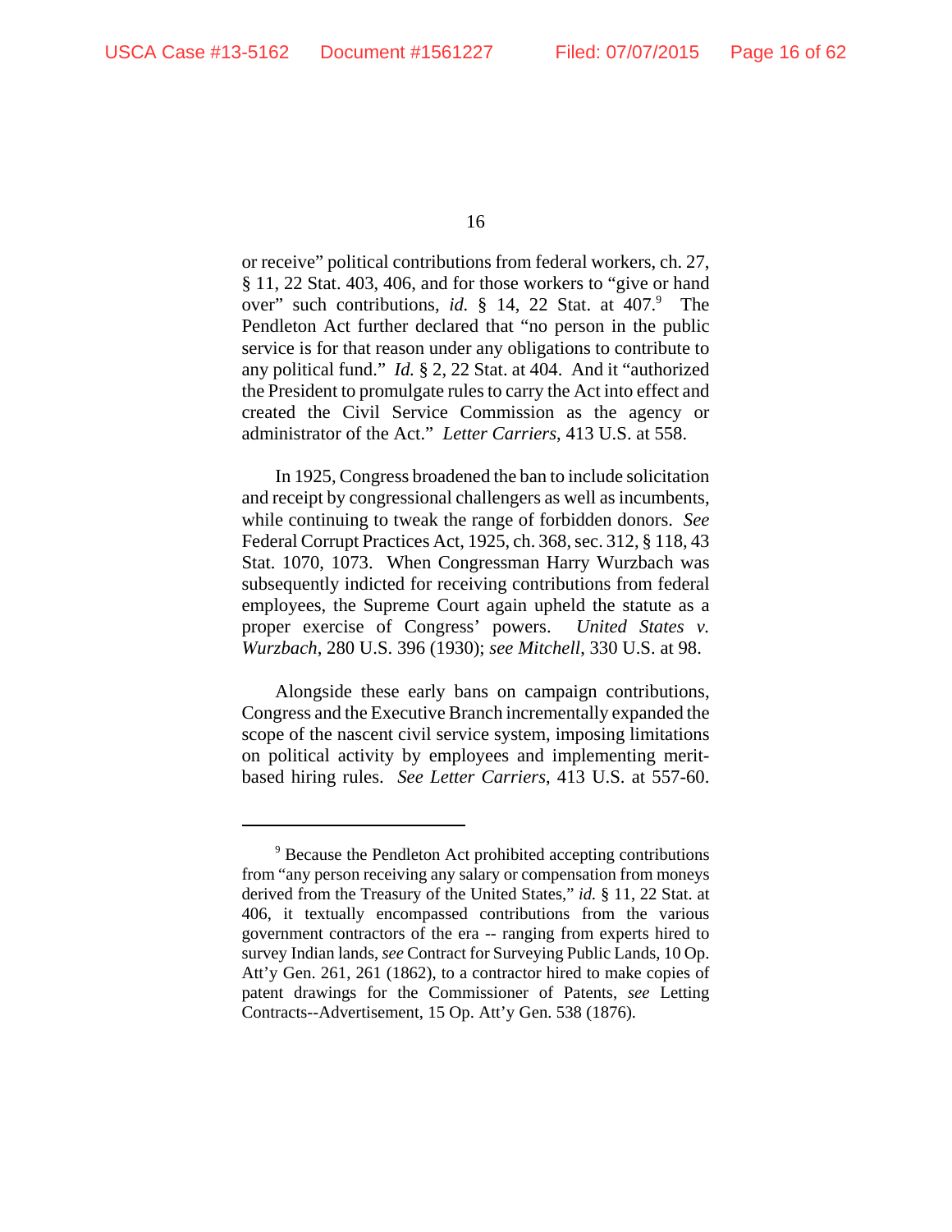or receive" political contributions from federal workers, ch. 27, § 11, 22 Stat. 403, 406, and for those workers to "give or hand over" such contributions, *id.* § 14, 22 Stat. at 407.[9] The Pendleton Act further declared that "no person in the public service is for that reason under any obligations to contribute to any political fund." *Id.* § 2, 22 Stat. at 404. And it "authorized the President to promulgate rules to carry the Act into effect and created the Civil Service Commission as the agency or administrator of the Act." *Letter Carriers*, 413 U.S. at 558.

In 1925, Congress broadened the ban to include solicitation and receipt by congressional challengers as well as incumbents, while continuing to tweak the range of forbidden donors. *See* Federal Corrupt Practices Act, 1925, ch. 368, sec. 312, § 118, 43 Stat. 1070, 1073. When Congressman Harry Wurzbach was subsequently indicted for receiving contributions from federal employees, the Supreme Court again upheld the statute as a proper exercise of Congress' powers. *United States v. Wurzbach*, 280 U.S. 396 (1930); *see Mitchell*, 330 U.S. at 98.

Alongside these early bans on campaign contributions, Congress and the Executive Branch incrementally expanded the scope of the nascent civil service system, imposing limitations on political activity by employees and implementing merit-based hiring rules. *See Letter Carriers*, 413 U.S. at 557-60.

---

[9] Because the Pendleton Act prohibited accepting contributions from "any person receiving any salary or compensation from moneys derived from the Treasury of the United States," *id.* § 11, 22 Stat. at 406, it textually encompassed contributions from the various government contractors of the era -- ranging from experts hired to survey Indian lands, *see* Contract for Surveying Public Lands, 10 Op. Att'y Gen. 261, 261 (1862), to a contractor hired to make copies of patent drawings for the Commissioner of Patents, *see* Letting Contracts--Advertisement, 15 Op. Att'y Gen. 538 (1876).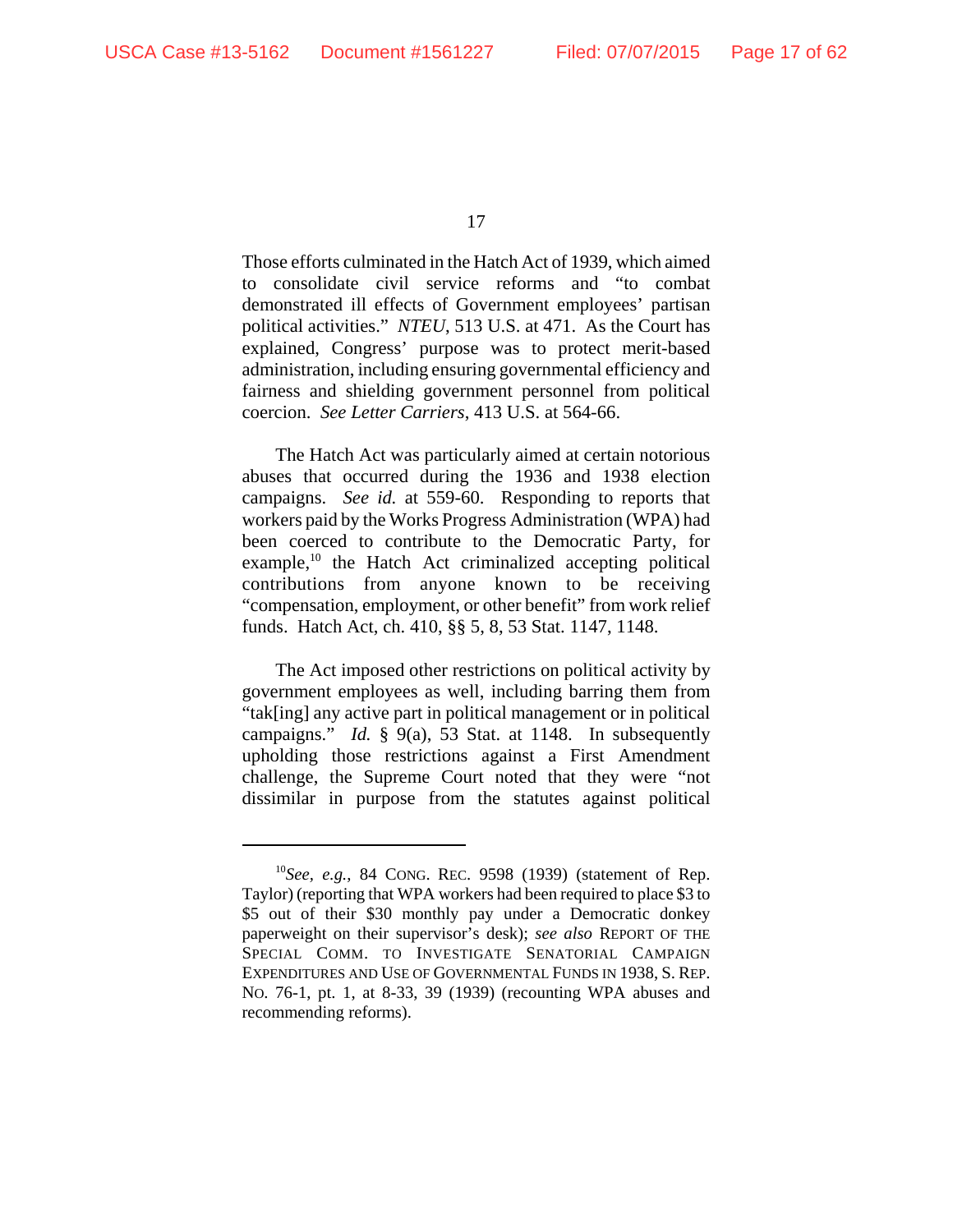Those efforts culminated in the Hatch Act of 1939, which aimed to consolidate civil service reforms and "to combat demonstrated ill effects of Government employees' partisan political activities." *NTEU*, 513 U.S. at 471. As the Court has explained, Congress' purpose was to protect merit-based administration, including ensuring governmental efficiency and fairness and shielding government personnel from political coercion. *See Letter Carriers*, 413 U.S. at 564-66.

The Hatch Act was particularly aimed at certain notorious abuses that occurred during the 1936 and 1938 election campaigns. *See id.* at 559-60. Responding to reports that workers paid by the Works Progress Administration (WPA) had been coerced to contribute to the Democratic Party, for example,[10] the Hatch Act criminalized accepting political contributions from anyone known to be receiving "compensation, employment, or other benefit" from work relief funds. Hatch Act, ch. 410, §§ 5, 8, 53 Stat. 1147, 1148.

The Act imposed other restrictions on political activity by government employees as well, including barring them from "tak[ing] any active part in political management or in political campaigns." *Id.* § 9(a), 53 Stat. at 1148. In subsequently upholding those restrictions against a First Amendment challenge, the Supreme Court noted that they were "not dissimilar in purpose from the statutes against political

---

[10] *See, e.g.*, 84 CONG. REC. 9598 (1939) (statement of Rep. Taylor) (reporting that WPA workers had been required to place $3 to $5 out of their $30 monthly pay under a Democratic donkey paperweight on their supervisor's desk); *see also* REPORT OF THE SPECIAL COMM. TO INVESTIGATE SENATORIAL CAMPAIGN EXPENDITURES AND USE OF GOVERNMENTAL FUNDS IN 1938, S. REP. NO. 76-1, pt. 1, at 8-33, 39 (1939) (recounting WPA abuses and recommending reforms).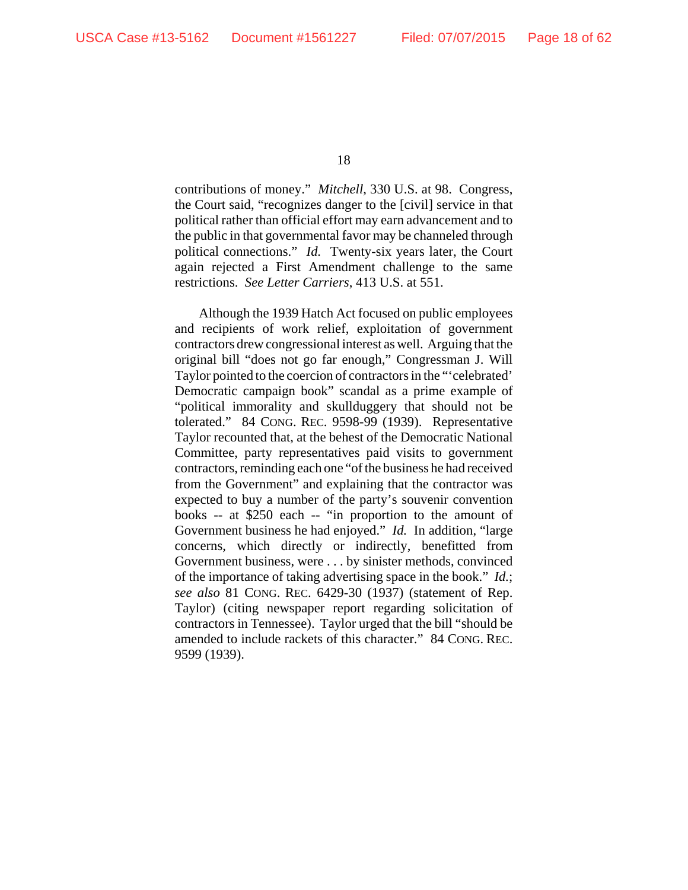contributions of money." *Mitchell*, 330 U.S. at 98. Congress, the Court said, "recognizes danger to the [civil] service in that political rather than official effort may earn advancement and to the public in that governmental favor may be channeled through political connections." *Id.* Twenty-six years later, the Court again rejected a First Amendment challenge to the same restrictions. *See Letter Carriers*, 413 U.S. at 551.

Although the 1939 Hatch Act focused on public employees and recipients of work relief, exploitation of government contractors drew congressional interest as well. Arguing that the original bill "does not go far enough," Congressman J. Will Taylor pointed to the coercion of contractors in the "'celebrated' Democratic campaign book" scandal as a prime example of "political immorality and skullduggery that should not be tolerated." 84 CONG. REC. 9598-99 (1939). Representative Taylor recounted that, at the behest of the Democratic National Committee, party representatives paid visits to government contractors, reminding each one "of the business he had received from the Government" and explaining that the contractor was expected to buy a number of the party's souvenir convention books -- at $250 each -- "in proportion to the amount of Government business he had enjoyed." *Id.* In addition, "large concerns, which directly or indirectly, benefitted from Government business, were . . . by sinister methods, convinced of the importance of taking advertising space in the book." *Id.*; *see also* 81 CONG. REC. 6429-30 (1937) (statement of Rep. Taylor) (citing newspaper report regarding solicitation of contractors in Tennessee). Taylor urged that the bill "should be amended to include rackets of this character." 84 CONG. REC. 9599 (1939).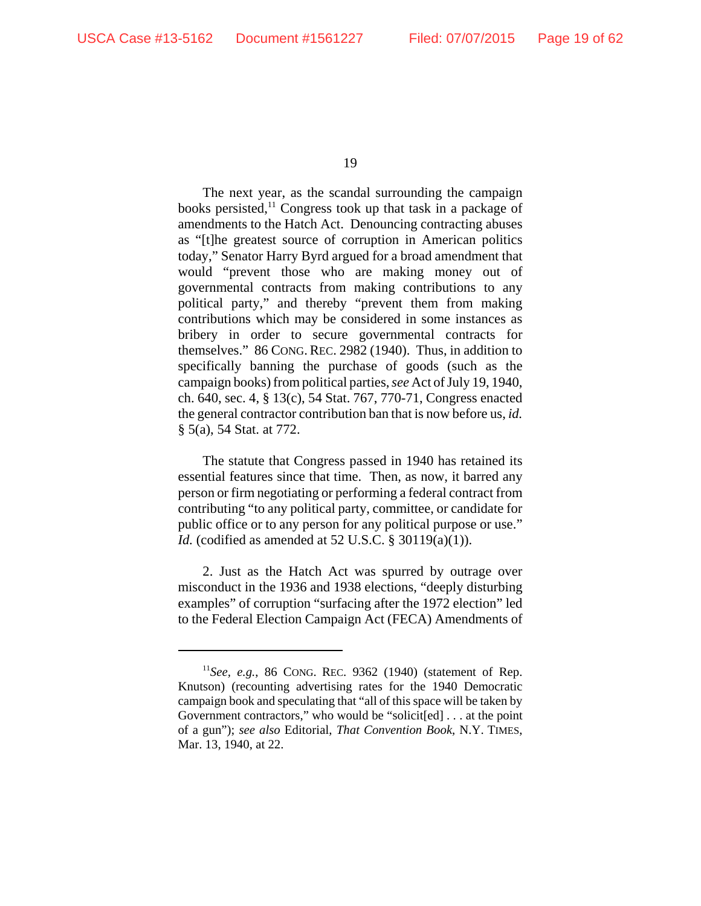The next year, as the scandal surrounding the campaign books persisted,[11] Congress took up that task in a package of amendments to the Hatch Act. Denouncing contracting abuses as "[t]he greatest source of corruption in American politics today," Senator Harry Byrd argued for a broad amendment that would "prevent those who are making money out of governmental contracts from making contributions to any political party," and thereby "prevent them from making contributions which may be considered in some instances as bribery in order to secure governmental contracts for themselves." 86 CONG. REC. 2982 (1940). Thus, in addition to specifically banning the purchase of goods (such as the campaign books) from political parties, *see* Act of July 19, 1940, ch. 640, sec. 4, § 13(c), 54 Stat. 767, 770-71, Congress enacted the general contractor contribution ban that is now before us, *id.* § 5(a), 54 Stat. at 772.

The statute that Congress passed in 1940 has retained its essential features since that time. Then, as now, it barred any person or firm negotiating or performing a federal contract from contributing "to any political party, committee, or candidate for public office or to any person for any political purpose or use." *Id.* (codified as amended at 52 U.S.C. § 30119(a)(1)).

2. Just as the Hatch Act was spurred by outrage over misconduct in the 1936 and 1938 elections, "deeply disturbing examples" of corruption "surfacing after the 1972 election" led to the Federal Election Campaign Act (FECA) Amendments of

---

[11] *See, e.g.*, 86 CONG. REC. 9362 (1940) (statement of Rep. Knutson) (recounting advertising rates for the 1940 Democratic campaign book and speculating that "all of this space will be taken by Government contractors," who would be "solicit[ed] . . . at the point of a gun"); *see also* Editorial, *That Convention Book*, N.Y. TIMES, Mar. 13, 1940, at 22.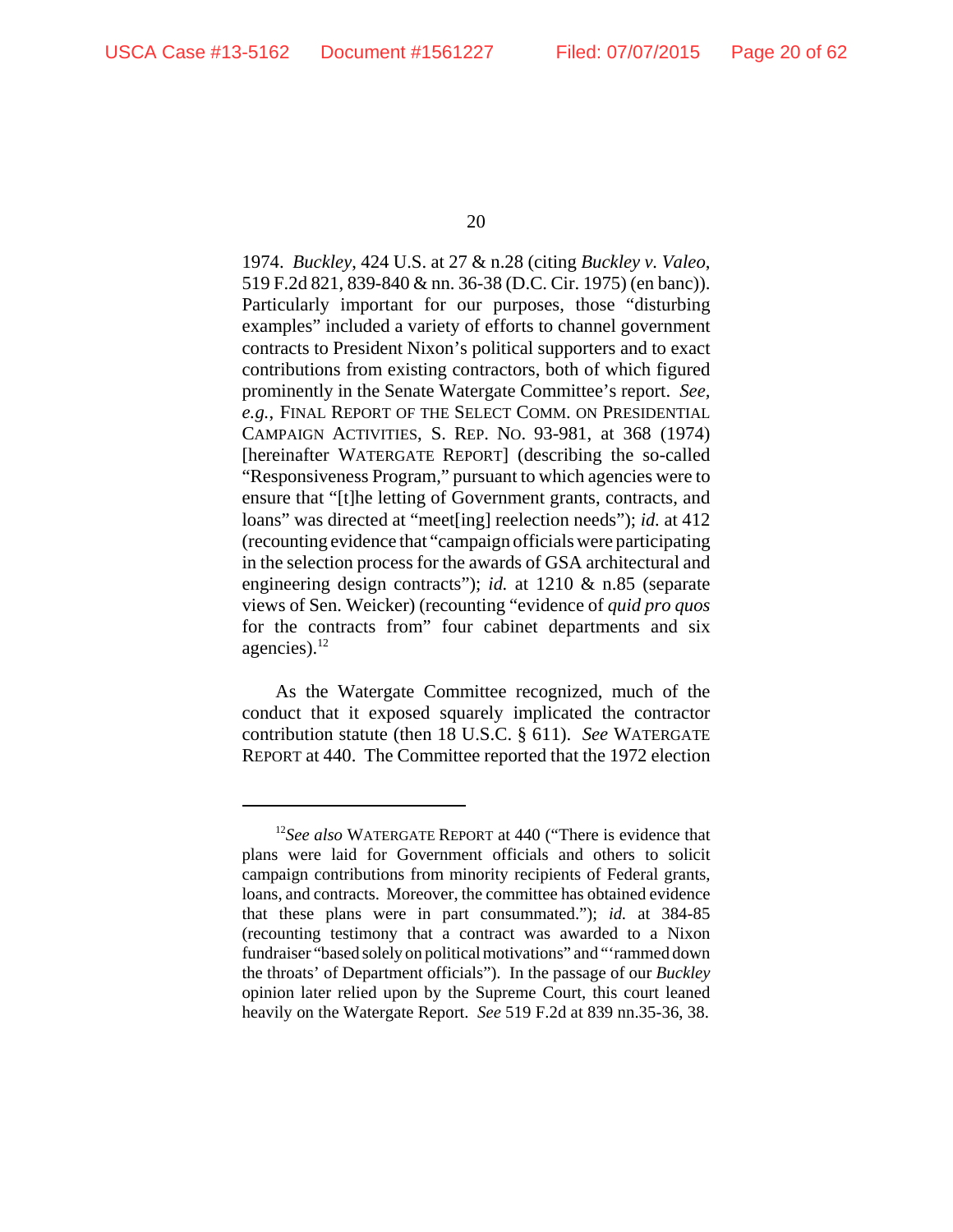1974. *Buckley*, 424 U.S. at 27 & n.28 (citing *Buckley v. Valeo*, 519 F.2d 821, 839-840 & nn. 36-38 (D.C. Cir. 1975) (en banc)). Particularly important for our purposes, those "disturbing examples" included a variety of efforts to channel government contracts to President Nixon's political supporters and to exact contributions from existing contractors, both of which figured prominently in the Senate Watergate Committee's report. *See, e.g.*, FINAL REPORT OF THE SELECT COMM. ON PRESIDENTIAL CAMPAIGN ACTIVITIES, S. REP. NO. 93-981, at 368 (1974) [hereinafter WATERGATE REPORT] (describing the so-called "Responsiveness Program," pursuant to which agencies were to ensure that "[t]he letting of Government grants, contracts, and loans" was directed at "meet[ing] reelection needs"); *id.* at 412 (recounting evidence that "campaign officials were participating in the selection process for the awards of GSA architectural and engineering design contracts"); *id.* at 1210 & n.85 (separate views of Sen. Weicker) (recounting "evidence of *quid pro quos* for the contracts from" four cabinet departments and six agencies).[12]

As the Watergate Committee recognized, much of the conduct that it exposed squarely implicated the contractor contribution statute (then 18 U.S.C. § 611). *See* WATERGATE REPORT at 440. The Committee reported that the 1972 election

---

[12] *See also* WATERGATE REPORT at 440 ("There is evidence that plans were laid for Government officials and others to solicit campaign contributions from minority recipients of Federal grants, loans, and contracts. Moreover, the committee has obtained evidence that these plans were in part consummated."); *id.* at 384-85 (recounting testimony that a contract was awarded to a Nixon fundraiser "based solely on political motivations" and "'rammed down the throats' of Department officials"). In the passage of our *Buckley* opinion later relied upon by the Supreme Court, this court leaned heavily on the Watergate Report. *See* 519 F.2d at 839 nn.35-36, 38.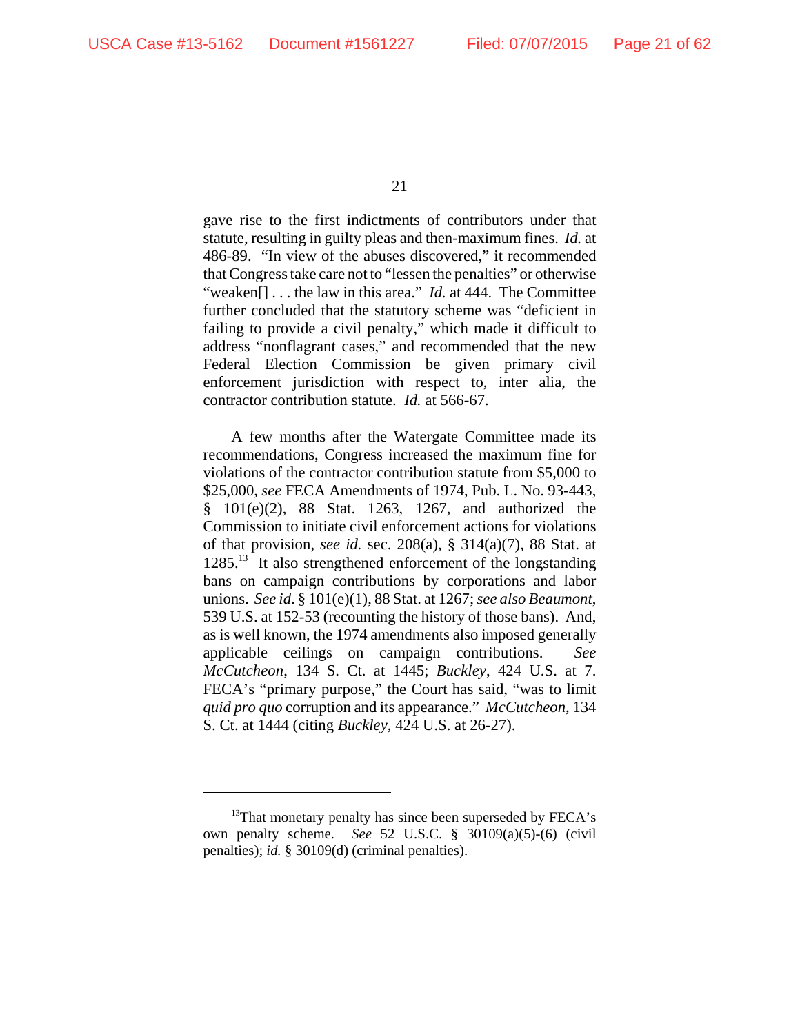gave rise to the first indictments of contributors under that statute, resulting in guilty pleas and then-maximum fines. *Id.* at 486-89. "In view of the abuses discovered," it recommended that Congress take care not to "lessen the penalties" or otherwise "weaken[] . . . the law in this area." *Id.* at 444. The Committee further concluded that the statutory scheme was "deficient in failing to provide a civil penalty," which made it difficult to address "nonflagrant cases," and recommended that the new Federal Election Commission be given primary civil enforcement jurisdiction with respect to, inter alia, the contractor contribution statute. *Id.* at 566-67.

A few months after the Watergate Committee made its recommendations, Congress increased the maximum fine for violations of the contractor contribution statute from $5,000 to $25,000, *see* FECA Amendments of 1974, Pub. L. No. 93-443, § 101(e)(2), 88 Stat. 1263, 1267, and authorized the Commission to initiate civil enforcement actions for violations of that provision, *see id.* sec. 208(a), § 314(a)(7), 88 Stat. at 1285.[13] It also strengthened enforcement of the longstanding bans on campaign contributions by corporations and labor unions. *See id.* § 101(e)(1), 88 Stat. at 1267; *see also Beaumont*, 539 U.S. at 152-53 (recounting the history of those bans). And, as is well known, the 1974 amendments also imposed generally applicable ceilings on campaign contributions. *See McCutcheon*, 134 S. Ct. at 1445; *Buckley*, 424 U.S. at 7. FECA's "primary purpose," the Court has said, "was to limit *quid pro quo* corruption and its appearance." *McCutcheon*, 134 S. Ct. at 1444 (citing *Buckley*, 424 U.S. at 26-27).

---

[13] That monetary penalty has since been superseded by FECA's own penalty scheme. *See* 52 U.S.C. § 30109(a)(5)-(6) (civil penalties); *id.* § 30109(d) (criminal penalties).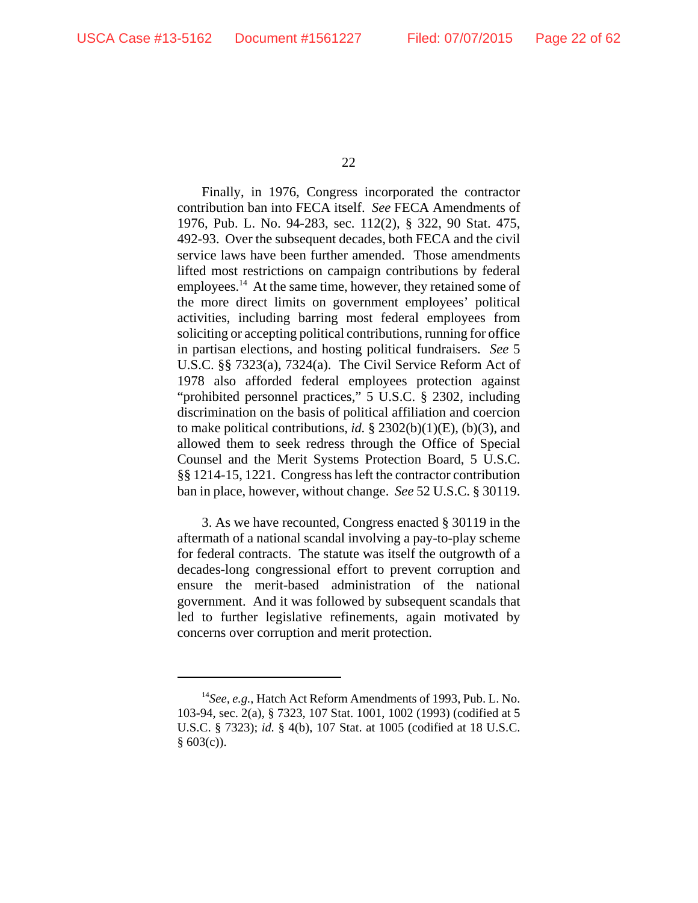Finally, in 1976, Congress incorporated the contractor contribution ban into FECA itself. *See* FECA Amendments of 1976, Pub. L. No. 94-283, sec. 112(2), § 322, 90 Stat. 475, 492-93. Over the subsequent decades, both FECA and the civil service laws have been further amended. Those amendments lifted most restrictions on campaign contributions by federal employees.[14] At the same time, however, they retained some of the more direct limits on government employees' political activities, including barring most federal employees from soliciting or accepting political contributions, running for office in partisan elections, and hosting political fundraisers. *See* 5 U.S.C. §§ 7323(a), 7324(a). The Civil Service Reform Act of 1978 also afforded federal employees protection against "prohibited personnel practices," 5 U.S.C. § 2302, including discrimination on the basis of political affiliation and coercion to make political contributions, *id.* § 2302(b)(1)(E), (b)(3), and allowed them to seek redress through the Office of Special Counsel and the Merit Systems Protection Board, 5 U.S.C. §§ 1214-15, 1221. Congress has left the contractor contribution ban in place, however, without change. *See* 52 U.S.C. § 30119.

3. As we have recounted, Congress enacted § 30119 in the aftermath of a national scandal involving a pay-to-play scheme for federal contracts. The statute was itself the outgrowth of a decades-long congressional effort to prevent corruption and ensure the merit-based administration of the national government. And it was followed by subsequent scandals that led to further legislative refinements, again motivated by concerns over corruption and merit protection.

---

[14] *See, e.g.*, Hatch Act Reform Amendments of 1993, Pub. L. No. 103-94, sec. 2(a), § 7323, 107 Stat. 1001, 1002 (1993) (codified at 5 U.S.C. § 7323); *id.* § 4(b), 107 Stat. at 1005 (codified at 18 U.S.C. § 603(c)).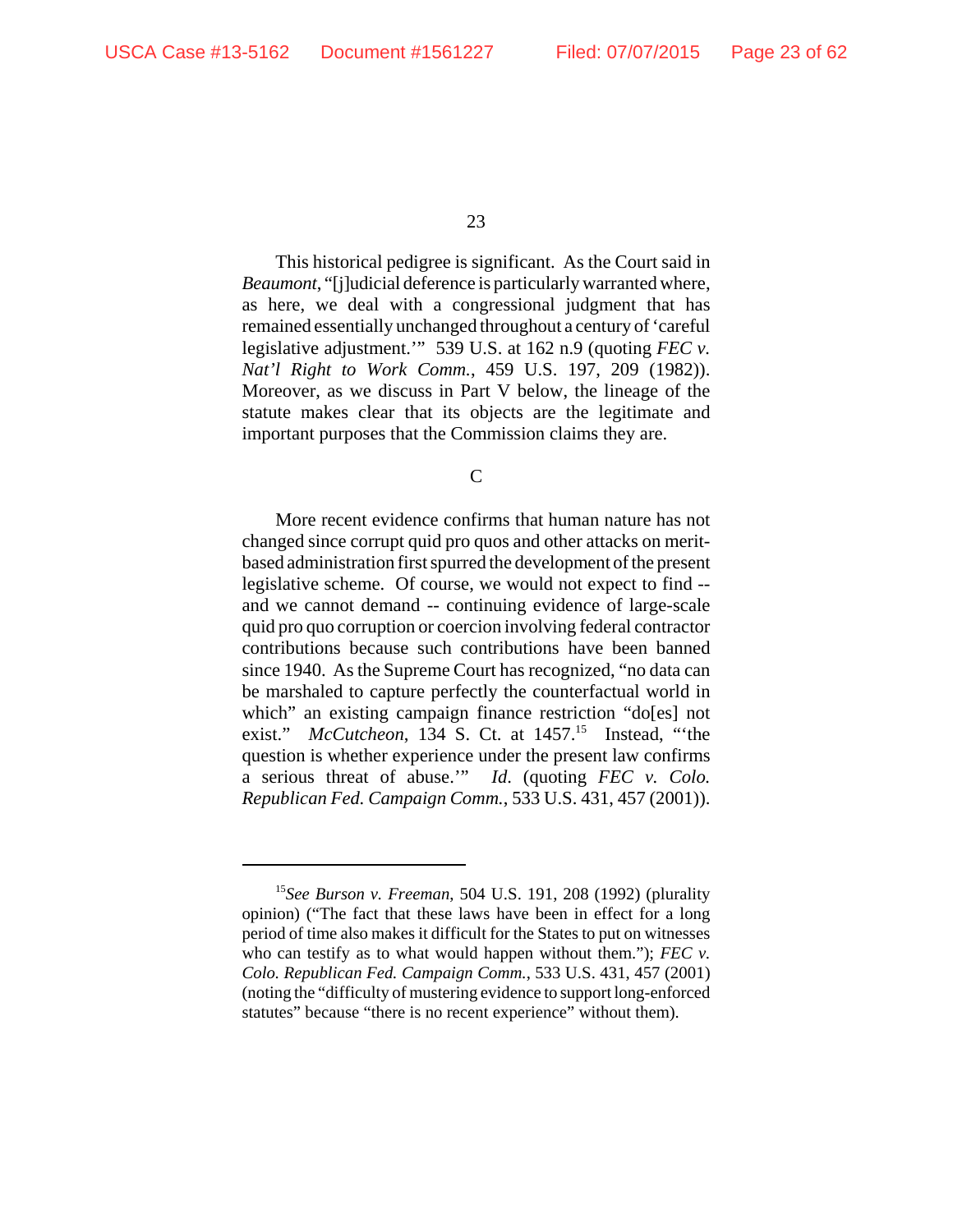This historical pedigree is significant. As the Court said in *Beaumont*, "[j]udicial deference is particularly warranted where, as here, we deal with a congressional judgment that has remained essentially unchanged throughout a century of 'careful legislative adjustment.'" 539 U.S. at 162 n.9 (quoting *FEC v. Nat'l Right to Work Comm.*, 459 U.S. 197, 209 (1982)). Moreover, as we discuss in Part V below, the lineage of the statute makes clear that its objects are the legitimate and important purposes that the Commission claims they are.

C

More recent evidence confirms that human nature has not changed since corrupt quid pro quos and other attacks on merit-based administration first spurred the development of the present legislative scheme. Of course, we would not expect to find -- and we cannot demand -- continuing evidence of large-scale quid pro quo corruption or coercion involving federal contractor contributions because such contributions have been banned since 1940. As the Supreme Court has recognized, "no data can be marshaled to capture perfectly the counterfactual world in which" an existing campaign finance restriction "do[es] not exist." *McCutcheon*, 134 S. Ct. at 1457.[15] Instead, "'the question is whether experience under the present law confirms a serious threat of abuse.'" *Id.* (quoting *FEC v. Colo. Republican Fed. Campaign Comm.*, 533 U.S. 431, 457 (2001)).

---

[15]*See Burson v. Freeman*, 504 U.S. 191, 208 (1992) (plurality opinion) ("The fact that these laws have been in effect for a long period of time also makes it difficult for the States to put on witnesses who can testify as to what would happen without them."); *FEC v. Colo. Republican Fed. Campaign Comm.*, 533 U.S. 431, 457 (2001) (noting the "difficulty of mustering evidence to support long-enforced statutes" because "there is no recent experience" without them).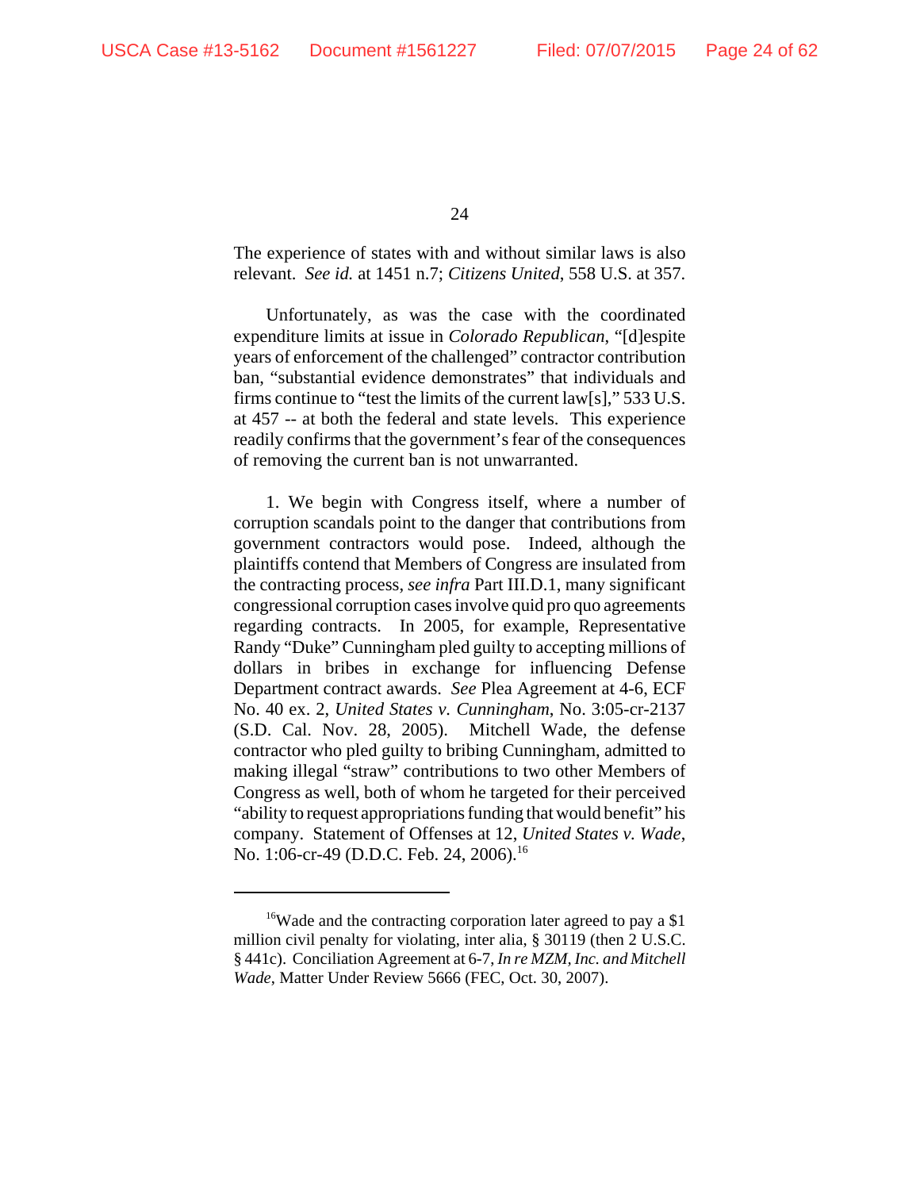The experience of states with and without similar laws is also relevant. *See id.* at 1451 n.7; *Citizens United*, 558 U.S. at 357.

Unfortunately, as was the case with the coordinated expenditure limits at issue in *Colorado Republican*, "[d]espite years of enforcement of the challenged" contractor contribution ban, "substantial evidence demonstrates" that individuals and firms continue to "test the limits of the current law[s]," 533 U.S. at 457 -- at both the federal and state levels. This experience readily confirms that the government's fear of the consequences of removing the current ban is not unwarranted.

1. We begin with Congress itself, where a number of corruption scandals point to the danger that contributions from government contractors would pose. Indeed, although the plaintiffs contend that Members of Congress are insulated from the contracting process, *see infra* Part III.D.1, many significant congressional corruption cases involve quid pro quo agreements regarding contracts. In 2005, for example, Representative Randy "Duke" Cunningham pled guilty to accepting millions of dollars in bribes in exchange for influencing Defense Department contract awards. *See* Plea Agreement at 4-6, ECF No. 40 ex. 2, *United States v. Cunningham*, No. 3:05-cr-2137 (S.D. Cal. Nov. 28, 2005). Mitchell Wade, the defense contractor who pled guilty to bribing Cunningham, admitted to making illegal "straw" contributions to two other Members of Congress as well, both of whom he targeted for their perceived "ability to request appropriations funding that would benefit" his company. Statement of Offenses at 12, *United States v. Wade*, No. 1:06-cr-49 (D.D.C. Feb. 24, 2006).[16]

---

[16] Wade and the contracting corporation later agreed to pay a $1 million civil penalty for violating, inter alia, § 30119 (then 2 U.S.C. § 441c). Conciliation Agreement at 6-7, *In re MZM, Inc. and Mitchell Wade*, Matter Under Review 5666 (FEC, Oct. 30, 2007).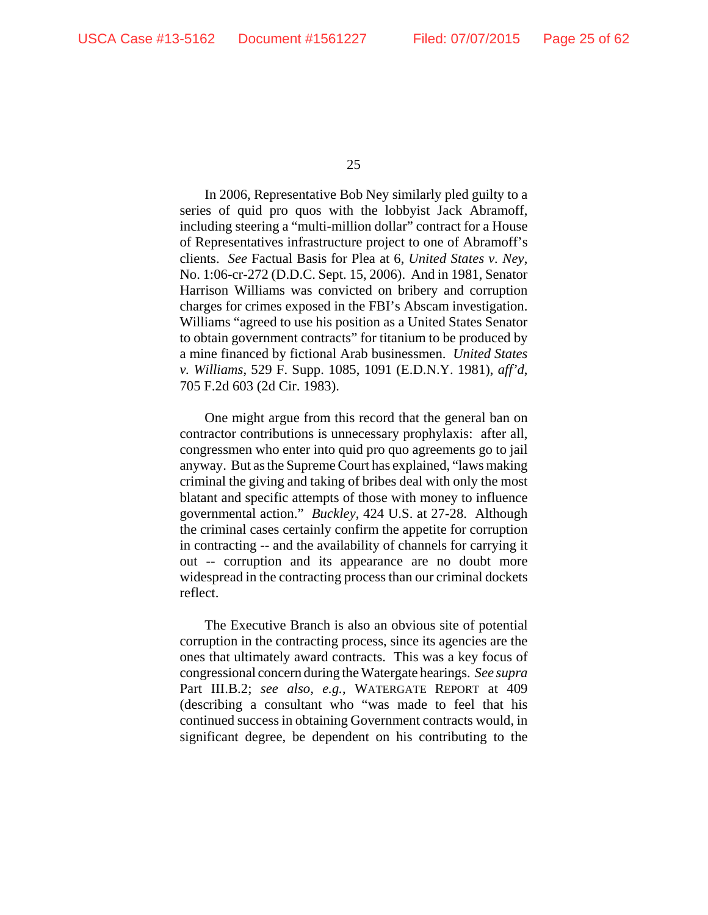In 2006, Representative Bob Ney similarly pled guilty to a series of quid pro quos with the lobbyist Jack Abramoff, including steering a "multi-million dollar" contract for a House of Representatives infrastructure project to one of Abramoff's clients. *See* Factual Basis for Plea at 6, *United States v. Ney*, No. 1:06-cr-272 (D.D.C. Sept. 15, 2006). And in 1981, Senator Harrison Williams was convicted on bribery and corruption charges for crimes exposed in the FBI's Abscam investigation. Williams "agreed to use his position as a United States Senator to obtain government contracts" for titanium to be produced by a mine financed by fictional Arab businessmen. *United States v. Williams*, 529 F. Supp. 1085, 1091 (E.D.N.Y. 1981), *aff'd*, 705 F.2d 603 (2d Cir. 1983).

One might argue from this record that the general ban on contractor contributions is unnecessary prophylaxis: after all, congressmen who enter into quid pro quo agreements go to jail anyway. But as the Supreme Court has explained, "laws making criminal the giving and taking of bribes deal with only the most blatant and specific attempts of those with money to influence governmental action." *Buckley*, 424 U.S. at 27-28. Although the criminal cases certainly confirm the appetite for corruption in contracting -- and the availability of channels for carrying it out -- corruption and its appearance are no doubt more widespread in the contracting process than our criminal dockets reflect.

The Executive Branch is also an obvious site of potential corruption in the contracting process, since its agencies are the ones that ultimately award contracts. This was a key focus of congressional concern during the Watergate hearings. *See supra* Part III.B.2; *see also*, *e.g.*, WATERGATE REPORT at 409 (describing a consultant who "was made to feel that his continued success in obtaining Government contracts would, in significant degree, be dependent on his contributing to the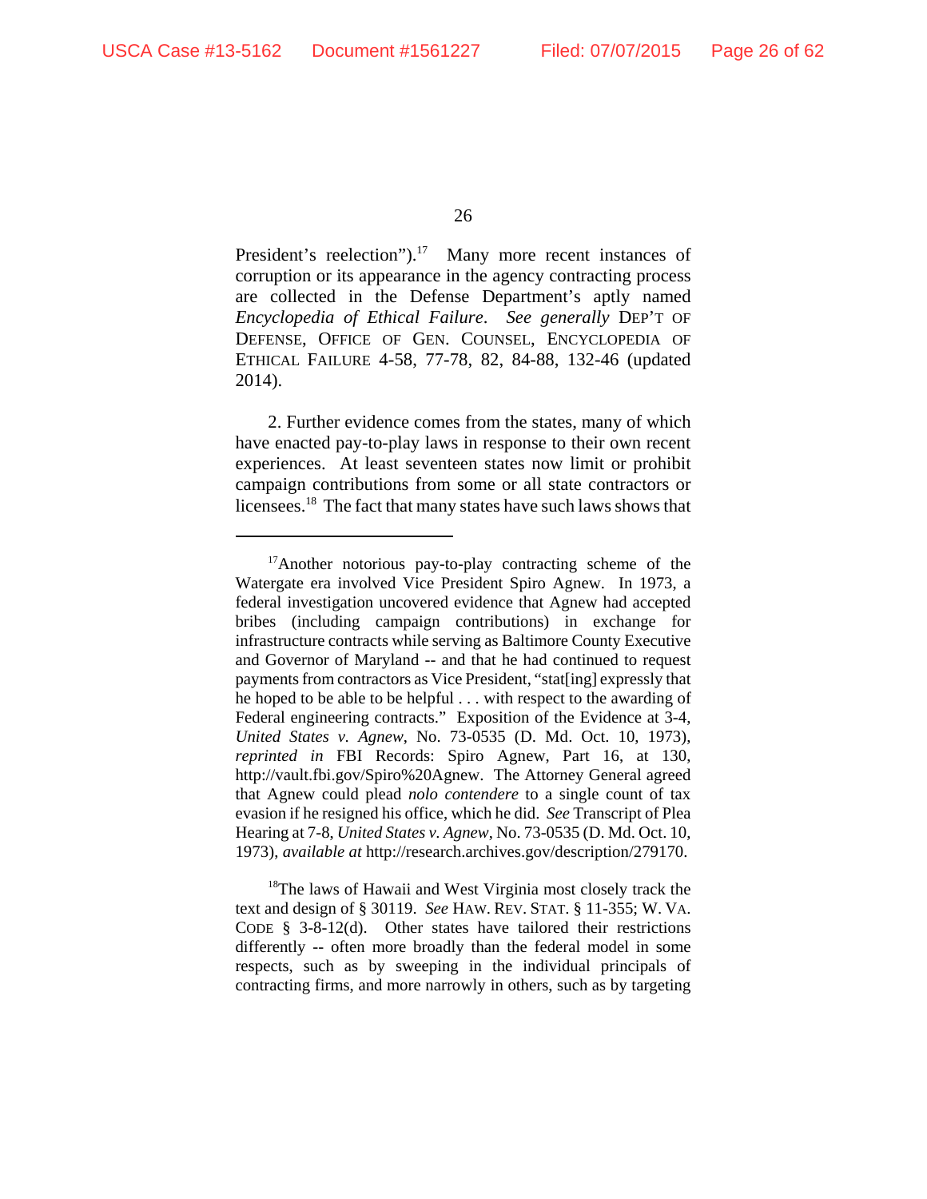President's reelection").[17] Many more recent instances of corruption or its appearance in the agency contracting process are collected in the Defense Department's aptly named *Encyclopedia of Ethical Failure*. *See generally* DEP'T OF DEFENSE, OFFICE OF GEN. COUNSEL, ENCYCLOPEDIA OF ETHICAL FAILURE 4-58, 77-78, 82, 84-88, 132-46 (updated 2014).

2. Further evidence comes from the states, many of which have enacted pay-to-play laws in response to their own recent experiences. At least seventeen states now limit or prohibit campaign contributions from some or all state contractors or licensees.[18] The fact that many states have such laws shows that

---

[17]Another notorious pay-to-play contracting scheme of the Watergate era involved Vice President Spiro Agnew. In 1973, a federal investigation uncovered evidence that Agnew had accepted bribes (including campaign contributions) in exchange for infrastructure contracts while serving as Baltimore County Executive and Governor of Maryland -- and that he had continued to request payments from contractors as Vice President, "stat[ing] expressly that he hoped to be able to be helpful . . . with respect to the awarding of Federal engineering contracts." Exposition of the Evidence at 3-4, *United States v. Agnew*, No. 73-0535 (D. Md. Oct. 10, 1973), *reprinted in* FBI Records: Spiro Agnew, Part 16, at 130, http://vault.fbi.gov/Spiro%20Agnew. The Attorney General agreed that Agnew could plead *nolo contendere* to a single count of tax evasion if he resigned his office, which he did. *See* Transcript of Plea Hearing at 7-8, *United States v. Agnew*, No. 73-0535 (D. Md. Oct. 10, 1973), *available at* http://research.archives.gov/description/279170.

[18]The laws of Hawaii and West Virginia most closely track the text and design of § 30119. *See* HAW. REV. STAT. § 11-355; W. VA. CODE § 3-8-12(d). Other states have tailored their restrictions differently -- often more broadly than the federal model in some respects, such as by sweeping in the individual principals of contracting firms, and more narrowly in others, such as by targeting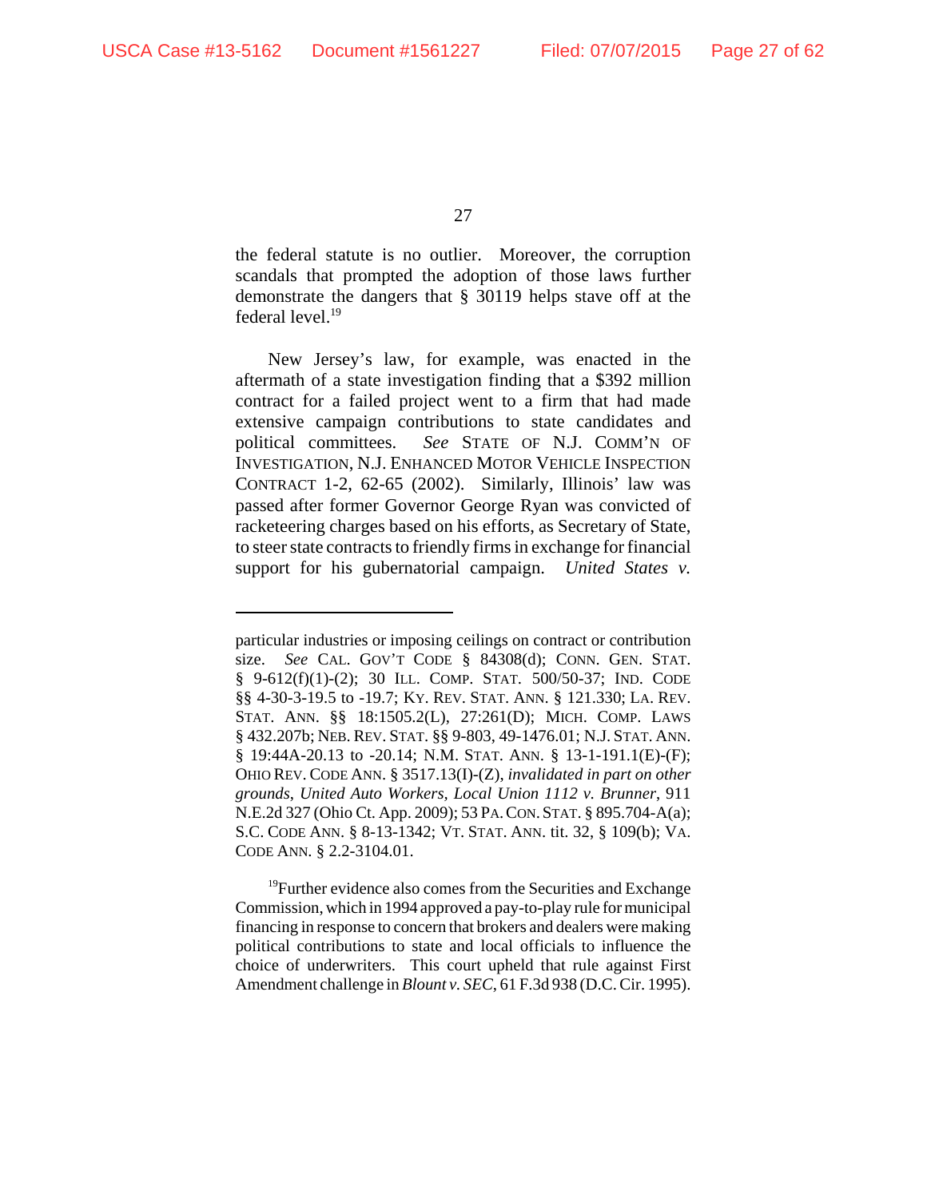the federal statute is no outlier. Moreover, the corruption scandals that prompted the adoption of those laws further demonstrate the dangers that § 30119 helps stave off at the federal level.[19]

New Jersey's law, for example, was enacted in the aftermath of a state investigation finding that a $392 million contract for a failed project went to a firm that had made extensive campaign contributions to state candidates and political committees. *See* STATE OF N.J. COMM'N OF INVESTIGATION, N.J. ENHANCED MOTOR VEHICLE INSPECTION CONTRACT 1-2, 62-65 (2002). Similarly, Illinois' law was passed after former Governor George Ryan was convicted of racketeering charges based on his efforts, as Secretary of State, to steer state contracts to friendly firms in exchange for financial support for his gubernatorial campaign. *United States v.*

---

particular industries or imposing ceilings on contract or contribution size. *See* CAL. GOV'T CODE § 84308(d); CONN. GEN. STAT. § 9-612(f)(1)-(2); 30 ILL. COMP. STAT. 500/50-37; IND. CODE §§ 4-30-3-19.5 to -19.7; KY. REV. STAT. ANN. § 121.330; LA. REV. STAT. ANN. §§ 18:1505.2(L), 27:261(D); MICH. COMP. LAWS § 432.207b; NEB. REV. STAT. §§ 9-803, 49-1476.01; N.J. STAT. ANN. § 19:44A-20.13 to -20.14; N.M. STAT. ANN. § 13-1-191.1(E)-(F); OHIO REV. CODE ANN. § 3517.13(I)-(Z), *invalidated in part on other grounds*, *United Auto Workers, Local Union 1112 v. Brunner*, 911 N.E.2d 327 (Ohio Ct. App. 2009); 53 PA. CON. STAT. § 895.704-A(a); S.C. CODE ANN. § 8-13-1342; VT. STAT. ANN. tit. 32, § 109(b); VA. CODE ANN. § 2.2-3104.01.

[19]Further evidence also comes from the Securities and Exchange Commission, which in 1994 approved a pay-to-play rule for municipal financing in response to concern that brokers and dealers were making political contributions to state and local officials to influence the choice of underwriters. This court upheld that rule against First Amendment challenge in *Blount v. SEC*, 61 F.3d 938 (D.C. Cir. 1995).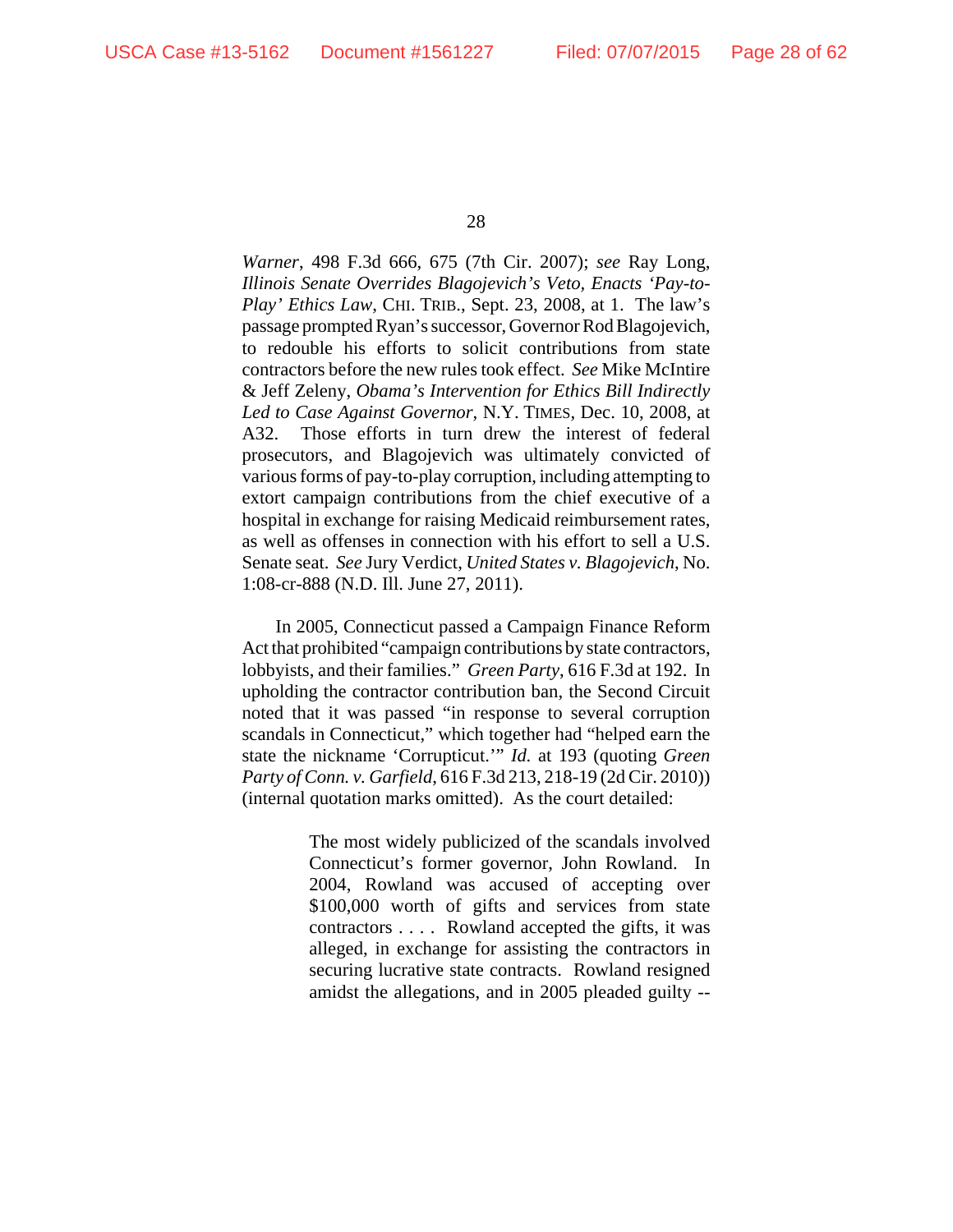*Warner*, 498 F.3d 666, 675 (7th Cir. 2007); *see* Ray Long, *Illinois Senate Overrides Blagojevich's Veto, Enacts 'Pay-to-Play' Ethics Law*, CHI. TRIB., Sept. 23, 2008, at 1. The law's passage prompted Ryan's successor, Governor Rod Blagojevich, to redouble his efforts to solicit contributions from state contractors before the new rules took effect. *See* Mike McIntire & Jeff Zeleny, *Obama's Intervention for Ethics Bill Indirectly Led to Case Against Governor*, N.Y. TIMES, Dec. 10, 2008, at A32. Those efforts in turn drew the interest of federal prosecutors, and Blagojevich was ultimately convicted of various forms of pay-to-play corruption, including attempting to extort campaign contributions from the chief executive of a hospital in exchange for raising Medicaid reimbursement rates, as well as offenses in connection with his effort to sell a U.S. Senate seat. *See* Jury Verdict, *United States v. Blagojevich*, No. 1:08-cr-888 (N.D. Ill. June 27, 2011).

In 2005, Connecticut passed a Campaign Finance Reform Act that prohibited "campaign contributions by state contractors, lobbyists, and their families." *Green Party*, 616 F.3d at 192. In upholding the contractor contribution ban, the Second Circuit noted that it was passed "in response to several corruption scandals in Connecticut," which together had "helped earn the state the nickname 'Corrupticut.'" *Id.* at 193 (quoting *Green Party of Conn. v. Garfield*, 616 F.3d 213, 218-19 (2d Cir. 2010)) (internal quotation marks omitted). As the court detailed:

> The most widely publicized of the scandals involved Connecticut's former governor, John Rowland. In 2004, Rowland was accused of accepting over $100,000 worth of gifts and services from state contractors . . . . Rowland accepted the gifts, it was alleged, in exchange for assisting the contractors in securing lucrative state contracts. Rowland resigned amidst the allegations, and in 2005 pleaded guilty --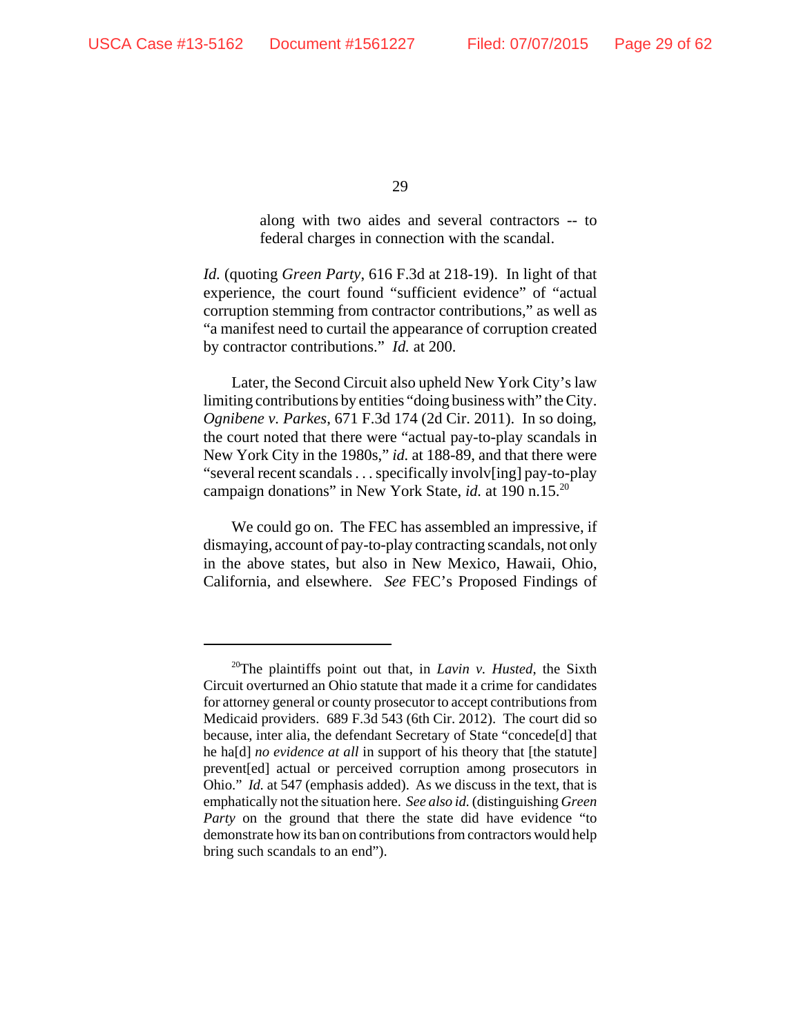> along with two aides and several contractors -- to federal charges in connection with the scandal.

*Id.* (quoting *Green Party*, 616 F.3d at 218-19). In light of that experience, the court found "sufficient evidence" of "actual corruption stemming from contractor contributions," as well as "a manifest need to curtail the appearance of corruption created by contractor contributions." *Id.* at 200.

Later, the Second Circuit also upheld New York City's law limiting contributions by entities "doing business with" the City. *Ognibene v. Parkes*, 671 F.3d 174 (2d Cir. 2011). In so doing, the court noted that there were "actual pay-to-play scandals in New York City in the 1980s," *id.* at 188-89, and that there were "several recent scandals . . . specifically involv[ing] pay-to-play campaign donations" in New York State, *id.* at 190 n.15.[20]

We could go on. The FEC has assembled an impressive, if dismaying, account of pay-to-play contracting scandals, not only in the above states, but also in New Mexico, Hawaii, Ohio, California, and elsewhere. *See* FEC's Proposed Findings of

---

[20]The plaintiffs point out that, in *Lavin v. Husted*, the Sixth Circuit overturned an Ohio statute that made it a crime for candidates for attorney general or county prosecutor to accept contributions from Medicaid providers. 689 F.3d 543 (6th Cir. 2012). The court did so because, inter alia, the defendant Secretary of State "concede[d] that he ha[d] *no evidence at all* in support of his theory that [the statute] prevent[ed] actual or perceived corruption among prosecutors in Ohio." *Id.* at 547 (emphasis added). As we discuss in the text, that is emphatically not the situation here. *See also id.* (distinguishing *Green Party* on the ground that there the state did have evidence "to demonstrate how its ban on contributions from contractors would help bring such scandals to an end").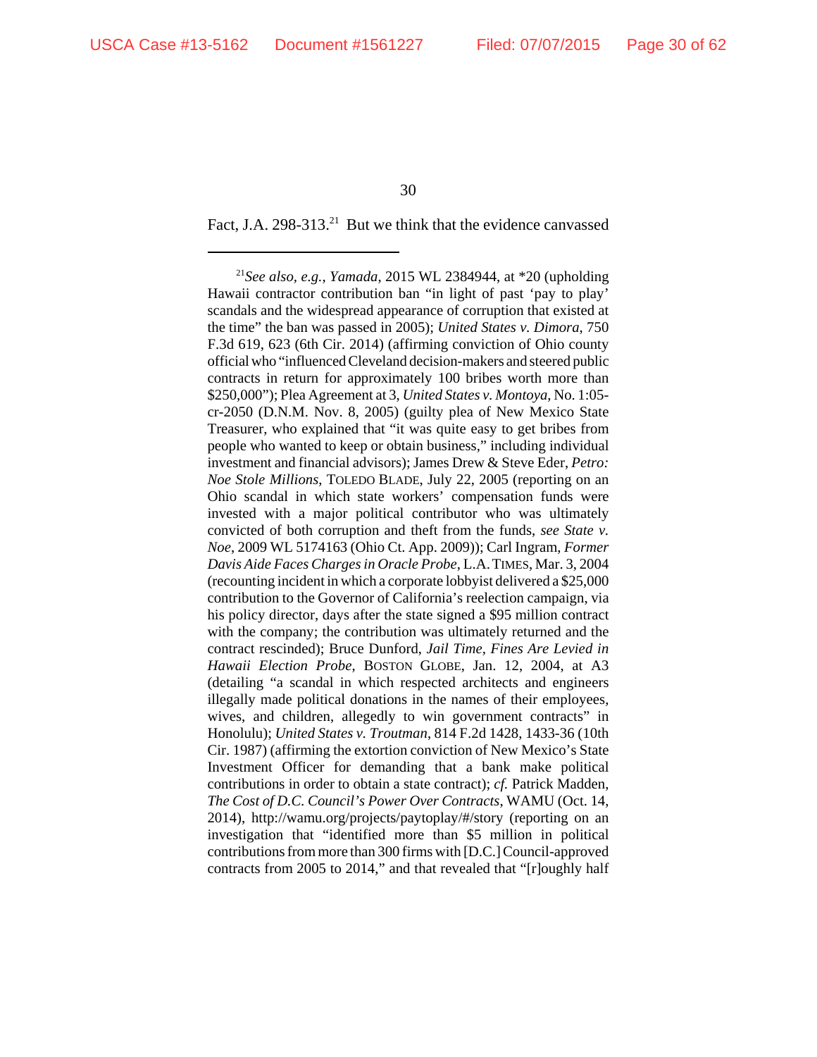Fact, J.A. 298-313.[21] But we think that the evidence canvassed

---

[21] *See also, e.g.*, *Yamada*, 2015 WL 2384944, at *20 (upholding Hawaii contractor contribution ban "in light of past 'pay to play' scandals and the widespread appearance of corruption that existed at the time" the ban was passed in 2005); *United States v. Dimora*, 750 F.3d 619, 623 (6th Cir. 2014) (affirming conviction of Ohio county official who "influenced Cleveland decision-makers and steered public contracts in return for approximately 100 bribes worth more than $250,000"); Plea Agreement at 3, *United States v. Montoya*, No. 1:05-cr-2050 (D.N.M. Nov. 8, 2005) (guilty plea of New Mexico State Treasurer, who explained that "it was quite easy to get bribes from people who wanted to keep or obtain business," including individual investment and financial advisors); James Drew & Steve Eder, *Petro: Noe Stole Millions*, TOLEDO BLADE, July 22, 2005 (reporting on an Ohio scandal in which state workers' compensation funds were invested with a major political contributor who was ultimately convicted of both corruption and theft from the funds, *see State v. Noe*, 2009 WL 5174163 (Ohio Ct. App. 2009)); Carl Ingram, *Former Davis Aide Faces Charges in Oracle Probe*, L.A. TIMES, Mar. 3, 2004 (recounting incident in which a corporate lobbyist delivered a $25,000 contribution to the Governor of California's reelection campaign, via his policy director, days after the state signed a $95 million contract with the company; the contribution was ultimately returned and the contract rescinded); Bruce Dunford, *Jail Time, Fines Are Levied in Hawaii Election Probe*, BOSTON GLOBE, Jan. 12, 2004, at A3 (detailing "a scandal in which respected architects and engineers illegally made political donations in the names of their employees, wives, and children, allegedly to win government contracts" in Honolulu); *United States v. Troutman*, 814 F.2d 1428, 1433-36 (10th Cir. 1987) (affirming the extortion conviction of New Mexico's State Investment Officer for demanding that a bank make political contributions in order to obtain a state contract); *cf.* Patrick Madden, *The Cost of D.C. Council's Power Over Contracts*, WAMU (Oct. 14, 2014), http://wamu.org/projects/paytoplay/#/story (reporting on an investigation that "identified more than $5 million in political contributions from more than 300 firms with [D.C.] Council-approved contracts from 2005 to 2014," and that revealed that "[r]oughly half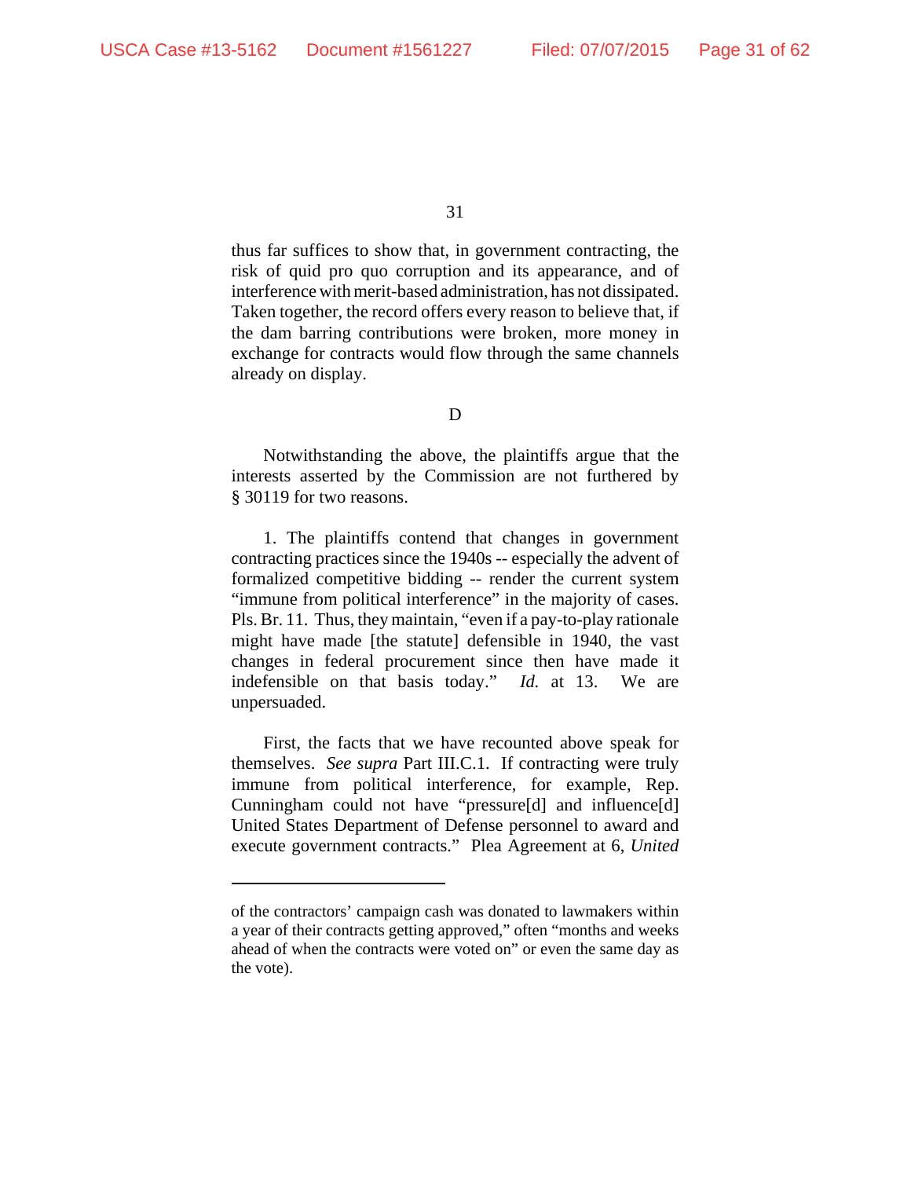thus far suffices to show that, in government contracting, the risk of quid pro quo corruption and its appearance, and of interference with merit-based administration, has not dissipated. Taken together, the record offers every reason to believe that, if the dam barring contributions were broken, more money in exchange for contracts would flow through the same channels already on display.

D

Notwithstanding the above, the plaintiffs argue that the interests asserted by the Commission are not furthered by § 30119 for two reasons.

1. The plaintiffs contend that changes in government contracting practices since the 1940s -- especially the advent of formalized competitive bidding -- render the current system "immune from political interference" in the majority of cases. Pls. Br. 11. Thus, they maintain, "even if a pay-to-play rationale might have made [the statute] defensible in 1940, the vast changes in federal procurement since then have made it indefensible on that basis today." *Id.* at 13. We are unpersuaded.

First, the facts that we have recounted above speak for themselves. *See supra* Part III.C.1. If contracting were truly immune from political interference, for example, Rep. Cunningham could not have "pressure[d] and influence[d] United States Department of Defense personnel to award and execute government contracts." Plea Agreement at 6, *United*

---

of the contractors' campaign cash was donated to lawmakers within a year of their contracts getting approved," often "months and weeks ahead of when the contracts were voted on" or even the same day as the vote).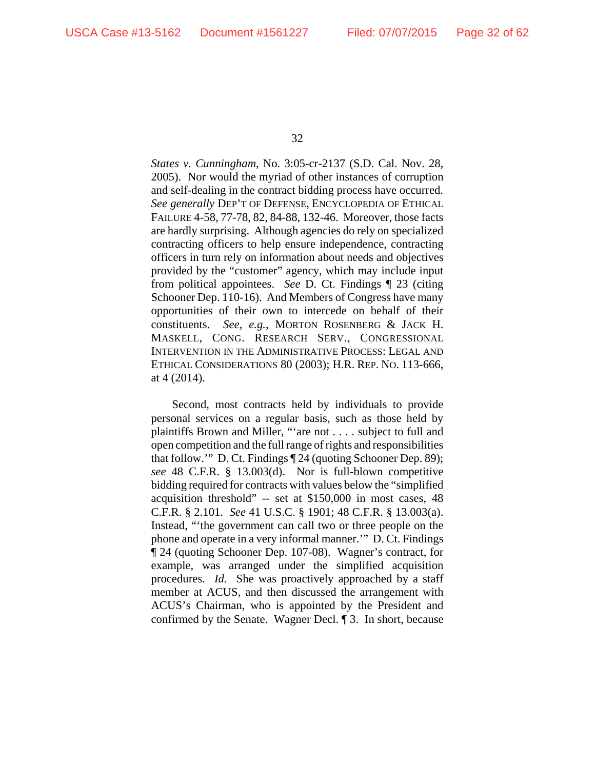*States v. Cunningham*, No. 3:05-cr-2137 (S.D. Cal. Nov. 28, 2005). Nor would the myriad of other instances of corruption and self-dealing in the contract bidding process have occurred. *See generally* DEP'T OF DEFENSE, ENCYCLOPEDIA OF ETHICAL FAILURE 4-58, 77-78, 82, 84-88, 132-46. Moreover, those facts are hardly surprising. Although agencies do rely on specialized contracting officers to help ensure independence, contracting officers in turn rely on information about needs and objectives provided by the "customer" agency, which may include input from political appointees. *See* D. Ct. Findings ¶ 23 (citing Schooner Dep. 110-16). And Members of Congress have many opportunities of their own to intercede on behalf of their constituents. *See, e.g.*, MORTON ROSENBERG & JACK H. MASKELL, CONG. RESEARCH SERV., CONGRESSIONAL INTERVENTION IN THE ADMINISTRATIVE PROCESS: LEGAL AND ETHICAL CONSIDERATIONS 80 (2003); H.R. REP. NO. 113-666, at 4 (2014).

Second, most contracts held by individuals to provide personal services on a regular basis, such as those held by plaintiffs Brown and Miller, "'are not . . . . subject to full and open competition and the full range of rights and responsibilities that follow.'" D. Ct. Findings ¶ 24 (quoting Schooner Dep. 89); *see* 48 C.F.R. § 13.003(d). Nor is full-blown competitive bidding required for contracts with values below the "simplified acquisition threshold" -- set at $150,000 in most cases, 48 C.F.R. § 2.101. *See* 41 U.S.C. § 1901; 48 C.F.R. § 13.003(a). Instead, "'the government can call two or three people on the phone and operate in a very informal manner.'" D. Ct. Findings ¶ 24 (quoting Schooner Dep. 107-08). Wagner's contract, for example, was arranged under the simplified acquisition procedures. *Id.* She was proactively approached by a staff member at ACUS, and then discussed the arrangement with ACUS's Chairman, who is appointed by the President and confirmed by the Senate. Wagner Decl. ¶ 3. In short, because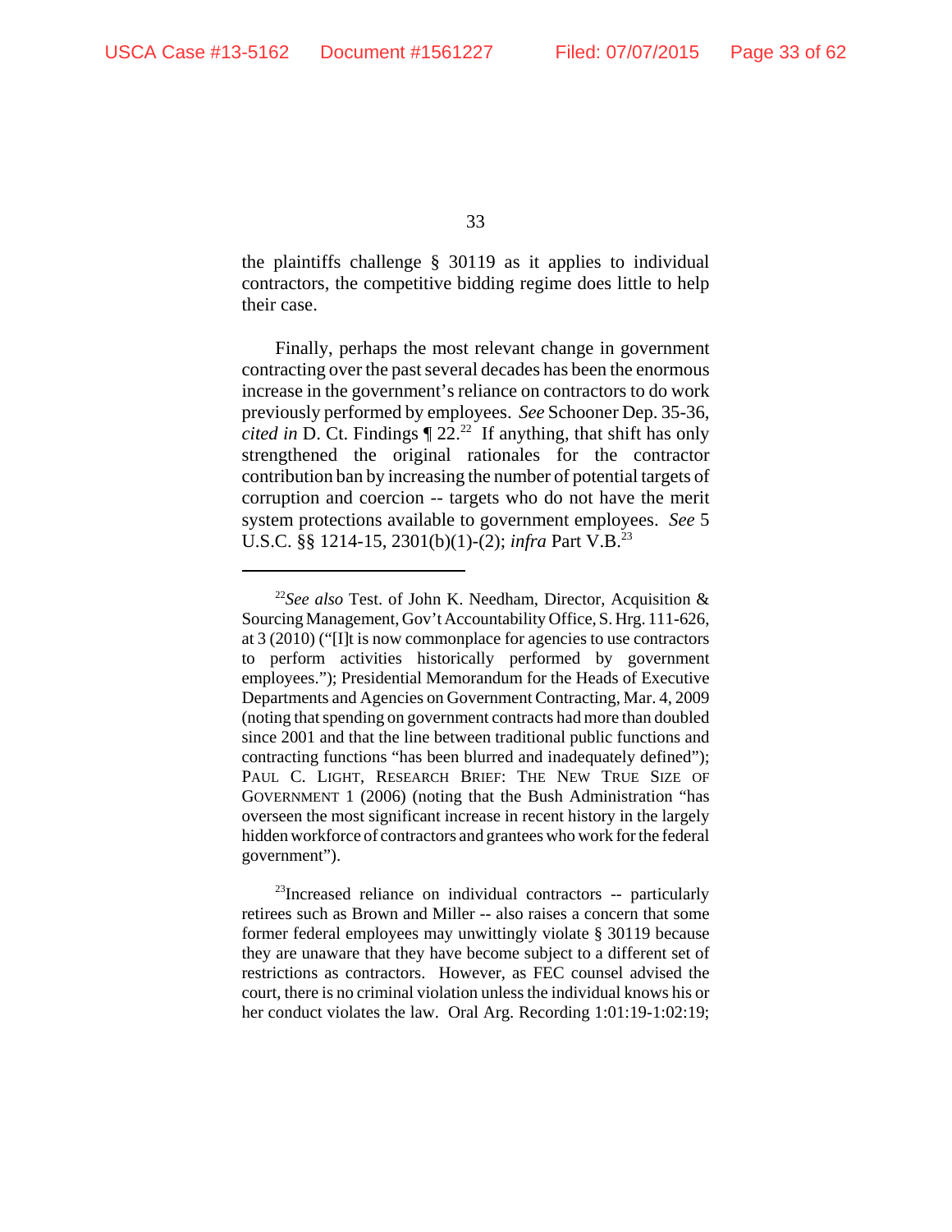the plaintiffs challenge § 30119 as it applies to individual contractors, the competitive bidding regime does little to help their case.

Finally, perhaps the most relevant change in government contracting over the past several decades has been the enormous increase in the government's reliance on contractors to do work previously performed by employees. *See* Schooner Dep. 35-36, *cited in* D. Ct. Findings ¶ 22.[22] If anything, that shift has only strengthened the original rationales for the contractor contribution ban by increasing the number of potential targets of corruption and coercion -- targets who do not have the merit system protections available to government employees. *See* 5 U.S.C. §§ 1214-15, 2301(b)(1)-(2); *infra* Part V.B.[23]

---

[22]*See also* Test. of John K. Needham, Director, Acquisition & Sourcing Management, Gov't Accountability Office, S. Hrg. 111-626, at 3 (2010) ("[I]t is now commonplace for agencies to use contractors to perform activities historically performed by government employees."); Presidential Memorandum for the Heads of Executive Departments and Agencies on Government Contracting, Mar. 4, 2009 (noting that spending on government contracts had more than doubled since 2001 and that the line between traditional public functions and contracting functions "has been blurred and inadequately defined"); PAUL C. LIGHT, RESEARCH BRIEF: THE NEW TRUE SIZE OF GOVERNMENT 1 (2006) (noting that the Bush Administration "has overseen the most significant increase in recent history in the largely hidden workforce of contractors and grantees who work for the federal government").

[23]Increased reliance on individual contractors -- particularly retirees such as Brown and Miller -- also raises a concern that some former federal employees may unwittingly violate § 30119 because they are unaware that they have become subject to a different set of restrictions as contractors. However, as FEC counsel advised the court, there is no criminal violation unless the individual knows his or her conduct violates the law. Oral Arg. Recording 1:01:19-1:02:19;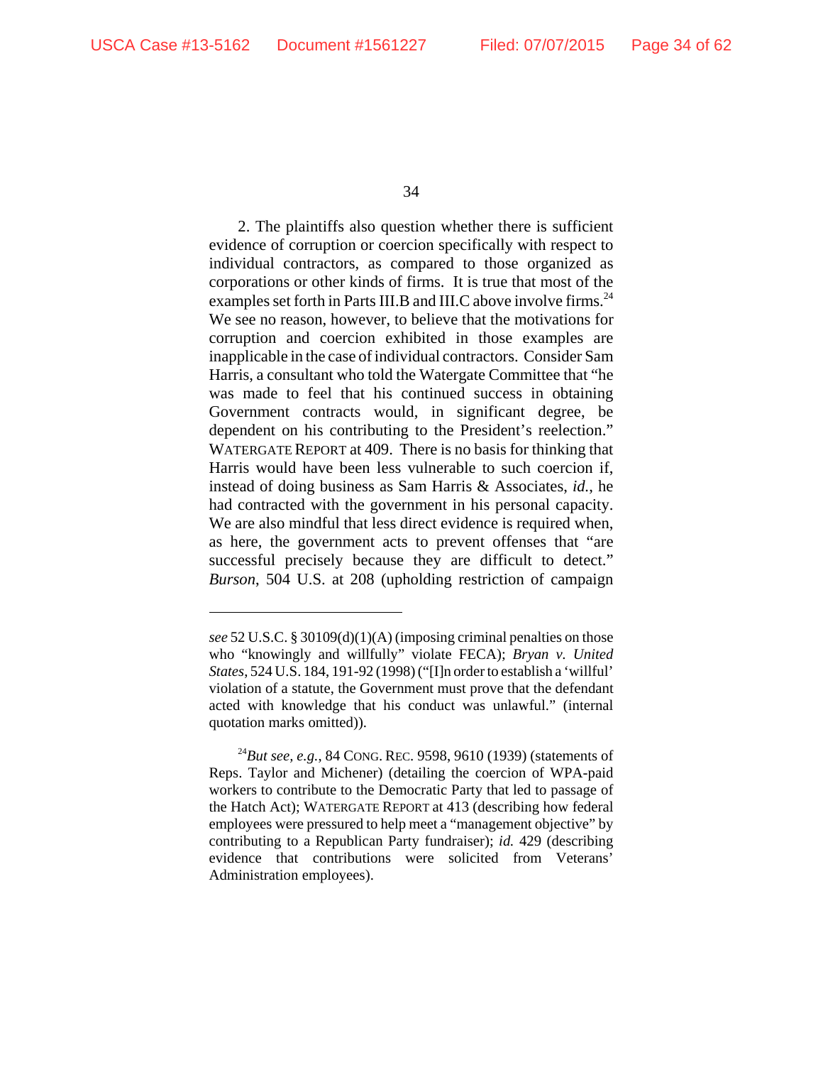2. The plaintiffs also question whether there is sufficient evidence of corruption or coercion specifically with respect to individual contractors, as compared to those organized as corporations or other kinds of firms. It is true that most of the examples set forth in Parts III.B and III.C above involve firms.[24] We see no reason, however, to believe that the motivations for corruption and coercion exhibited in those examples are inapplicable in the case of individual contractors. Consider Sam Harris, a consultant who told the Watergate Committee that "he was made to feel that his continued success in obtaining Government contracts would, in significant degree, be dependent on his contributing to the President's reelection." WATERGATE REPORT at 409. There is no basis for thinking that Harris would have been less vulnerable to such coercion if, instead of doing business as Sam Harris & Associates, *id.*, he had contracted with the government in his personal capacity. We are also mindful that less direct evidence is required when, as here, the government acts to prevent offenses that "are successful precisely because they are difficult to detect." *Burson*, 504 U.S. at 208 (upholding restriction of campaign

---

*see* 52 U.S.C. § 30109(d)(1)(A) (imposing criminal penalties on those who "knowingly and willfully" violate FECA); *Bryan v. United States*, 524 U.S. 184, 191-92 (1998) ("[I]n order to establish a 'willful' violation of a statute, the Government must prove that the defendant acted with knowledge that his conduct was unlawful." (internal quotation marks omitted)).

[24] *But see, e.g.*, 84 CONG. REC. 9598, 9610 (1939) (statements of Reps. Taylor and Michener) (detailing the coercion of WPA-paid workers to contribute to the Democratic Party that led to passage of the Hatch Act); WATERGATE REPORT at 413 (describing how federal employees were pressured to help meet a "management objective" by contributing to a Republican Party fundraiser); *id.* 429 (describing evidence that contributions were solicited from Veterans' Administration employees).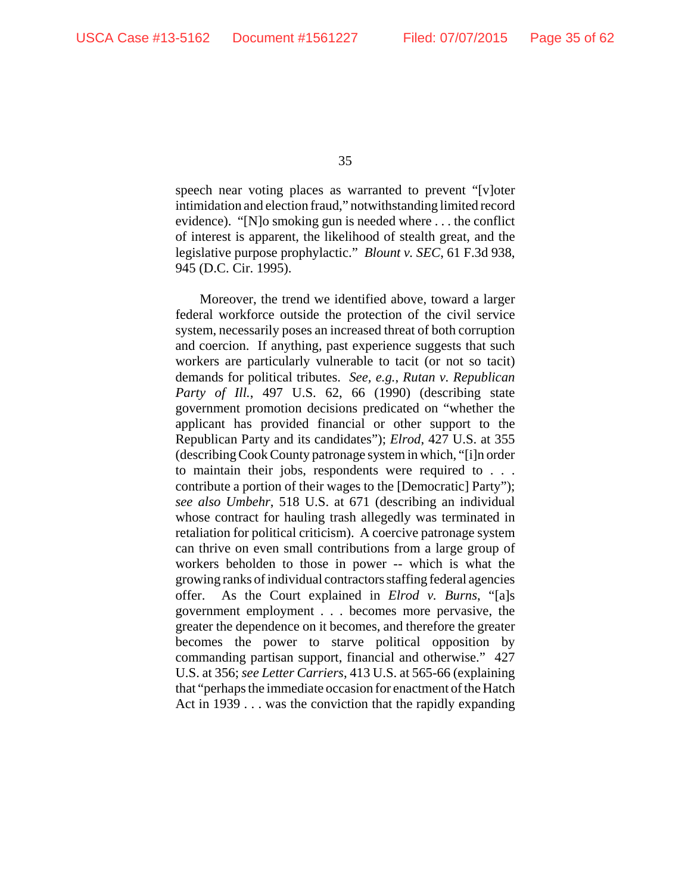speech near voting places as warranted to prevent "[v]oter intimidation and election fraud," notwithstanding limited record evidence). "[N]o smoking gun is needed where . . . the conflict of interest is apparent, the likelihood of stealth great, and the legislative purpose prophylactic." *Blount v. SEC*, 61 F.3d 938, 945 (D.C. Cir. 1995).

Moreover, the trend we identified above, toward a larger federal workforce outside the protection of the civil service system, necessarily poses an increased threat of both corruption and coercion. If anything, past experience suggests that such workers are particularly vulnerable to tacit (or not so tacit) demands for political tributes. *See, e.g.*, *Rutan v. Republican Party of Ill.*, 497 U.S. 62, 66 (1990) (describing state government promotion decisions predicated on "whether the applicant has provided financial or other support to the Republican Party and its candidates"); *Elrod*, 427 U.S. at 355 (describing Cook County patronage system in which, "[i]n order to maintain their jobs, respondents were required to . . . contribute a portion of their wages to the [Democratic] Party"); *see also Umbehr*, 518 U.S. at 671 (describing an individual whose contract for hauling trash allegedly was terminated in retaliation for political criticism). A coercive patronage system can thrive on even small contributions from a large group of workers beholden to those in power -- which is what the growing ranks of individual contractors staffing federal agencies offer. As the Court explained in *Elrod v. Burns*, "[a]s government employment . . . becomes more pervasive, the greater the dependence on it becomes, and therefore the greater becomes the power to starve political opposition by commanding partisan support, financial and otherwise." 427 U.S. at 356; *see Letter Carriers*, 413 U.S. at 565-66 (explaining that "perhaps the immediate occasion for enactment of the Hatch Act in 1939 . . . was the conviction that the rapidly expanding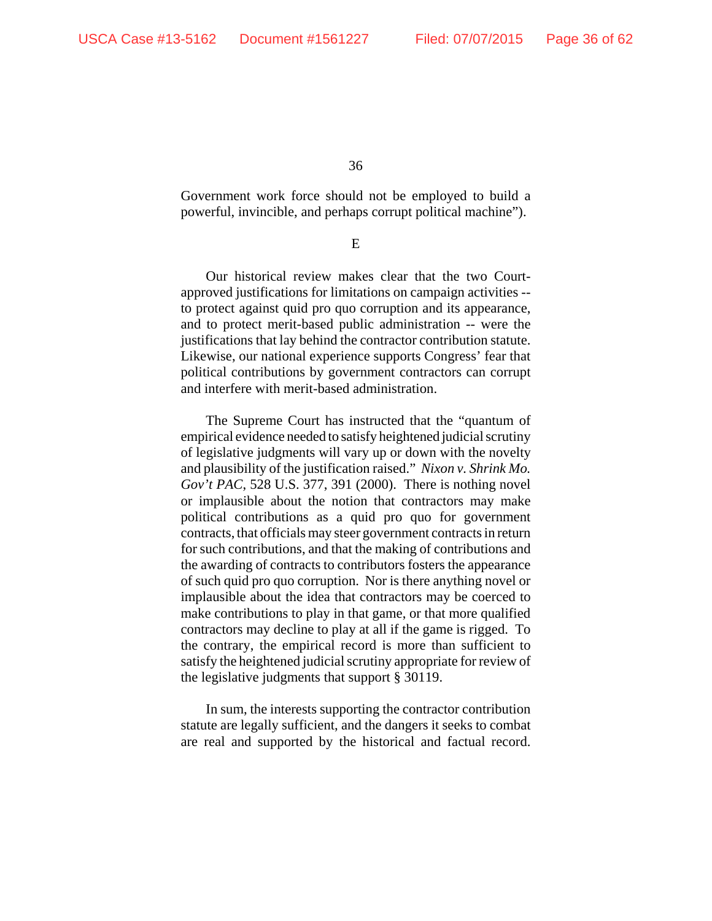Government work force should not be employed to build a powerful, invincible, and perhaps corrupt political machine").

E

Our historical review makes clear that the two Court-approved justifications for limitations on campaign activities -- to protect against quid pro quo corruption and its appearance, and to protect merit-based public administration -- were the justifications that lay behind the contractor contribution statute. Likewise, our national experience supports Congress' fear that political contributions by government contractors can corrupt and interfere with merit-based administration.

The Supreme Court has instructed that the "quantum of empirical evidence needed to satisfy heightened judicial scrutiny of legislative judgments will vary up or down with the novelty and plausibility of the justification raised." *Nixon v. Shrink Mo. Gov't PAC*, 528 U.S. 377, 391 (2000). There is nothing novel or implausible about the notion that contractors may make political contributions as a quid pro quo for government contracts, that officials may steer government contracts in return for such contributions, and that the making of contributions and the awarding of contracts to contributors fosters the appearance of such quid pro quo corruption. Nor is there anything novel or implausible about the idea that contractors may be coerced to make contributions to play in that game, or that more qualified contractors may decline to play at all if the game is rigged. To the contrary, the empirical record is more than sufficient to satisfy the heightened judicial scrutiny appropriate for review of the legislative judgments that support § 30119.

In sum, the interests supporting the contractor contribution statute are legally sufficient, and the dangers it seeks to combat are real and supported by the historical and factual record.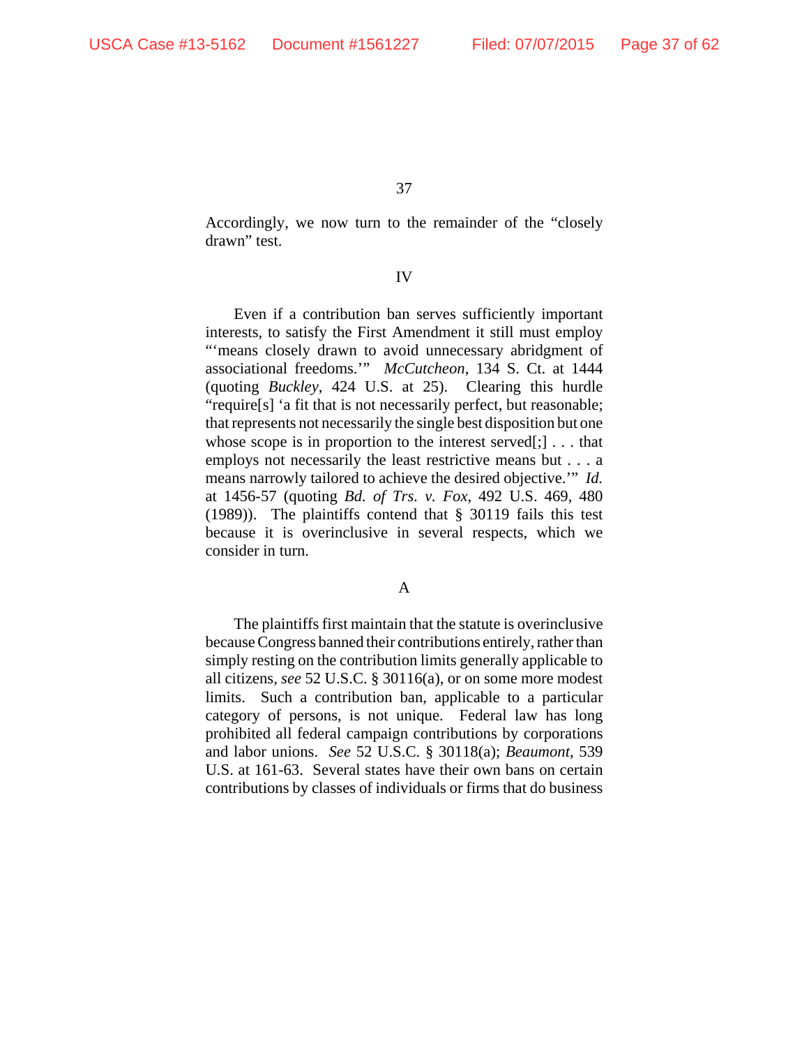Accordingly, we now turn to the remainder of the "closely drawn" test.

## IV

Even if a contribution ban serves sufficiently important interests, to satisfy the First Amendment it still must employ "'means closely drawn to avoid unnecessary abridgment of associational freedoms.'" *McCutcheon*, 134 S. Ct. at 1444 (quoting *Buckley*, 424 U.S. at 25). Clearing this hurdle "require[s] 'a fit that is not necessarily perfect, but reasonable; that represents not necessarily the single best disposition but one whose scope is in proportion to the interest served[;] . . . that employs not necessarily the least restrictive means but . . . a means narrowly tailored to achieve the desired objective.'" *Id.* at 1456-57 (quoting *Bd. of Trs. v. Fox*, 492 U.S. 469, 480 (1989)). The plaintiffs contend that § 30119 fails this test because it is overinclusive in several respects, which we consider in turn.

### A

The plaintiffs first maintain that the statute is overinclusive because Congress banned their contributions entirely, rather than simply resting on the contribution limits generally applicable to all citizens, *see* 52 U.S.C. § 30116(a), or on some more modest limits. Such a contribution ban, applicable to a particular category of persons, is not unique. Federal law has long prohibited all federal campaign contributions by corporations and labor unions. *See* 52 U.S.C. § 30118(a); *Beaumont*, 539 U.S. at 161-63. Several states have their own bans on certain contributions by classes of individuals or firms that do business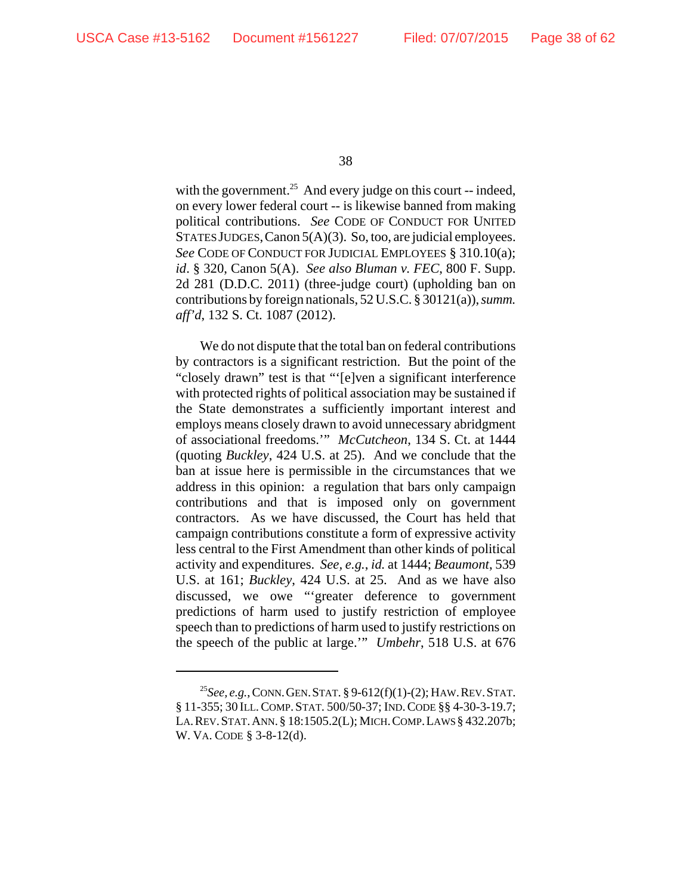with the government.[25] And every judge on this court -- indeed, on every lower federal court -- is likewise banned from making political contributions. *See* CODE OF CONDUCT FOR UNITED STATES JUDGES, Canon 5(A)(3). So, too, are judicial employees. *See* CODE OF CONDUCT FOR JUDICIAL EMPLOYEES § 310.10(a); *id*. § 320, Canon 5(A). *See also Bluman v. FEC*, 800 F. Supp. 2d 281 (D.D.C. 2011) (three-judge court) (upholding ban on contributions by foreign nationals, 52 U.S.C. § 30121(a)), *summ. aff'd*, 132 S. Ct. 1087 (2012).

We do not dispute that the total ban on federal contributions by contractors is a significant restriction. But the point of the "closely drawn" test is that "'[e]ven a significant interference with protected rights of political association may be sustained if the State demonstrates a sufficiently important interest and employs means closely drawn to avoid unnecessary abridgment of associational freedoms.'" *McCutcheon*, 134 S. Ct. at 1444 (quoting *Buckley*, 424 U.S. at 25). And we conclude that the ban at issue here is permissible in the circumstances that we address in this opinion: a regulation that bars only campaign contributions and that is imposed only on government contractors. As we have discussed, the Court has held that campaign contributions constitute a form of expressive activity less central to the First Amendment than other kinds of political activity and expenditures. *See, e.g.*, *id.* at 1444; *Beaumont*, 539 U.S. at 161; *Buckley*, 424 U.S. at 25. And as we have also discussed, we owe "'greater deference to government predictions of harm used to justify restriction of employee speech than to predictions of harm used to justify restrictions on the speech of the public at large.'" *Umbehr*, 518 U.S. at 676

---

[25] *See, e.g.*, CONN. GEN. STAT. § 9-612(f)(1)-(2); HAW. REV. STAT. § 11-355; 30 ILL. COMP. STAT. 500/50-37; IND. CODE §§ 4-30-3-19.7; LA. REV. STAT. ANN. § 18:1505.2(L); MICH. COMP. LAWS § 432.207b; W. VA. CODE § 3-8-12(d).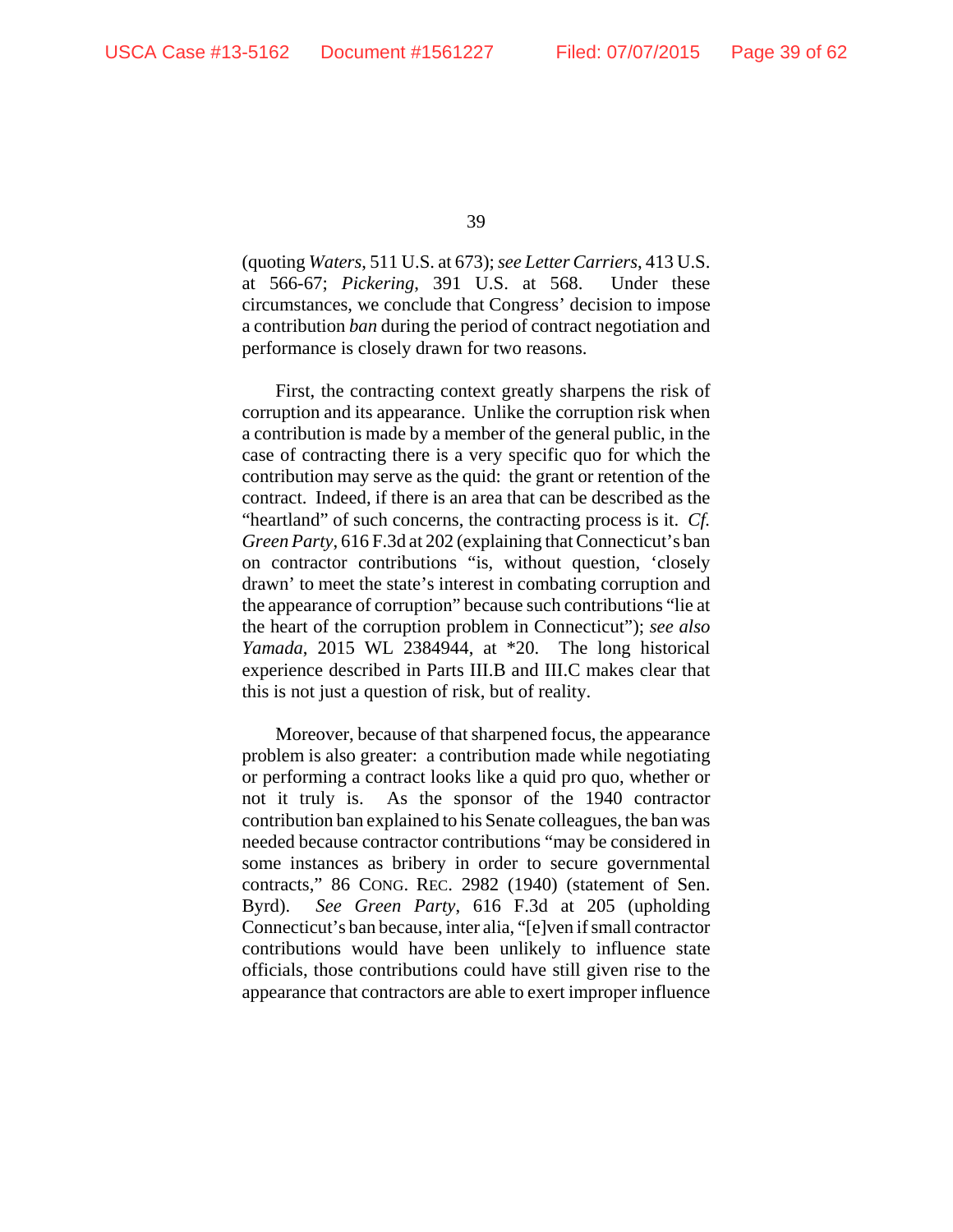(quoting *Waters*, 511 U.S. at 673); *see Letter Carriers*, 413 U.S. at 566-67; *Pickering*, 391 U.S. at 568. Under these circumstances, we conclude that Congress' decision to impose a contribution *ban* during the period of contract negotiation and performance is closely drawn for two reasons.

First, the contracting context greatly sharpens the risk of corruption and its appearance. Unlike the corruption risk when a contribution is made by a member of the general public, in the case of contracting there is a very specific quo for which the contribution may serve as the quid: the grant or retention of the contract. Indeed, if there is an area that can be described as the "heartland" of such concerns, the contracting process is it. *Cf. Green Party*, 616 F.3d at 202 (explaining that Connecticut's ban on contractor contributions "is, without question, 'closely drawn' to meet the state's interest in combating corruption and the appearance of corruption" because such contributions "lie at the heart of the corruption problem in Connecticut"); *see also Yamada*, 2015 WL 2384944, at *20. The long historical experience described in Parts III.B and III.C makes clear that this is not just a question of risk, but of reality.

Moreover, because of that sharpened focus, the appearance problem is also greater: a contribution made while negotiating or performing a contract looks like a quid pro quo, whether or not it truly is. As the sponsor of the 1940 contractor contribution ban explained to his Senate colleagues, the ban was needed because contractor contributions "may be considered in some instances as bribery in order to secure governmental contracts," 86 CONG. REC. 2982 (1940) (statement of Sen. Byrd). *See Green Party*, 616 F.3d at 205 (upholding Connecticut's ban because, inter alia, "[e]ven if small contractor contributions would have been unlikely to influence state officials, those contributions could have still given rise to the appearance that contractors are able to exert improper influence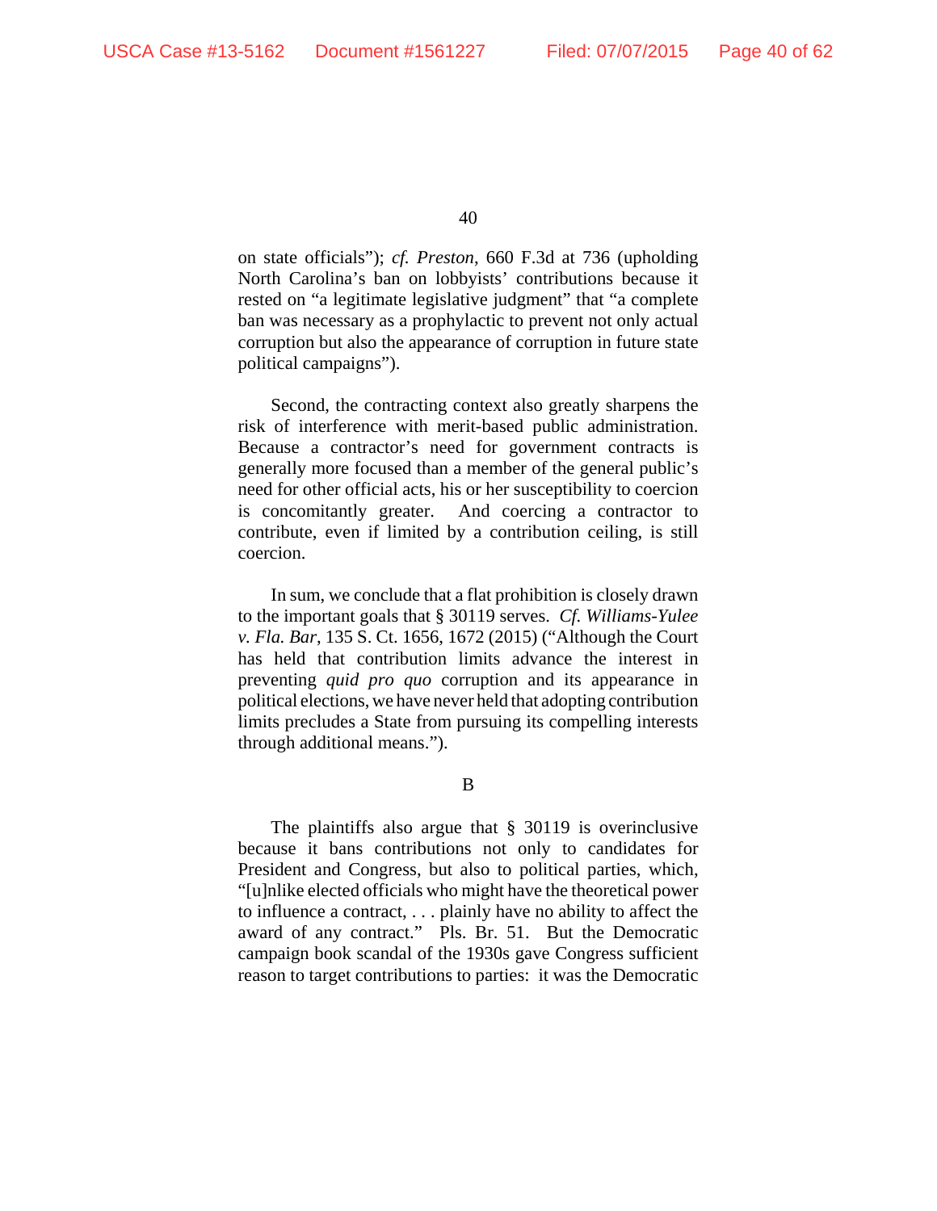on state officials"); *cf. Preston*, 660 F.3d at 736 (upholding North Carolina's ban on lobbyists' contributions because it rested on "a legitimate legislative judgment" that "a complete ban was necessary as a prophylactic to prevent not only actual corruption but also the appearance of corruption in future state political campaigns").

Second, the contracting context also greatly sharpens the risk of interference with merit-based public administration. Because a contractor's need for government contracts is generally more focused than a member of the general public's need for other official acts, his or her susceptibility to coercion is concomitantly greater. And coercing a contractor to contribute, even if limited by a contribution ceiling, is still coercion.

In sum, we conclude that a flat prohibition is closely drawn to the important goals that § 30119 serves. *Cf. Williams-Yulee v. Fla. Bar*, 135 S. Ct. 1656, 1672 (2015) ("Although the Court has held that contribution limits advance the interest in preventing *quid pro quo* corruption and its appearance in political elections, we have never held that adopting contribution limits precludes a State from pursuing its compelling interests through additional means.").

B

The plaintiffs also argue that § 30119 is overinclusive because it bans contributions not only to candidates for President and Congress, but also to political parties, which, "[u]nlike elected officials who might have the theoretical power to influence a contract, . . . plainly have no ability to affect the award of any contract." Pls. Br. 51. But the Democratic campaign book scandal of the 1930s gave Congress sufficient reason to target contributions to parties: it was the Democratic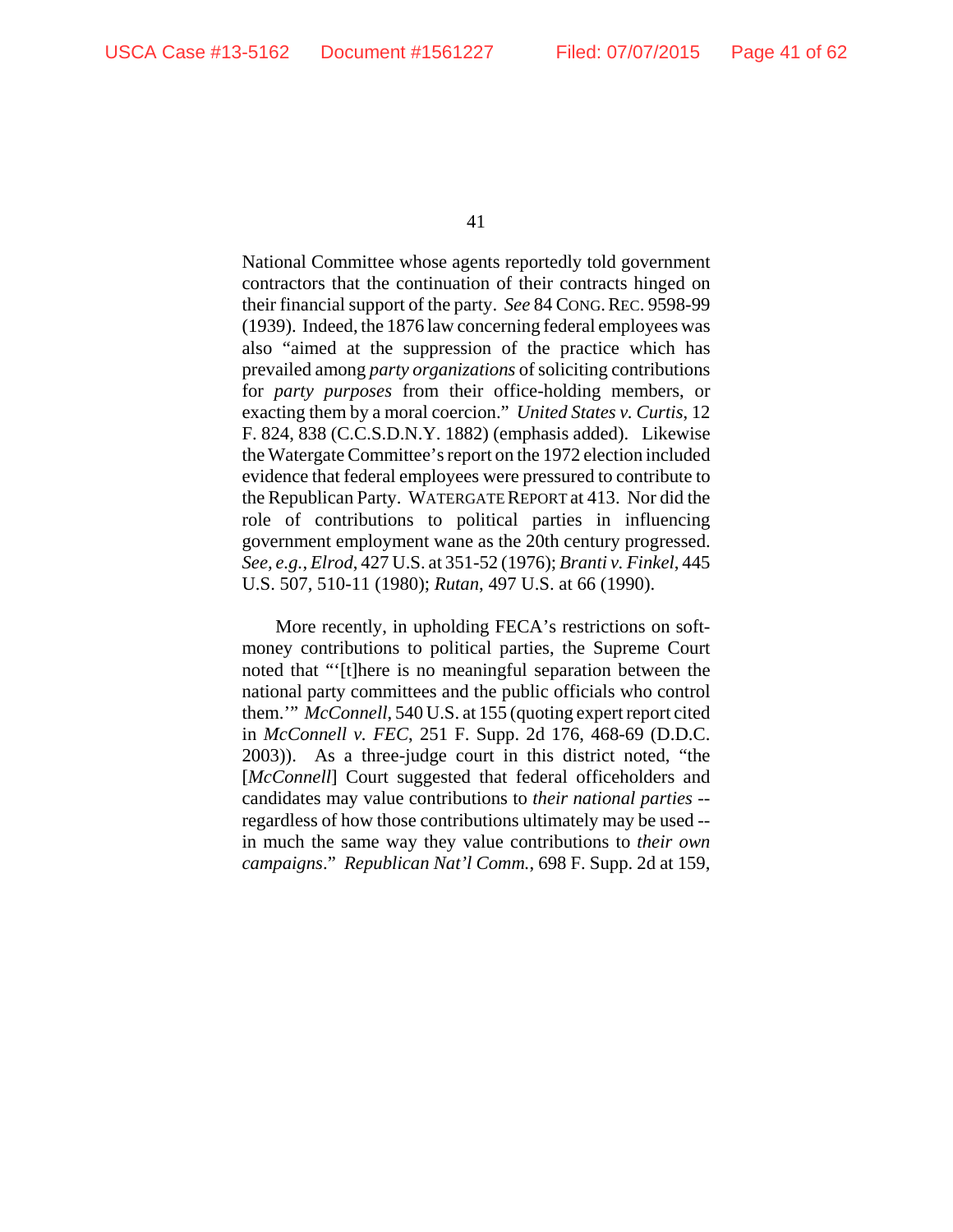National Committee whose agents reportedly told government contractors that the continuation of their contracts hinged on their financial support of the party. *See* 84 CONG. REC. 9598-99 (1939). Indeed, the 1876 law concerning federal employees was also "aimed at the suppression of the practice which has prevailed among *party organizations* of soliciting contributions for *party purposes* from their office-holding members, or exacting them by a moral coercion." *United States v. Curtis*, 12 F. 824, 838 (C.C.S.D.N.Y. 1882) (emphasis added). Likewise the Watergate Committee's report on the 1972 election included evidence that federal employees were pressured to contribute to the Republican Party. WATERGATE REPORT at 413. Nor did the role of contributions to political parties in influencing government employment wane as the 20th century progressed. *See, e.g.*, *Elrod*, 427 U.S. at 351-52 (1976); *Branti v. Finkel*, 445 U.S. 507, 510-11 (1980); *Rutan*, 497 U.S. at 66 (1990).

More recently, in upholding FECA's restrictions on soft-money contributions to political parties, the Supreme Court noted that "'[t]here is no meaningful separation between the national party committees and the public officials who control them.'" *McConnell*, 540 U.S. at 155 (quoting expert report cited in *McConnell v. FEC*, 251 F. Supp. 2d 176, 468-69 (D.D.C. 2003)). As a three-judge court in this district noted, "the [*McConnell*] Court suggested that federal officeholders and candidates may value contributions to *their national parties* -- regardless of how those contributions ultimately may be used -- in much the same way they value contributions to *their own campaigns*." *Republican Nat'l Comm.*, 698 F. Supp. 2d at 159,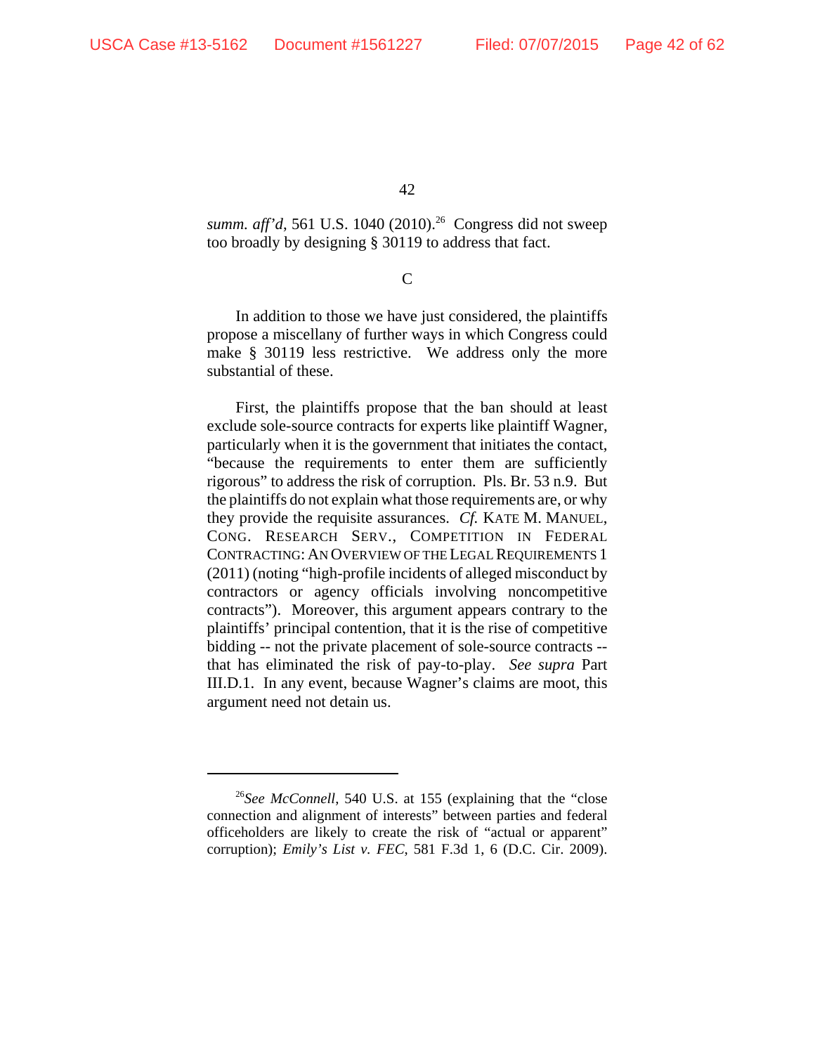*summ. aff'd*, 561 U.S. 1040 (2010).[26] Congress did not sweep too broadly by designing § 30119 to address that fact.

C

In addition to those we have just considered, the plaintiffs propose a miscellany of further ways in which Congress could make § 30119 less restrictive. We address only the more substantial of these.

First, the plaintiffs propose that the ban should at least exclude sole-source contracts for experts like plaintiff Wagner, particularly when it is the government that initiates the contact, "because the requirements to enter them are sufficiently rigorous" to address the risk of corruption. Pls. Br. 53 n.9. But the plaintiffs do not explain what those requirements are, or why they provide the requisite assurances. *Cf.* KATE M. MANUEL, CONG. RESEARCH SERV., COMPETITION IN FEDERAL CONTRACTING: AN OVERVIEW OF THE LEGAL REQUIREMENTS 1 (2011) (noting "high-profile incidents of alleged misconduct by contractors or agency officials involving noncompetitive contracts"). Moreover, this argument appears contrary to the plaintiffs' principal contention, that it is the rise of competitive bidding -- not the private placement of sole-source contracts -- that has eliminated the risk of pay-to-play. *See supra* Part III.D.1. In any event, because Wagner's claims are moot, this argument need not detain us.

---

[26]*See McConnell*, 540 U.S. at 155 (explaining that the "close connection and alignment of interests" between parties and federal officeholders are likely to create the risk of "actual or apparent" corruption); *Emily's List v. FEC*, 581 F.3d 1, 6 (D.C. Cir. 2009).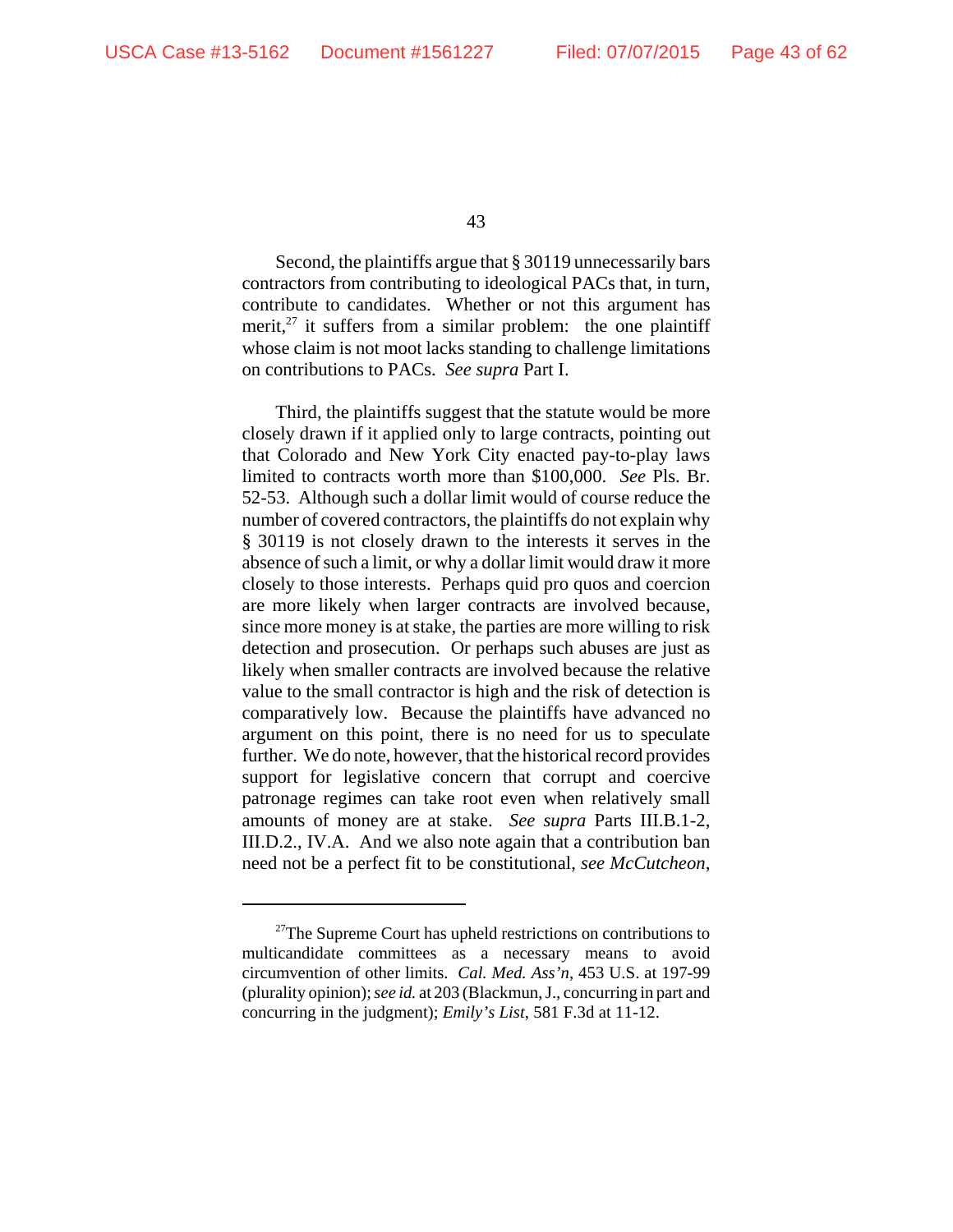Second, the plaintiffs argue that § 30119 unnecessarily bars contractors from contributing to ideological PACs that, in turn, contribute to candidates. Whether or not this argument has merit,[27] it suffers from a similar problem: the one plaintiff whose claim is not moot lacks standing to challenge limitations on contributions to PACs. *See supra* Part I.

Third, the plaintiffs suggest that the statute would be more closely drawn if it applied only to large contracts, pointing out that Colorado and New York City enacted pay-to-play laws limited to contracts worth more than $100,000. *See* Pls. Br. 52-53. Although such a dollar limit would of course reduce the number of covered contractors, the plaintiffs do not explain why § 30119 is not closely drawn to the interests it serves in the absence of such a limit, or why a dollar limit would draw it more closely to those interests. Perhaps quid pro quos and coercion are more likely when larger contracts are involved because, since more money is at stake, the parties are more willing to risk detection and prosecution. Or perhaps such abuses are just as likely when smaller contracts are involved because the relative value to the small contractor is high and the risk of detection is comparatively low. Because the plaintiffs have advanced no argument on this point, there is no need for us to speculate further. We do note, however, that the historical record provides support for legislative concern that corrupt and coercive patronage regimes can take root even when relatively small amounts of money are at stake. *See supra* Parts III.B.1-2, III.D.2., IV.A. And we also note again that a contribution ban need not be a perfect fit to be constitutional, *see McCutcheon*,

---

[27] The Supreme Court has upheld restrictions on contributions to multicandidate committees as a necessary means to avoid circumvention of other limits. *Cal. Med. Ass'n*, 453 U.S. at 197-99 (plurality opinion); *see id.* at 203 (Blackmun, J., concurring in part and concurring in the judgment); *Emily's List*, 581 F.3d at 11-12.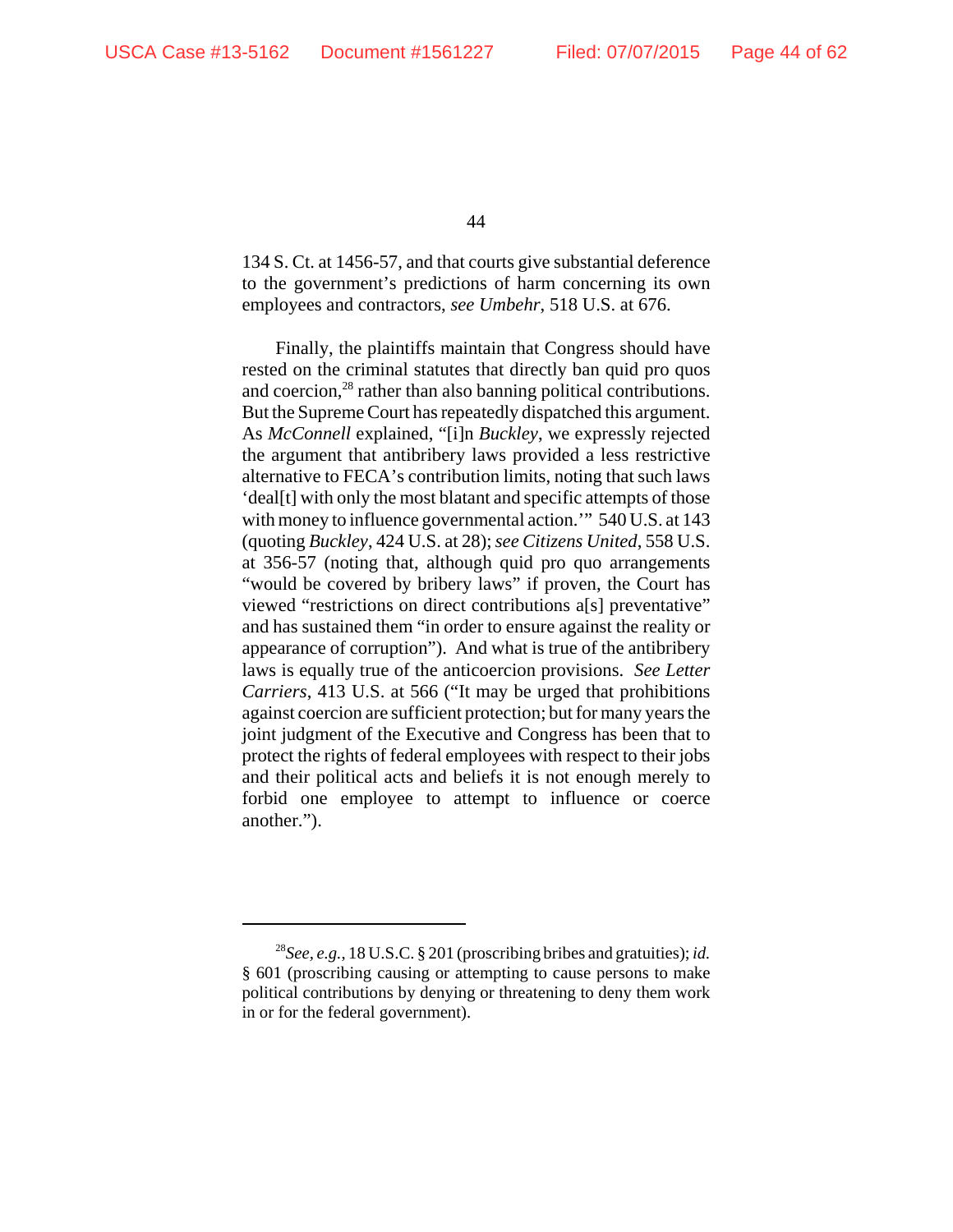134 S. Ct. at 1456-57, and that courts give substantial deference to the government's predictions of harm concerning its own employees and contractors, *see Umbehr*, 518 U.S. at 676.

Finally, the plaintiffs maintain that Congress should have rested on the criminal statutes that directly ban quid pro quos and coercion,[28] rather than also banning political contributions. But the Supreme Court has repeatedly dispatched this argument. As *McConnell* explained, "[i]n *Buckley*, we expressly rejected the argument that antibribery laws provided a less restrictive alternative to FECA's contribution limits, noting that such laws 'deal[t] with only the most blatant and specific attempts of those with money to influence governmental action.'" 540 U.S. at 143 (quoting *Buckley*, 424 U.S. at 28); *see Citizens United*, 558 U.S. at 356-57 (noting that, although quid pro quo arrangements "would be covered by bribery laws" if proven, the Court has viewed "restrictions on direct contributions a[s] preventative" and has sustained them "in order to ensure against the reality or appearance of corruption"). And what is true of the antibribery laws is equally true of the anticoercion provisions. *See Letter Carriers*, 413 U.S. at 566 ("It may be urged that prohibitions against coercion are sufficient protection; but for many years the joint judgment of the Executive and Congress has been that to protect the rights of federal employees with respect to their jobs and their political acts and beliefs it is not enough merely to forbid one employee to attempt to influence or coerce another.").

---

[28] *See, e.g.*, 18 U.S.C. § 201 (proscribing bribes and gratuities); *id.* § 601 (proscribing causing or attempting to cause persons to make political contributions by denying or threatening to deny them work in or for the federal government).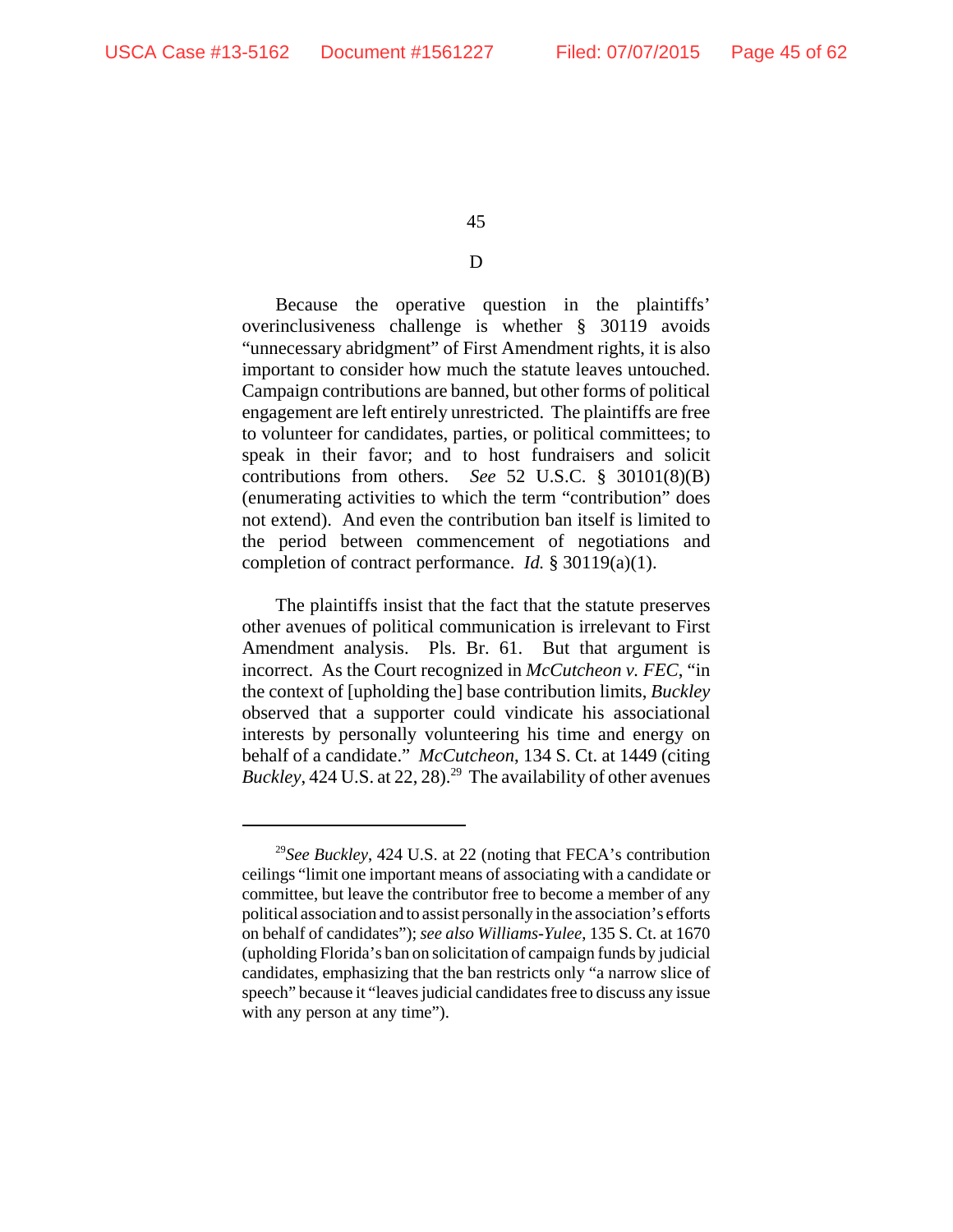### D

Because the operative question in the plaintiffs' overinclusiveness challenge is whether § 30119 avoids "unnecessary abridgment" of First Amendment rights, it is also important to consider how much the statute leaves untouched. Campaign contributions are banned, but other forms of political engagement are left entirely unrestricted. The plaintiffs are free to volunteer for candidates, parties, or political committees; to speak in their favor; and to host fundraisers and solicit contributions from others. *See* 52 U.S.C. § 30101(8)(B) (enumerating activities to which the term "contribution" does not extend). And even the contribution ban itself is limited to the period between commencement of negotiations and completion of contract performance. *Id.* § 30119(a)(1).

The plaintiffs insist that the fact that the statute preserves other avenues of political communication is irrelevant to First Amendment analysis. Pls. Br. 61. But that argument is incorrect. As the Court recognized in *McCutcheon v. FEC*, "in the context of [upholding the] base contribution limits, *Buckley* observed that a supporter could vindicate his associational interests by personally volunteering his time and energy on behalf of a candidate." *McCutcheon*, 134 S. Ct. at 1449 (citing *Buckley*, 424 U.S. at 22, 28).[29] The availability of other avenues

---

[29] *See Buckley*, 424 U.S. at 22 (noting that FECA's contribution ceilings "limit one important means of associating with a candidate or committee, but leave the contributor free to become a member of any political association and to assist personally in the association's efforts on behalf of candidates"); *see also Williams-Yulee*, 135 S. Ct. at 1670 (upholding Florida's ban on solicitation of campaign funds by judicial candidates, emphasizing that the ban restricts only "a narrow slice of speech" because it "leaves judicial candidates free to discuss any issue with any person at any time").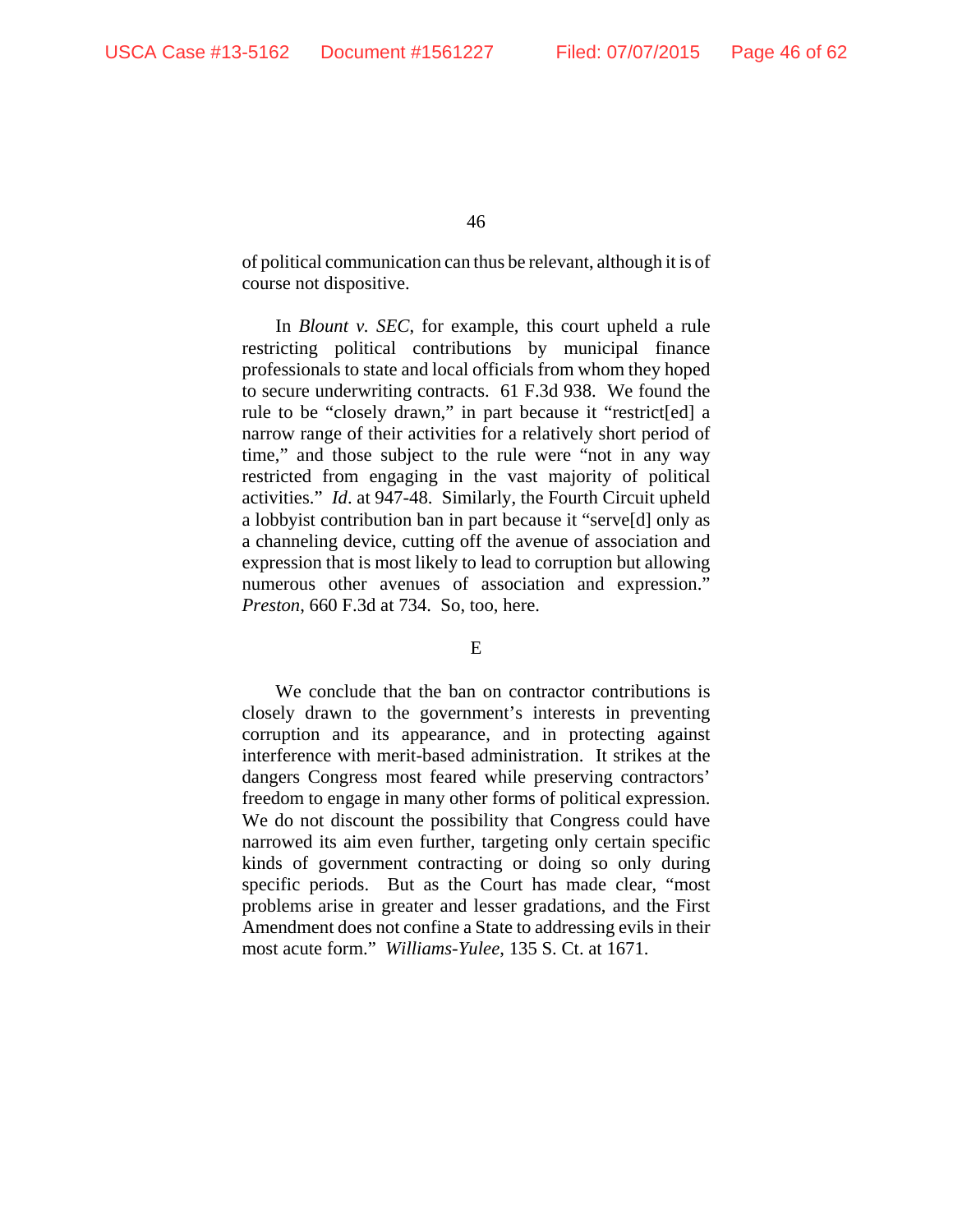of political communication can thus be relevant, although it is of course not dispositive.

In *Blount v. SEC*, for example, this court upheld a rule restricting political contributions by municipal finance professionals to state and local officials from whom they hoped to secure underwriting contracts. 61 F.3d 938. We found the rule to be "closely drawn," in part because it "restrict[ed] a narrow range of their activities for a relatively short period of time," and those subject to the rule were "not in any way restricted from engaging in the vast majority of political activities." *Id*. at 947-48. Similarly, the Fourth Circuit upheld a lobbyist contribution ban in part because it "serve[d] only as a channeling device, cutting off the avenue of association and expression that is most likely to lead to corruption but allowing numerous other avenues of association and expression." *Preston*, 660 F.3d at 734. So, too, here.

E

We conclude that the ban on contractor contributions is closely drawn to the government's interests in preventing corruption and its appearance, and in protecting against interference with merit-based administration. It strikes at the dangers Congress most feared while preserving contractors' freedom to engage in many other forms of political expression. We do not discount the possibility that Congress could have narrowed its aim even further, targeting only certain specific kinds of government contracting or doing so only during specific periods. But as the Court has made clear, "most problems arise in greater and lesser gradations, and the First Amendment does not confine a State to addressing evils in their most acute form." *Williams-Yulee*, 135 S. Ct. at 1671.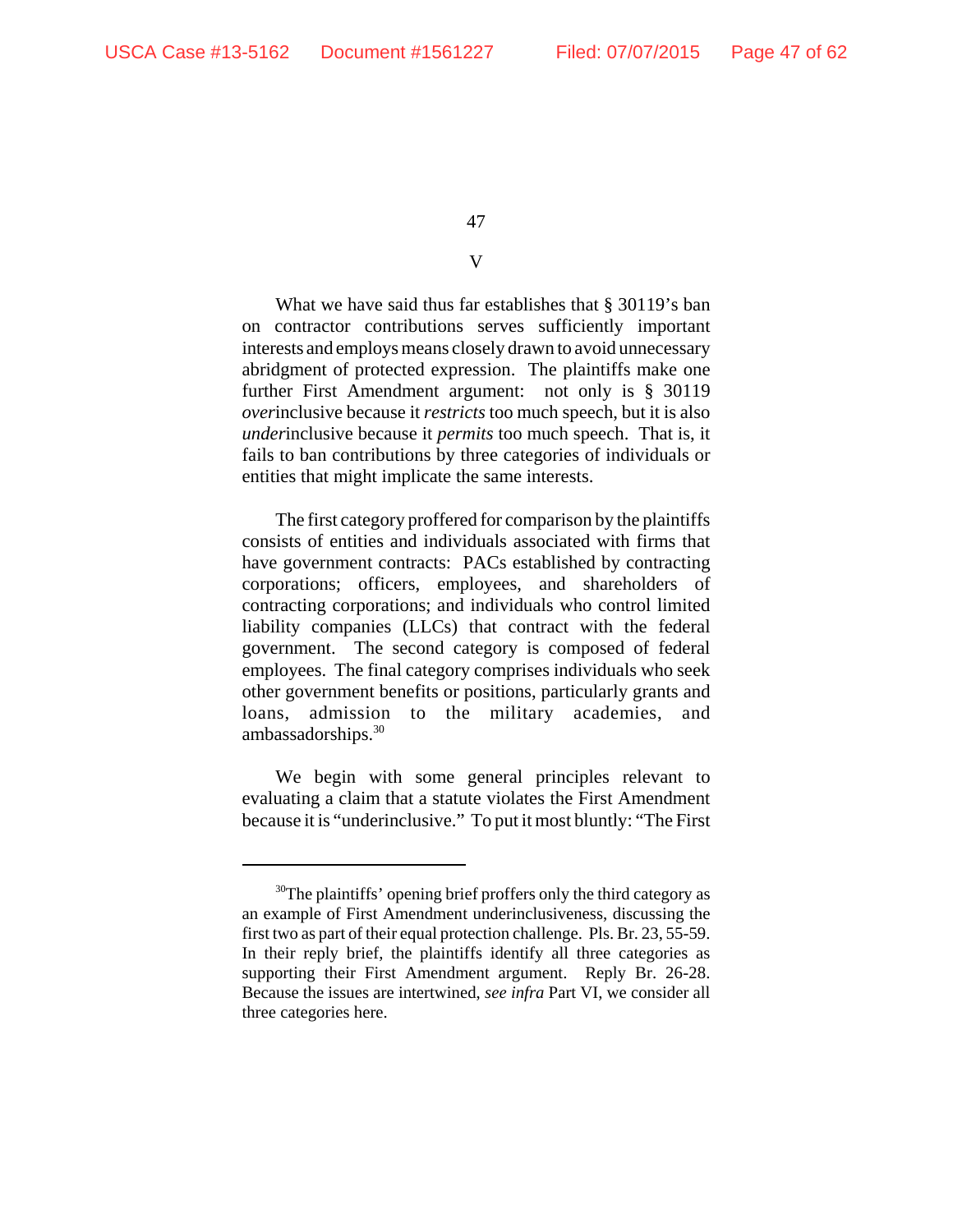## V

What we have said thus far establishes that § 30119's ban on contractor contributions serves sufficiently important interests and employs means closely drawn to avoid unnecessary abridgment of protected expression. The plaintiffs make one further First Amendment argument: not only is § 30119 *over*inclusive because it *restricts* too much speech, but it is also *under*inclusive because it *permits* too much speech. That is, it fails to ban contributions by three categories of individuals or entities that might implicate the same interests.

The first category proffered for comparison by the plaintiffs consists of entities and individuals associated with firms that have government contracts: PACs established by contracting corporations; officers, employees, and shareholders of contracting corporations; and individuals who control limited liability companies (LLCs) that contract with the federal government. The second category is composed of federal employees. The final category comprises individuals who seek other government benefits or positions, particularly grants and loans, admission to the military academies, and ambassadorships.[30]

We begin with some general principles relevant to evaluating a claim that a statute violates the First Amendment because it is "underinclusive." To put it most bluntly: "The First

[30]The plaintiffs' opening brief proffers only the third category as an example of First Amendment underinclusiveness, discussing the first two as part of their equal protection challenge. Pls. Br. 23, 55-59. In their reply brief, the plaintiffs identify all three categories as supporting their First Amendment argument. Reply Br. 26-28. Because the issues are intertwined, *see infra* Part VI, we consider all three categories here.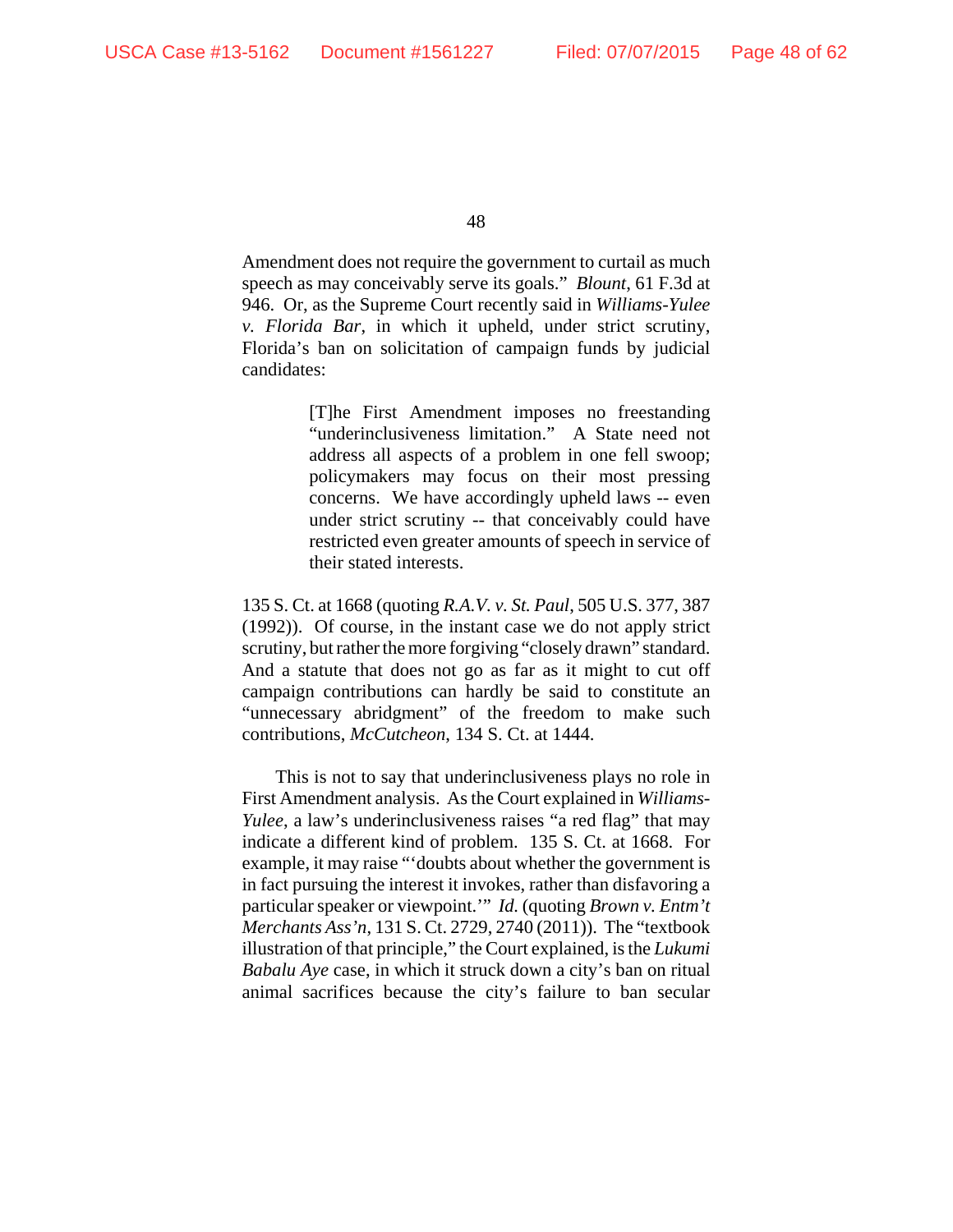Amendment does not require the government to curtail as much speech as may conceivably serve its goals." *Blount*, 61 F.3d at 946. Or, as the Supreme Court recently said in *Williams-Yulee v. Florida Bar*, in which it upheld, under strict scrutiny, Florida's ban on solicitation of campaign funds by judicial candidates:

> [T]he First Amendment imposes no freestanding "underinclusiveness limitation." A State need not address all aspects of a problem in one fell swoop; policymakers may focus on their most pressing concerns. We have accordingly upheld laws -- even under strict scrutiny -- that conceivably could have restricted even greater amounts of speech in service of their stated interests.

135 S. Ct. at 1668 (quoting *R.A.V. v. St. Paul*, 505 U.S. 377, 387 (1992)). Of course, in the instant case we do not apply strict scrutiny, but rather the more forgiving "closely drawn" standard. And a statute that does not go as far as it might to cut off campaign contributions can hardly be said to constitute an "unnecessary abridgment" of the freedom to make such contributions, *McCutcheon*, 134 S. Ct. at 1444.

This is not to say that underinclusiveness plays no role in First Amendment analysis. As the Court explained in *Williams-Yulee*, a law's underinclusiveness raises "a red flag" that may indicate a different kind of problem. 135 S. Ct. at 1668. For example, it may raise "'doubts about whether the government is in fact pursuing the interest it invokes, rather than disfavoring a particular speaker or viewpoint.'" *Id.* (quoting *Brown v. Entm't Merchants Ass'n*, 131 S. Ct. 2729, 2740 (2011)). The "textbook illustration of that principle," the Court explained, is the *Lukumi Babalu Aye* case, in which it struck down a city's ban on ritual animal sacrifices because the city's failure to ban secular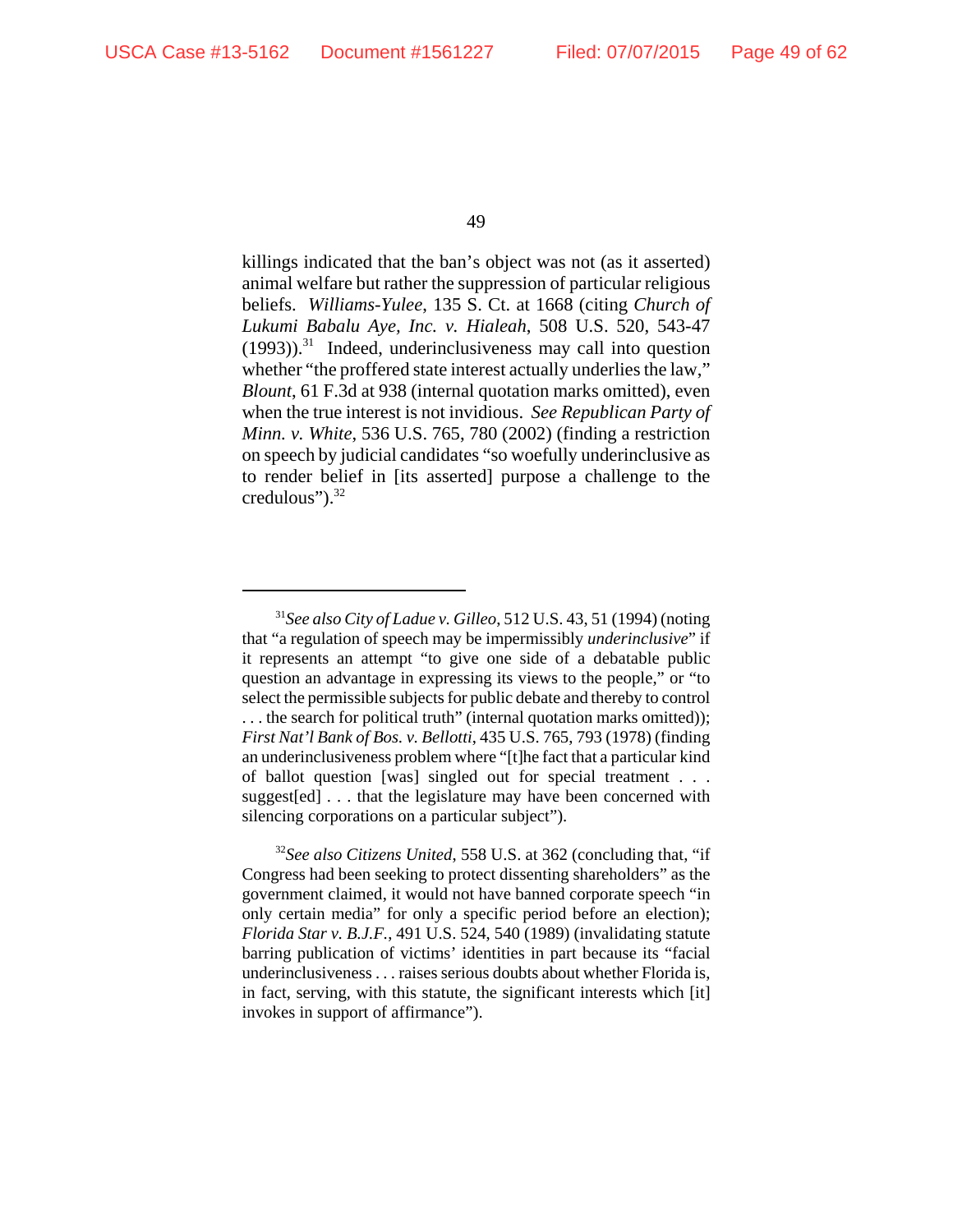killings indicated that the ban's object was not (as it asserted) animal welfare but rather the suppression of particular religious beliefs. *Williams-Yulee*, 135 S. Ct. at 1668 (citing *Church of Lukumi Babalu Aye, Inc. v. Hialeah*, 508 U.S. 520, 543-47 (1993)).[31] Indeed, underinclusiveness may call into question whether "the proffered state interest actually underlies the law," *Blount*, 61 F.3d at 938 (internal quotation marks omitted), even when the true interest is not invidious. *See Republican Party of Minn. v. White*, 536 U.S. 765, 780 (2002) (finding a restriction on speech by judicial candidates "so woefully underinclusive as to render belief in [its asserted] purpose a challenge to the credulous").[32]

---

[31] *See also City of Ladue v. Gilleo*, 512 U.S. 43, 51 (1994) (noting that "a regulation of speech may be impermissibly *underinclusive*" if it represents an attempt "to give one side of a debatable public question an advantage in expressing its views to the people," or "to select the permissible subjects for public debate and thereby to control . . . the search for political truth" (internal quotation marks omitted)); *First Nat'l Bank of Bos. v. Bellotti*, 435 U.S. 765, 793 (1978) (finding an underinclusiveness problem where "[t]he fact that a particular kind of ballot question [was] singled out for special treatment . . . suggest[ed] . . . that the legislature may have been concerned with silencing corporations on a particular subject").

[32] *See also Citizens United*, 558 U.S. at 362 (concluding that, "if Congress had been seeking to protect dissenting shareholders" as the government claimed, it would not have banned corporate speech "in only certain media" for only a specific period before an election); *Florida Star v. B.J.F.*, 491 U.S. 524, 540 (1989) (invalidating statute barring publication of victims' identities in part because its "facial underinclusiveness . . . raises serious doubts about whether Florida is, in fact, serving, with this statute, the significant interests which [it] invokes in support of affirmance").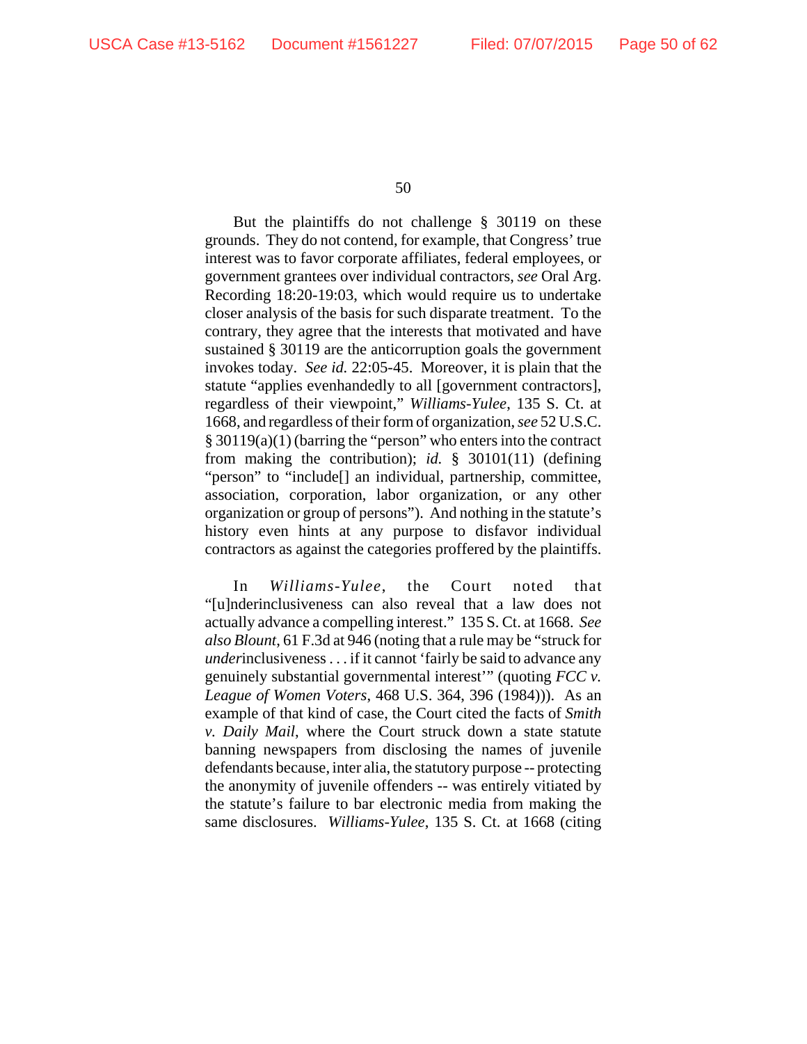But the plaintiffs do not challenge § 30119 on these grounds. They do not contend, for example, that Congress' true interest was to favor corporate affiliates, federal employees, or government grantees over individual contractors, *see* Oral Arg. Recording 18:20-19:03, which would require us to undertake closer analysis of the basis for such disparate treatment. To the contrary, they agree that the interests that motivated and have sustained § 30119 are the anticorruption goals the government invokes today. *See id.* 22:05-45. Moreover, it is plain that the statute "applies evenhandedly to all [government contractors], regardless of their viewpoint," *Williams-Yulee*, 135 S. Ct. at 1668, and regardless of their form of organization, *see* 52 U.S.C. § 30119(a)(1) (barring the "person" who enters into the contract from making the contribution); *id.* § 30101(11) (defining "person" to "include[] an individual, partnership, committee, association, corporation, labor organization, or any other organization or group of persons"). And nothing in the statute's history even hints at any purpose to disfavor individual contractors as against the categories proffered by the plaintiffs.

In *Williams-Yulee*, the Court noted that "[u]nderinclusiveness can also reveal that a law does not actually advance a compelling interest." 135 S. Ct. at 1668. *See also Blount*, 61 F.3d at 946 (noting that a rule may be "struck for *under*inclusiveness . . . if it cannot 'fairly be said to advance any genuinely substantial governmental interest'" (quoting *FCC v. League of Women Voters*, 468 U.S. 364, 396 (1984))). As an example of that kind of case, the Court cited the facts of *Smith v. Daily Mail*, where the Court struck down a state statute banning newspapers from disclosing the names of juvenile defendants because, inter alia, the statutory purpose -- protecting the anonymity of juvenile offenders -- was entirely vitiated by the statute's failure to bar electronic media from making the same disclosures. *Williams-Yulee*, 135 S. Ct. at 1668 (citing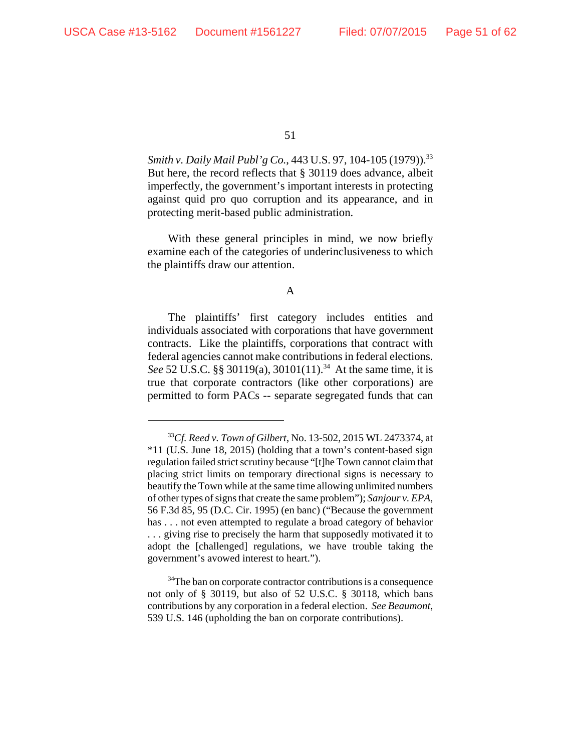*Smith v. Daily Mail Publ'g Co.*, 443 U.S. 97, 104-105 (1979)).[33] But here, the record reflects that § 30119 does advance, albeit imperfectly, the government's important interests in protecting against quid pro quo corruption and its appearance, and in protecting merit-based public administration.

With these general principles in mind, we now briefly examine each of the categories of underinclusiveness to which the plaintiffs draw our attention.

A

The plaintiffs' first category includes entities and individuals associated with corporations that have government contracts. Like the plaintiffs, corporations that contract with federal agencies cannot make contributions in federal elections. *See* 52 U.S.C. §§ 30119(a), 30101(11).[34] At the same time, it is true that corporate contractors (like other corporations) are permitted to form PACs -- separate segregated funds that can

---

[33]*Cf. Reed v. Town of Gilbert*, No. 13-502, 2015 WL 2473374, at *11 (U.S. June 18, 2015) (holding that a town's content-based sign regulation failed strict scrutiny because "[t]he Town cannot claim that placing strict limits on temporary directional signs is necessary to beautify the Town while at the same time allowing unlimited numbers of other types of signs that create the same problem"); *Sanjour v. EPA*, 56 F.3d 85, 95 (D.C. Cir. 1995) (en banc) ("Because the government has . . . not even attempted to regulate a broad category of behavior . . . giving rise to precisely the harm that supposedly motivated it to adopt the [challenged] regulations, we have trouble taking the government's avowed interest to heart.").

[34]The ban on corporate contractor contributions is a consequence not only of § 30119, but also of 52 U.S.C. § 30118, which bans contributions by any corporation in a federal election. *See Beaumont*, 539 U.S. 146 (upholding the ban on corporate contributions).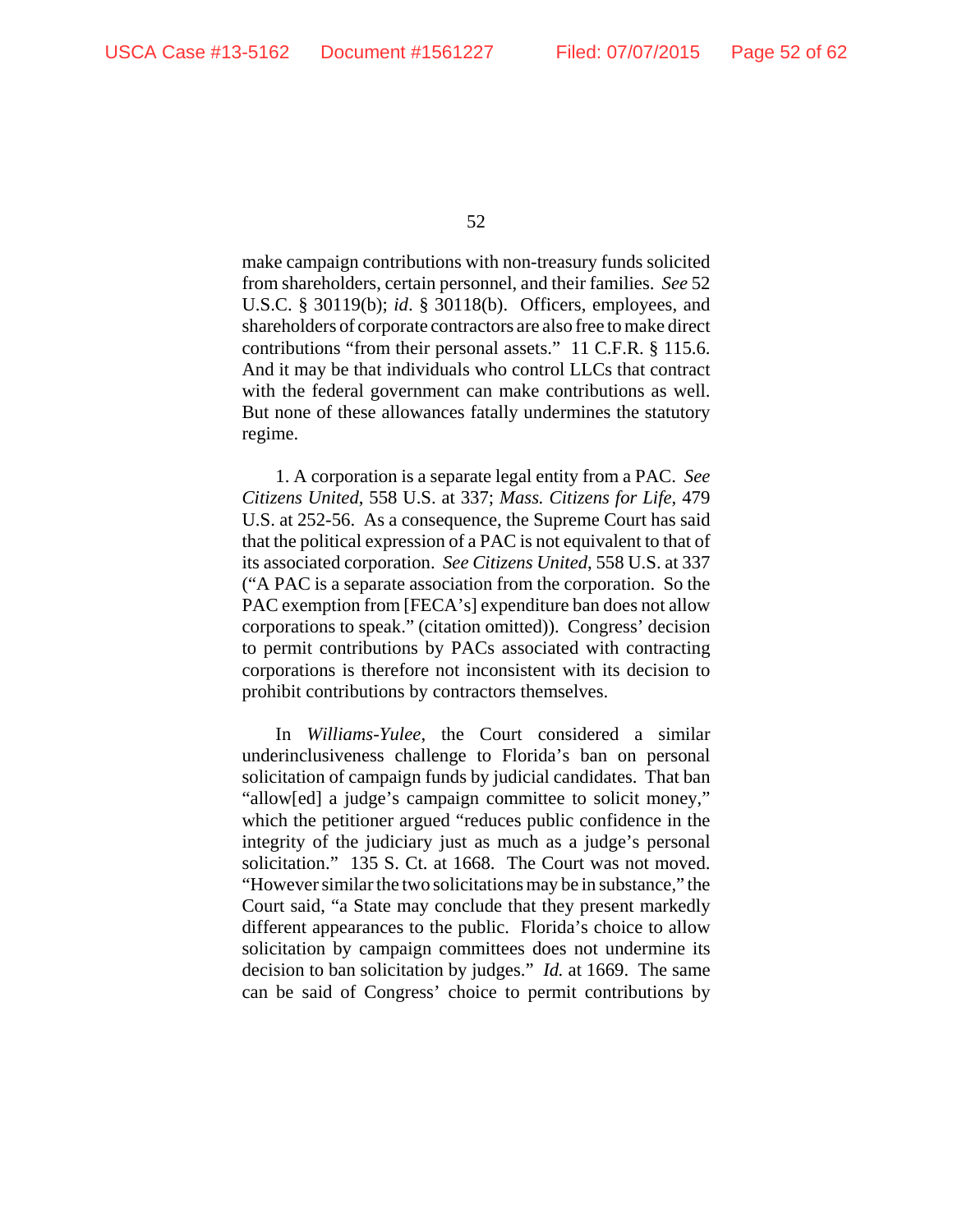make campaign contributions with non-treasury funds solicited from shareholders, certain personnel, and their families. *See* 52 U.S.C. § 30119(b); *id*. § 30118(b). Officers, employees, and shareholders of corporate contractors are also free to make direct contributions "from their personal assets." 11 C.F.R. § 115.6. And it may be that individuals who control LLCs that contract with the federal government can make contributions as well. But none of these allowances fatally undermines the statutory regime.

1. A corporation is a separate legal entity from a PAC. *See Citizens United*, 558 U.S. at 337; *Mass. Citizens for Life*, 479 U.S. at 252-56. As a consequence, the Supreme Court has said that the political expression of a PAC is not equivalent to that of its associated corporation. *See Citizens United*, 558 U.S. at 337 ("A PAC is a separate association from the corporation. So the PAC exemption from [FECA's] expenditure ban does not allow corporations to speak." (citation omitted)). Congress' decision to permit contributions by PACs associated with contracting corporations is therefore not inconsistent with its decision to prohibit contributions by contractors themselves.

In *Williams-Yulee*, the Court considered a similar underinclusiveness challenge to Florida's ban on personal solicitation of campaign funds by judicial candidates. That ban "allow[ed] a judge's campaign committee to solicit money," which the petitioner argued "reduces public confidence in the integrity of the judiciary just as much as a judge's personal solicitation." 135 S. Ct. at 1668. The Court was not moved. "However similar the two solicitations may be in substance," the Court said, "a State may conclude that they present markedly different appearances to the public. Florida's choice to allow solicitation by campaign committees does not undermine its decision to ban solicitation by judges." *Id.* at 1669. The same can be said of Congress' choice to permit contributions by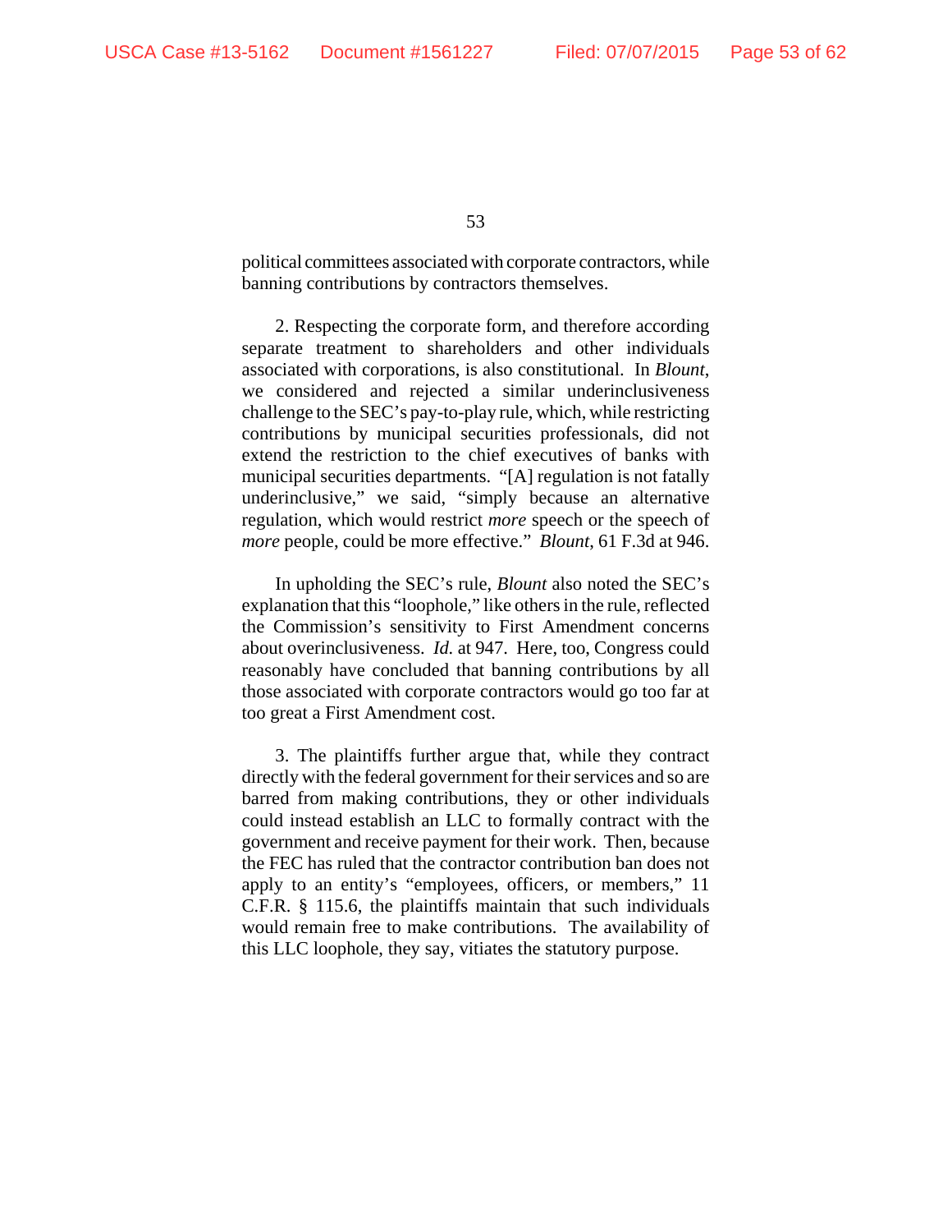political committees associated with corporate contractors, while banning contributions by contractors themselves.

2. Respecting the corporate form, and therefore according separate treatment to shareholders and other individuals associated with corporations, is also constitutional. In *Blount*, we considered and rejected a similar underinclusiveness challenge to the SEC's pay-to-play rule, which, while restricting contributions by municipal securities professionals, did not extend the restriction to the chief executives of banks with municipal securities departments. "[A] regulation is not fatally underinclusive," we said, "simply because an alternative regulation, which would restrict *more* speech or the speech of *more* people, could be more effective." *Blount*, 61 F.3d at 946.

In upholding the SEC's rule, *Blount* also noted the SEC's explanation that this "loophole," like others in the rule, reflected the Commission's sensitivity to First Amendment concerns about overinclusiveness. *Id.* at 947. Here, too, Congress could reasonably have concluded that banning contributions by all those associated with corporate contractors would go too far at too great a First Amendment cost.

3. The plaintiffs further argue that, while they contract directly with the federal government for their services and so are barred from making contributions, they or other individuals could instead establish an LLC to formally contract with the government and receive payment for their work. Then, because the FEC has ruled that the contractor contribution ban does not apply to an entity's "employees, officers, or members," 11 C.F.R. § 115.6, the plaintiffs maintain that such individuals would remain free to make contributions. The availability of this LLC loophole, they say, vitiates the statutory purpose.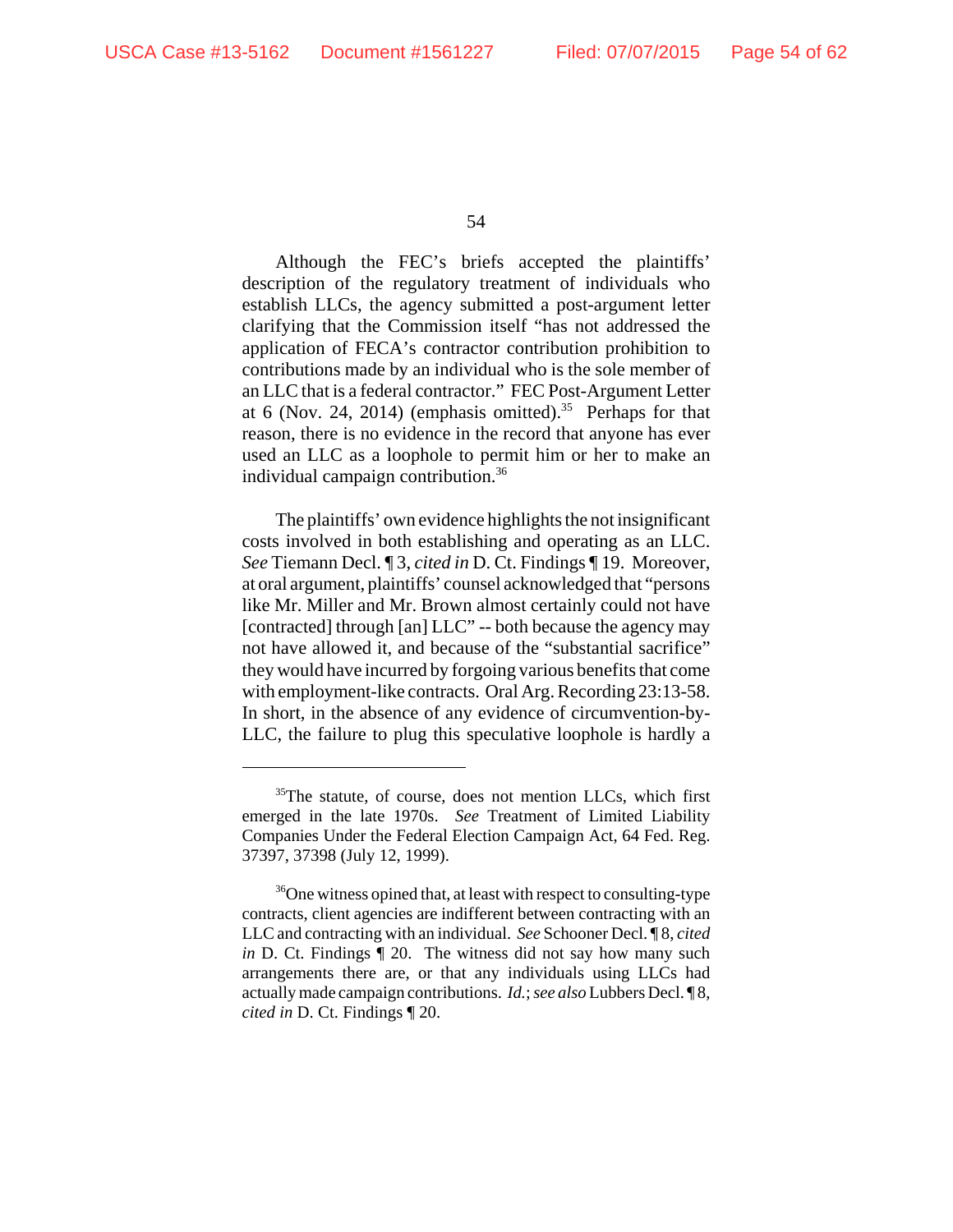Although the FEC's briefs accepted the plaintiffs' description of the regulatory treatment of individuals who establish LLCs, the agency submitted a post-argument letter clarifying that the Commission itself "has not addressed the application of FECA's contractor contribution prohibition to contributions made by an individual who is the sole member of an LLC that is a federal contractor." FEC Post-Argument Letter at 6 (Nov. 24, 2014) (emphasis omitted).[35] Perhaps for that reason, there is no evidence in the record that anyone has ever used an LLC as a loophole to permit him or her to make an individual campaign contribution.[36]

The plaintiffs' own evidence highlights the not insignificant costs involved in both establishing and operating as an LLC. *See* Tiemann Decl. ¶ 3, *cited in* D. Ct. Findings ¶ 19. Moreover, at oral argument, plaintiffs' counsel acknowledged that "persons like Mr. Miller and Mr. Brown almost certainly could not have [contracted] through [an] LLC" -- both because the agency may not have allowed it, and because of the "substantial sacrifice" they would have incurred by forgoing various benefits that come with employment-like contracts. Oral Arg. Recording 23:13-58. In short, in the absence of any evidence of circumvention-by-LLC, the failure to plug this speculative loophole is hardly a

---

[35]The statute, of course, does not mention LLCs, which first emerged in the late 1970s. *See* Treatment of Limited Liability Companies Under the Federal Election Campaign Act, 64 Fed. Reg. 37397, 37398 (July 12, 1999).

[36]One witness opined that, at least with respect to consulting-type contracts, client agencies are indifferent between contracting with an LLC and contracting with an individual. *See* Schooner Decl. ¶ 8, *cited in* D. Ct. Findings ¶ 20. The witness did not say how many such arrangements there are, or that any individuals using LLCs had actually made campaign contributions. *Id.*; *see also* Lubbers Decl. ¶ 8, *cited in* D. Ct. Findings ¶ 20.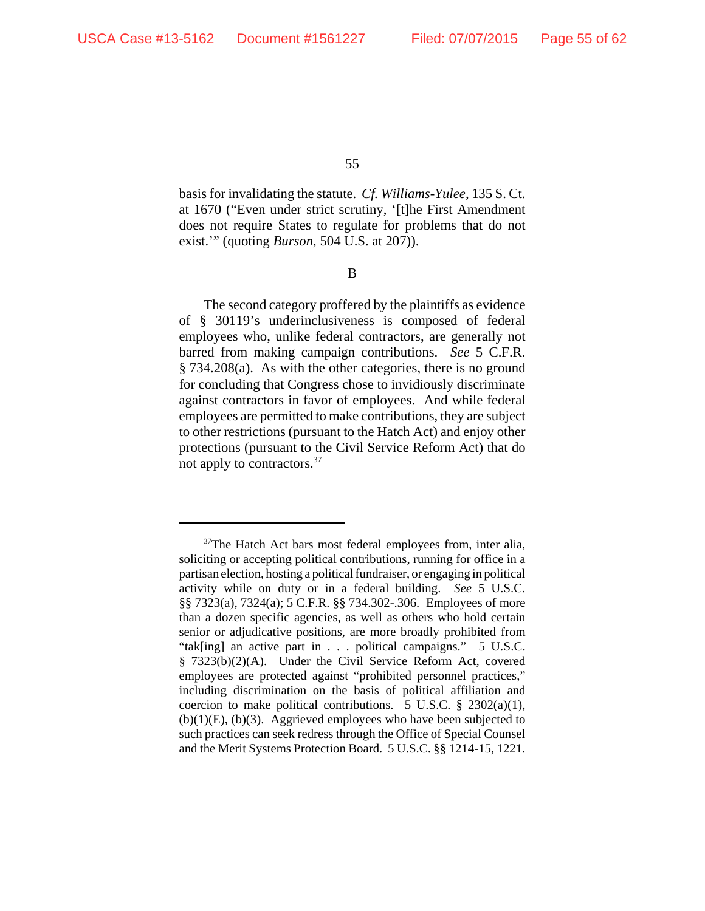basis for invalidating the statute. *Cf. Williams-Yulee*, 135 S. Ct. at 1670 ("Even under strict scrutiny, '[t]he First Amendment does not require States to regulate for problems that do not exist.'" (quoting *Burson*, 504 U.S. at 207)).

B

The second category proffered by the plaintiffs as evidence of § 30119's underinclusiveness is composed of federal employees who, unlike federal contractors, are generally not barred from making campaign contributions. *See* 5 C.F.R. § 734.208(a). As with the other categories, there is no ground for concluding that Congress chose to invidiously discriminate against contractors in favor of employees. And while federal employees are permitted to make contributions, they are subject to other restrictions (pursuant to the Hatch Act) and enjoy other protections (pursuant to the Civil Service Reform Act) that do not apply to contractors.[37]

---

[37]The Hatch Act bars most federal employees from, inter alia, soliciting or accepting political contributions, running for office in a partisan election, hosting a political fundraiser, or engaging in political activity while on duty or in a federal building. *See* 5 U.S.C. §§ 7323(a), 7324(a); 5 C.F.R. §§ 734.302-.306. Employees of more than a dozen specific agencies, as well as others who hold certain senior or adjudicative positions, are more broadly prohibited from "tak[ing] an active part in . . . political campaigns." 5 U.S.C. § 7323(b)(2)(A). Under the Civil Service Reform Act, covered employees are protected against "prohibited personnel practices," including discrimination on the basis of political affiliation and coercion to make political contributions. 5 U.S.C. § 2302(a)(1), (b)(1)(E), (b)(3). Aggrieved employees who have been subjected to such practices can seek redress through the Office of Special Counsel and the Merit Systems Protection Board. 5 U.S.C. §§ 1214-15, 1221.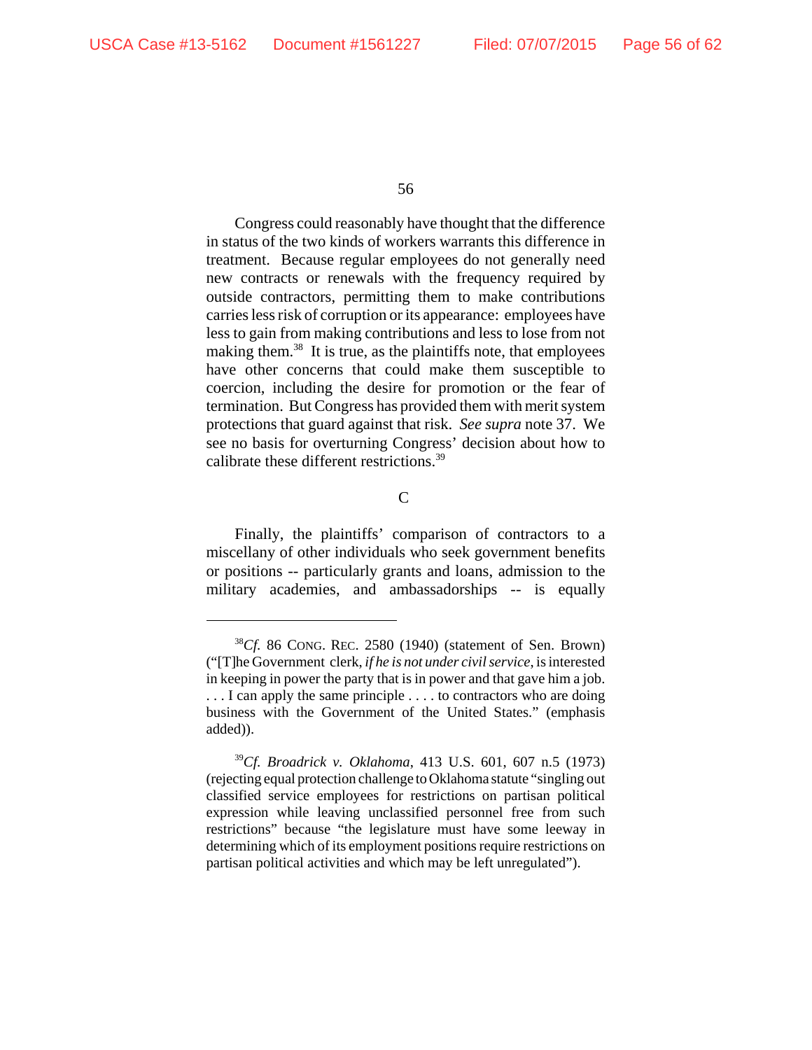Congress could reasonably have thought that the difference in status of the two kinds of workers warrants this difference in treatment. Because regular employees do not generally need new contracts or renewals with the frequency required by outside contractors, permitting them to make contributions carries less risk of corruption or its appearance: employees have less to gain from making contributions and less to lose from not making them.[38] It is true, as the plaintiffs note, that employees have other concerns that could make them susceptible to coercion, including the desire for promotion or the fear of termination. But Congress has provided them with merit system protections that guard against that risk. *See supra* note 37. We see no basis for overturning Congress' decision about how to calibrate these different restrictions.[39]

C

Finally, the plaintiffs' comparison of contractors to a miscellany of other individuals who seek government benefits or positions -- particularly grants and loans, admission to the military academies, and ambassadorships -- is equally

---

[38] *Cf.* 86 CONG. REC. 2580 (1940) (statement of Sen. Brown) ("[T]he Government clerk, *if he is not under civil service*, is interested in keeping in power the party that is in power and that gave him a job. . . . I can apply the same principle . . . . to contractors who are doing business with the Government of the United States." (emphasis added)).

[39] *Cf. Broadrick v. Oklahoma*, 413 U.S. 601, 607 n.5 (1973) (rejecting equal protection challenge to Oklahoma statute "singling out classified service employees for restrictions on partisan political expression while leaving unclassified personnel free from such restrictions" because "the legislature must have some leeway in determining which of its employment positions require restrictions on partisan political activities and which may be left unregulated").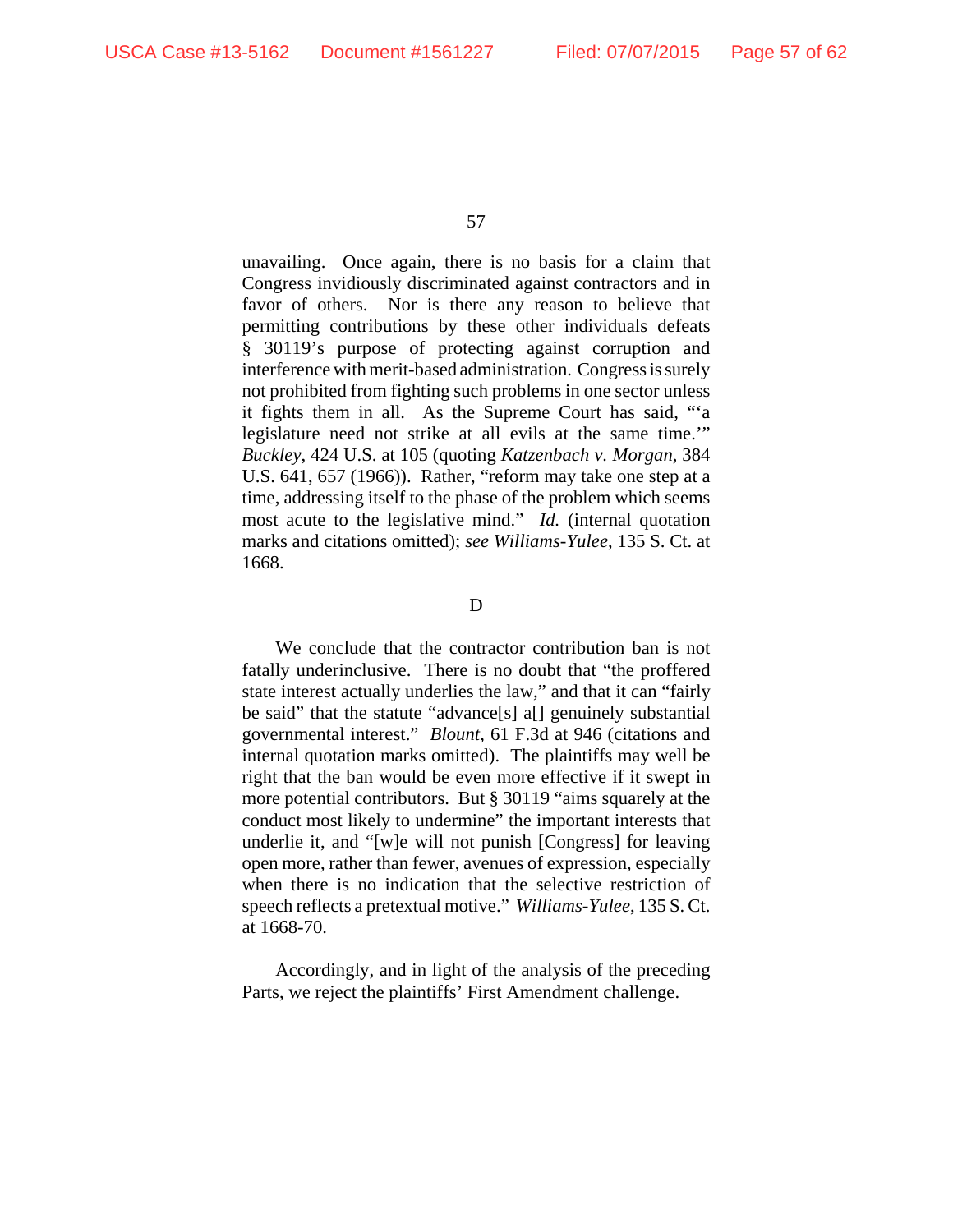unavailing. Once again, there is no basis for a claim that Congress invidiously discriminated against contractors and in favor of others. Nor is there any reason to believe that permitting contributions by these other individuals defeats § 30119's purpose of protecting against corruption and interference with merit-based administration. Congress is surely not prohibited from fighting such problems in one sector unless it fights them in all. As the Supreme Court has said, "'a legislature need not strike at all evils at the same time.'" *Buckley*, 424 U.S. at 105 (quoting *Katzenbach v. Morgan*, 384 U.S. 641, 657 (1966)). Rather, "reform may take one step at a time, addressing itself to the phase of the problem which seems most acute to the legislative mind." *Id.* (internal quotation marks and citations omitted); *see Williams-Yulee*, 135 S. Ct. at 1668.

D

We conclude that the contractor contribution ban is not fatally underinclusive. There is no doubt that "the proffered state interest actually underlies the law," and that it can "fairly be said" that the statute "advance[s] a[] genuinely substantial governmental interest." *Blount*, 61 F.3d at 946 (citations and internal quotation marks omitted). The plaintiffs may well be right that the ban would be even more effective if it swept in more potential contributors. But § 30119 "aims squarely at the conduct most likely to undermine" the important interests that underlie it, and "[w]e will not punish [Congress] for leaving open more, rather than fewer, avenues of expression, especially when there is no indication that the selective restriction of speech reflects a pretextual motive." *Williams-Yulee*, 135 S. Ct. at 1668-70.

Accordingly, and in light of the analysis of the preceding Parts, we reject the plaintiffs' First Amendment challenge.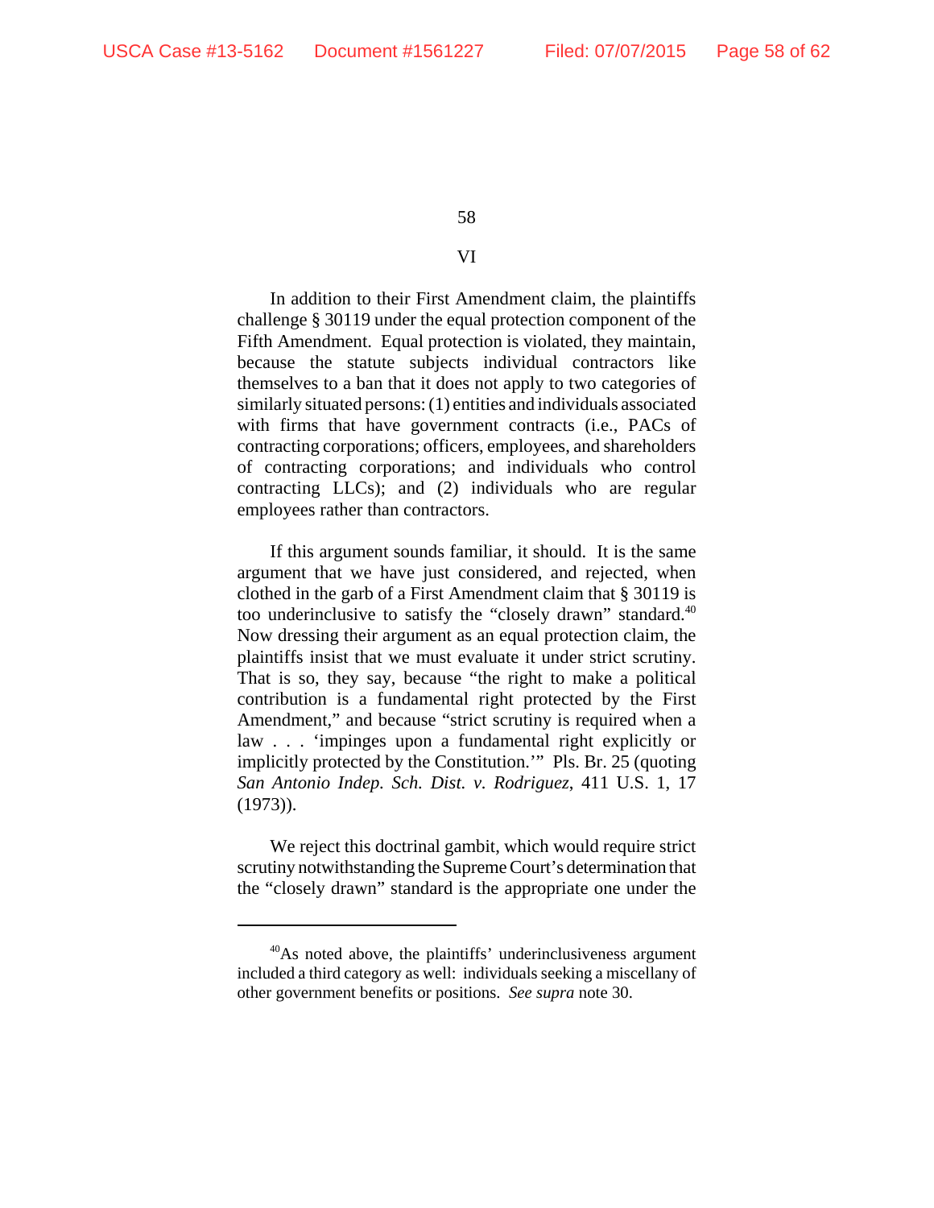## VI

In addition to their First Amendment claim, the plaintiffs challenge § 30119 under the equal protection component of the Fifth Amendment. Equal protection is violated, they maintain, because the statute subjects individual contractors like themselves to a ban that it does not apply to two categories of similarly situated persons: (1) entities and individuals associated with firms that have government contracts (i.e., PACs of contracting corporations; officers, employees, and shareholders of contracting corporations; and individuals who control contracting LLCs); and (2) individuals who are regular employees rather than contractors.

If this argument sounds familiar, it should. It is the same argument that we have just considered, and rejected, when clothed in the garb of a First Amendment claim that § 30119 is too underinclusive to satisfy the "closely drawn" standard.[40] Now dressing their argument as an equal protection claim, the plaintiffs insist that we must evaluate it under strict scrutiny. That is so, they say, because "the right to make a political contribution is a fundamental right protected by the First Amendment," and because "strict scrutiny is required when a law . . . 'impinges upon a fundamental right explicitly or implicitly protected by the Constitution.'" Pls. Br. 25 (quoting *San Antonio Indep. Sch. Dist. v. Rodriguez*, 411 U.S. 1, 17 (1973)).

We reject this doctrinal gambit, which would require strict scrutiny notwithstanding the Supreme Court's determination that the "closely drawn" standard is the appropriate one under the

---

[40]As noted above, the plaintiffs' underinclusiveness argument included a third category as well: individuals seeking a miscellany of other government benefits or positions. *See supra* note 30.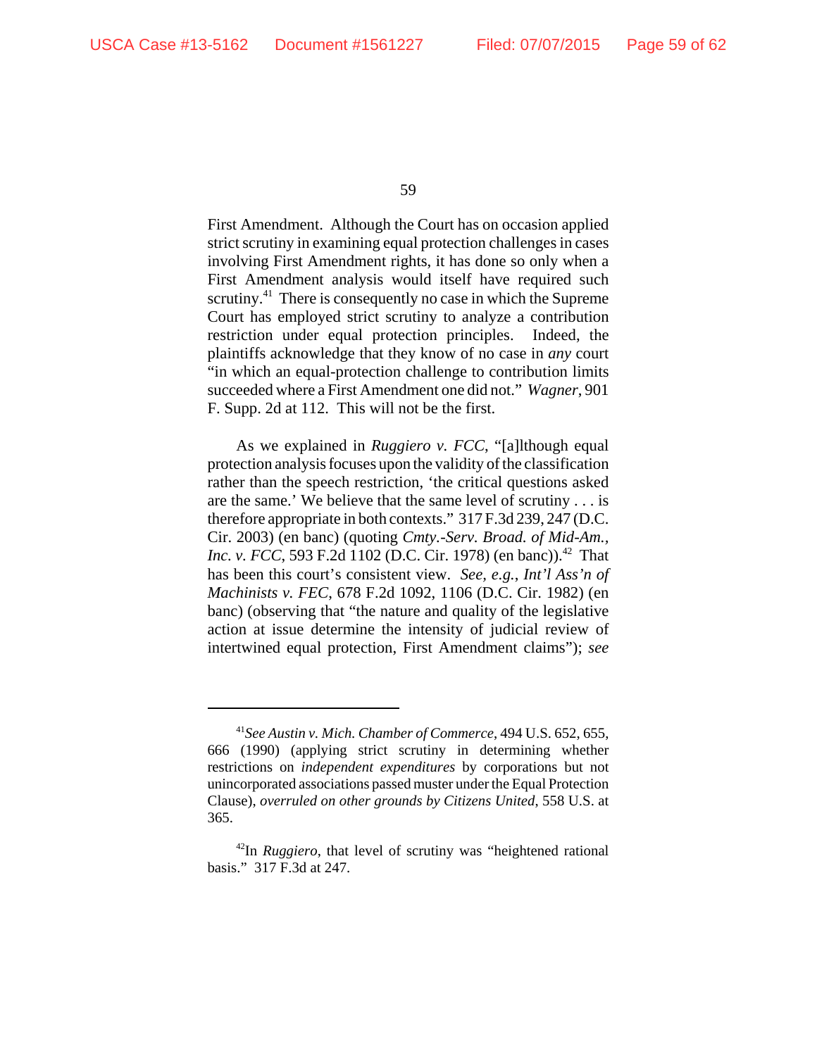First Amendment. Although the Court has on occasion applied strict scrutiny in examining equal protection challenges in cases involving First Amendment rights, it has done so only when a First Amendment analysis would itself have required such scrutiny.[41] There is consequently no case in which the Supreme Court has employed strict scrutiny to analyze a contribution restriction under equal protection principles. Indeed, the plaintiffs acknowledge that they know of no case in *any* court "in which an equal-protection challenge to contribution limits succeeded where a First Amendment one did not." *Wagner*, 901 F. Supp. 2d at 112. This will not be the first.

As we explained in *Ruggiero v. FCC*, "[a]lthough equal protection analysis focuses upon the validity of the classification rather than the speech restriction, 'the critical questions asked are the same.' We believe that the same level of scrutiny . . . is therefore appropriate in both contexts." 317 F.3d 239, 247 (D.C. Cir. 2003) (en banc) (quoting *Cmty.-Serv. Broad. of Mid-Am., Inc. v. FCC*, 593 F.2d 1102 (D.C. Cir. 1978) (en banc)).[42] That has been this court's consistent view. *See, e.g.*, *Int'l Ass'n of Machinists v. FEC*, 678 F.2d 1092, 1106 (D.C. Cir. 1982) (en banc) (observing that "the nature and quality of the legislative action at issue determine the intensity of judicial review of intertwined equal protection, First Amendment claims"); *see*

---

[41] *See Austin v. Mich. Chamber of Commerce*, 494 U.S. 652, 655, 666 (1990) (applying strict scrutiny in determining whether restrictions on *independent expenditures* by corporations but not unincorporated associations passed muster under the Equal Protection Clause), *overruled on other grounds by Citizens United*, 558 U.S. at 365.

[42] In *Ruggiero*, that level of scrutiny was "heightened rational basis." 317 F.3d at 247.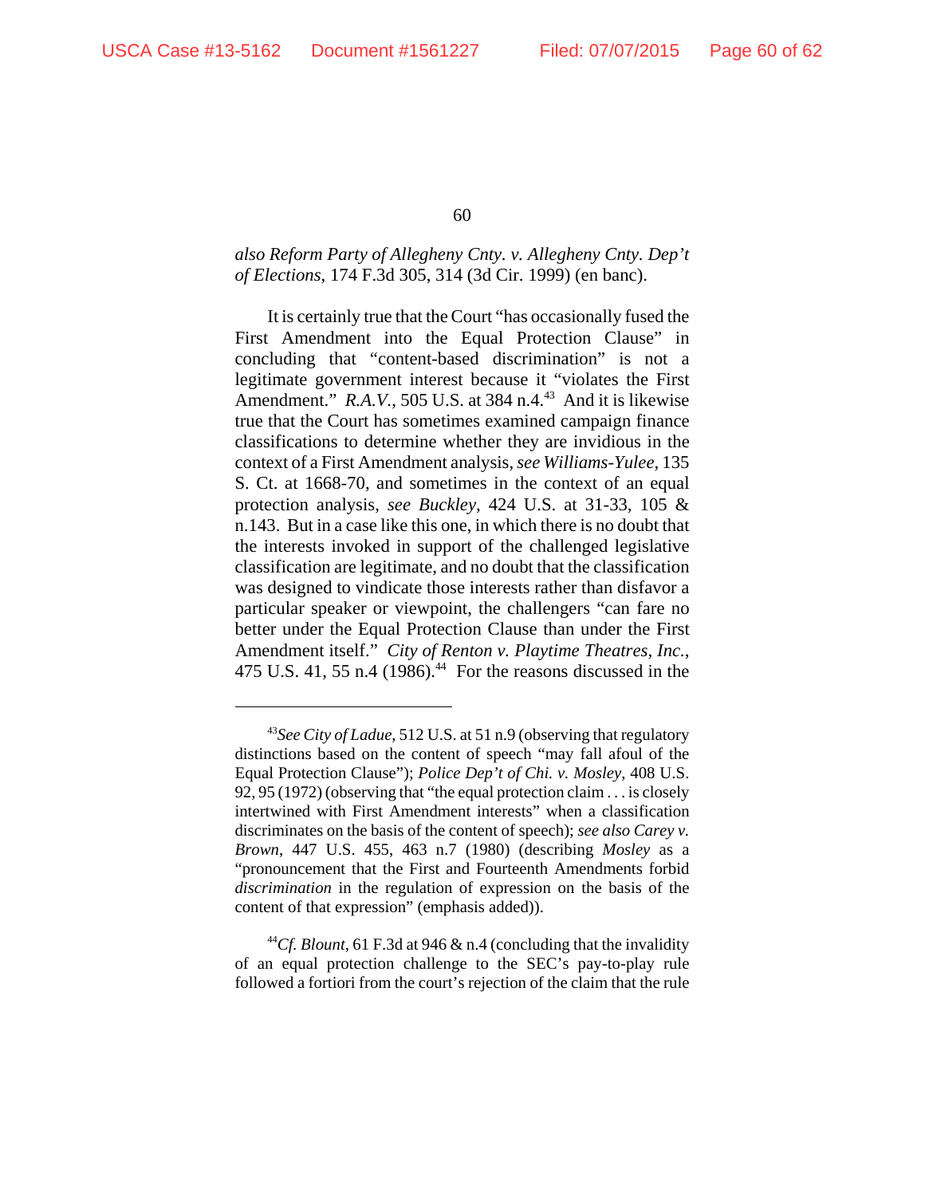*also Reform Party of Allegheny Cnty. v. Allegheny Cnty. Dep't of Elections*, 174 F.3d 305, 314 (3d Cir. 1999) (en banc).

It is certainly true that the Court "has occasionally fused the First Amendment into the Equal Protection Clause" in concluding that "content-based discrimination" is not a legitimate government interest because it "violates the First Amendment." *R.A.V.*, 505 U.S. at 384 n.4.[43] And it is likewise true that the Court has sometimes examined campaign finance classifications to determine whether they are invidious in the context of a First Amendment analysis, *see Williams-Yulee*, 135 S. Ct. at 1668-70, and sometimes in the context of an equal protection analysis, *see Buckley*, 424 U.S. at 31-33, 105 & n.143. But in a case like this one, in which there is no doubt that the interests invoked in support of the challenged legislative classification are legitimate, and no doubt that the classification was designed to vindicate those interests rather than disfavor a particular speaker or viewpoint, the challengers "can fare no better under the Equal Protection Clause than under the First Amendment itself." *City of Renton v. Playtime Theatres, Inc.*, 475 U.S. 41, 55 n.4 (1986).[44] For the reasons discussed in the

---

[43]*See City of Ladue*, 512 U.S. at 51 n.9 (observing that regulatory distinctions based on the content of speech "may fall afoul of the Equal Protection Clause"); *Police Dep't of Chi. v. Mosley*, 408 U.S. 92, 95 (1972) (observing that "the equal protection claim . . . is closely intertwined with First Amendment interests" when a classification discriminates on the basis of the content of speech); *see also Carey v. Brown*, 447 U.S. 455, 463 n.7 (1980) (describing *Mosley* as a "pronouncement that the First and Fourteenth Amendments forbid *discrimination* in the regulation of expression on the basis of the content of that expression" (emphasis added)).

[44]*Cf. Blount*, 61 F.3d at 946 & n.4 (concluding that the invalidity of an equal protection challenge to the SEC's pay-to-play rule followed a fortiori from the court's rejection of the claim that the rule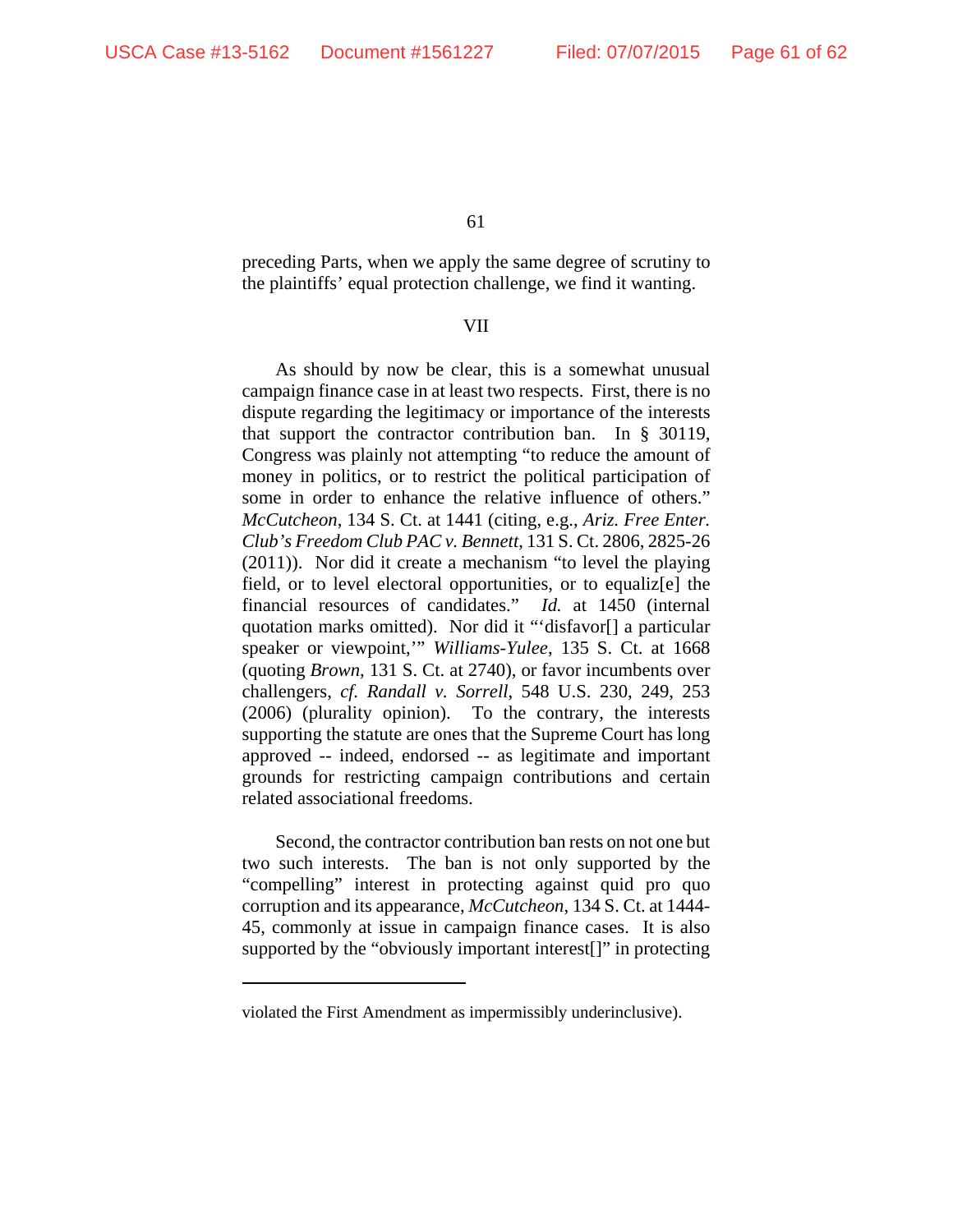preceding Parts, when we apply the same degree of scrutiny to the plaintiffs' equal protection challenge, we find it wanting.

## VII

As should by now be clear, this is a somewhat unusual campaign finance case in at least two respects. First, there is no dispute regarding the legitimacy or importance of the interests that support the contractor contribution ban. In § 30119, Congress was plainly not attempting "to reduce the amount of money in politics, or to restrict the political participation of some in order to enhance the relative influence of others." *McCutcheon*, 134 S. Ct. at 1441 (citing, e.g., *Ariz. Free Enter. Club's Freedom Club PAC v. Bennett*, 131 S. Ct. 2806, 2825-26 (2011)). Nor did it create a mechanism "to level the playing field, or to level electoral opportunities, or to equaliz[e] the financial resources of candidates." *Id.* at 1450 (internal quotation marks omitted). Nor did it "'disfavor[] a particular speaker or viewpoint,'" *Williams-Yulee*, 135 S. Ct. at 1668 (quoting *Brown*, 131 S. Ct. at 2740), or favor incumbents over challengers, *cf. Randall v. Sorrell*, 548 U.S. 230, 249, 253 (2006) (plurality opinion). To the contrary, the interests supporting the statute are ones that the Supreme Court has long approved -- indeed, endorsed -- as legitimate and important grounds for restricting campaign contributions and certain related associational freedoms.

Second, the contractor contribution ban rests on not one but two such interests. The ban is not only supported by the "compelling" interest in protecting against quid pro quo corruption and its appearance, *McCutcheon*, 134 S. Ct. at 1444-45, commonly at issue in campaign finance cases. It is also supported by the "obviously important interest[]" in protecting

---

violated the First Amendment as impermissibly underinclusive).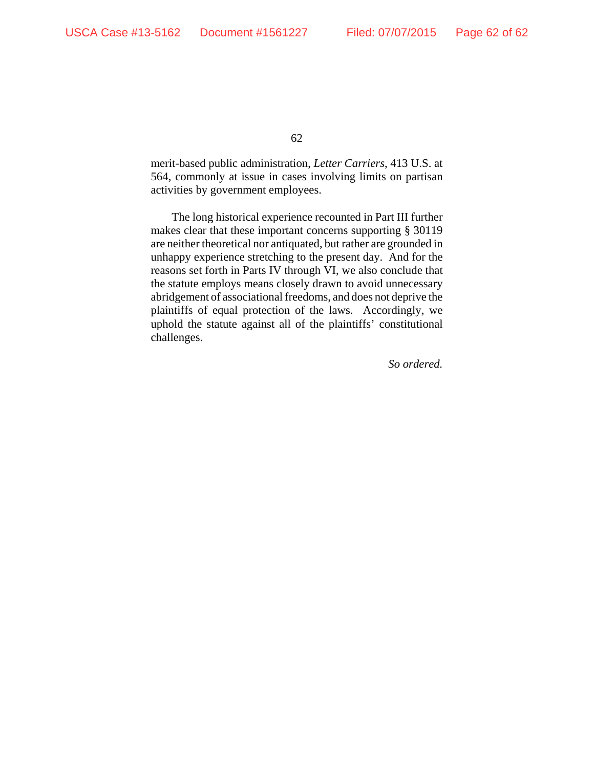merit-based public administration, *Letter Carriers*, 413 U.S. at 564, commonly at issue in cases involving limits on partisan activities by government employees.

The long historical experience recounted in Part III further makes clear that these important concerns supporting § 30119 are neither theoretical nor antiquated, but rather are grounded in unhappy experience stretching to the present day. And for the reasons set forth in Parts IV through VI, we also conclude that the statute employs means closely drawn to avoid unnecessary abridgement of associational freedoms, and does not deprive the plaintiffs of equal protection of the laws. Accordingly, we uphold the statute against all of the plaintiffs' constitutional challenges.

*So ordered.*